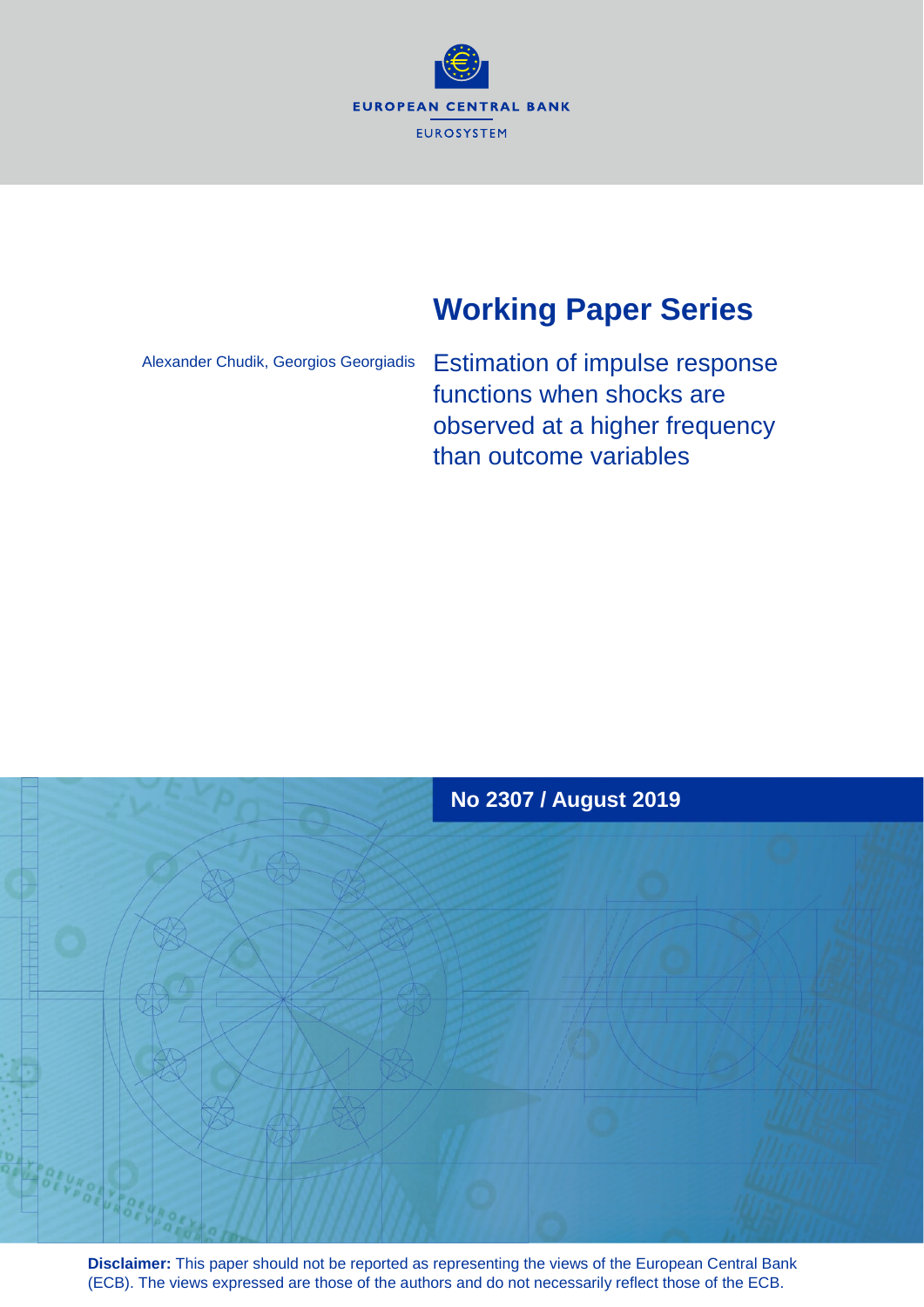EUROPEAN CENTRAL BANK

EUROSYSTEM

# Working Paper Series

Alexander Chudik, Georgios Georgiadis

## Estimation of impulse response functions when shocks are observed at a higher frequency than outcome variables

**No 2307 / August 2019**

**Disclaimer:** This paper should not be reported as representing the views of the European Central Bank (ECB). The views expressed are those of the authors and do not necessarily reflect those of the ECB.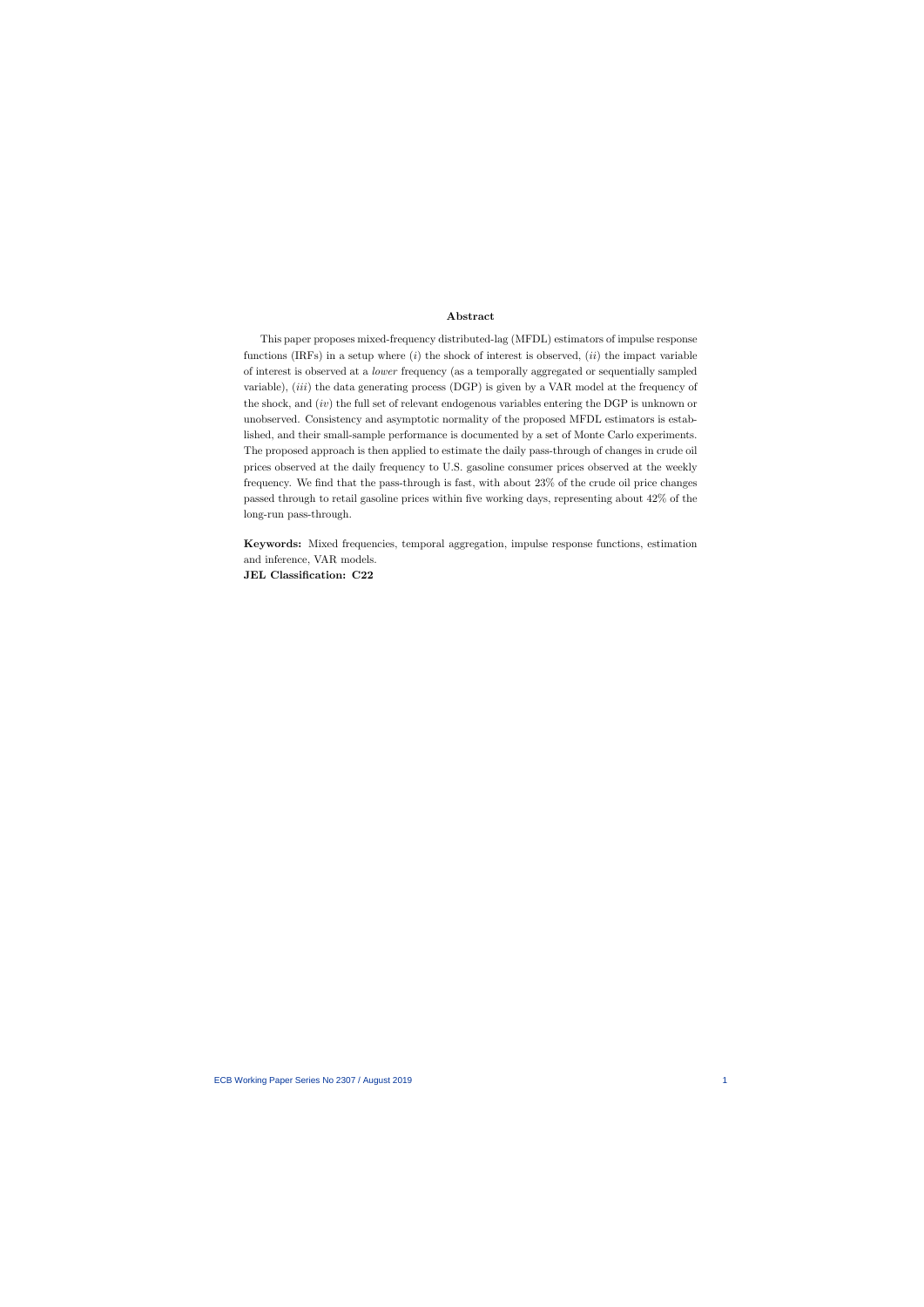## Abstract

This paper proposes mixed-frequency distributed-lag (MFDL) estimators of impulse response functions (IRFs) in a setup where (*i*) the shock of interest is observed, (*ii*) the impact variable of interest is observed at a *lower* frequency (as a temporally aggregated or sequentially sampled variable), (*iii*) the data generating process (DGP) is given by a VAR model at the frequency of the shock, and (*iv*) the full set of relevant endogenous variables entering the DGP is unknown or unobserved. Consistency and asymptotic normality of the proposed MFDL estimators is established, and their small-sample performance is documented by a set of Monte Carlo experiments. The proposed approach is then applied to estimate the daily pass-through of changes in crude oil prices observed at the daily frequency to U.S. gasoline consumer prices observed at the weekly frequency. We find that the pass-through is fast, with about 23% of the crude oil price changes passed through to retail gasoline prices within five working days, representing about 42% of the long-run pass-through.

**Keywords:** Mixed frequencies, temporal aggregation, impulse response functions, estimation and inference, VAR models.

**JEL Classification: C22**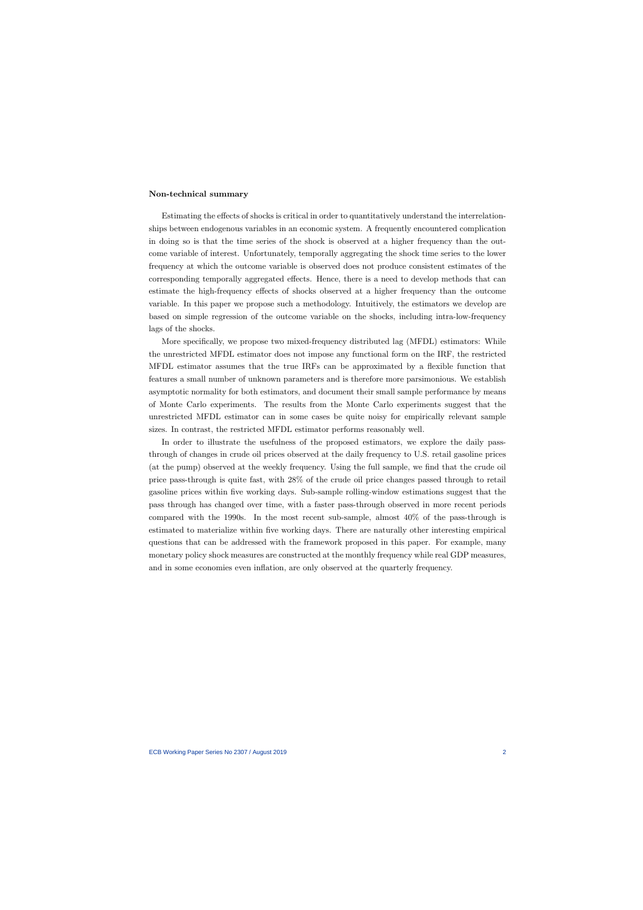## Non-technical summary

Estimating the effects of shocks is critical in order to quantitatively understand the interrelationships between endogenous variables in an economic system. A frequently encountered complication in doing so is that the time series of the shock is observed at a higher frequency than the outcome variable of interest. Unfortunately, temporally aggregating the shock time series to the lower frequency at which the outcome variable is observed does not produce consistent estimates of the corresponding temporally aggregated effects. Hence, there is a need to develop methods that can estimate the high-frequency effects of shocks observed at a higher frequency than the outcome variable. In this paper we propose such a methodology. Intuitively, the estimators we develop are based on simple regression of the outcome variable on the shocks, including intra-low-frequency lags of the shocks.

More specifically, we propose two mixed-frequency distributed lag (MFDL) estimators: While the unrestricted MFDL estimator does not impose any functional form on the IRF, the restricted MFDL estimator assumes that the true IRFs can be approximated by a flexible function that features a small number of unknown parameters and is therefore more parsimonious. We establish asymptotic normality for both estimators, and document their small sample performance by means of Monte Carlo experiments. The results from the Monte Carlo experiments suggest that the unrestricted MFDL estimator can in some cases be quite noisy for empirically relevant sample sizes. In contrast, the restricted MFDL estimator performs reasonably well.

In order to illustrate the usefulness of the proposed estimators, we explore the daily pass-through of changes in crude oil prices observed at the daily frequency to U.S. retail gasoline prices (at the pump) observed at the weekly frequency. Using the full sample, we find that the crude oil price pass-through is quite fast, with 28% of the crude oil price changes passed through to retail gasoline prices within five working days. Sub-sample rolling-window estimations suggest that the pass through has changed over time, with a faster pass-through observed in more recent periods compared with the 1990s. In the most recent sub-sample, almost 40% of the pass-through is estimated to materialize within five working days. There are naturally other interesting empirical questions that can be addressed with the framework proposed in this paper. For example, many monetary policy shock measures are constructed at the monthly frequency while real GDP measures, and in some economies even inflation, are only observed at the quarterly frequency.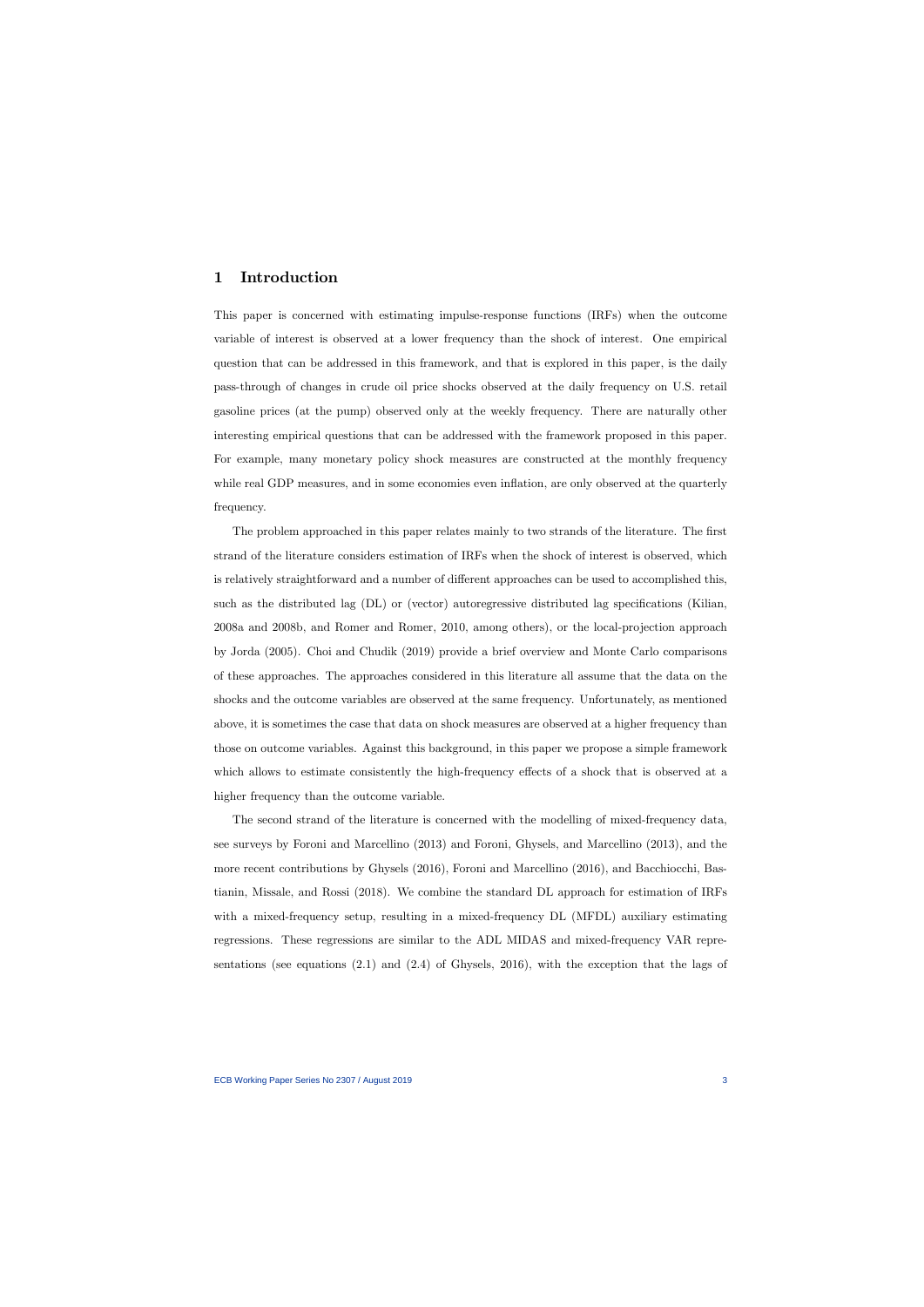# 1 Introduction

This paper is concerned with estimating impulse-response functions (IRFs) when the outcome variable of interest is observed at a lower frequency than the shock of interest. One empirical question that can be addressed in this framework, and that is explored in this paper, is the daily pass-through of changes in crude oil price shocks observed at the daily frequency on U.S. retail gasoline prices (at the pump) observed only at the weekly frequency. There are naturally other interesting empirical questions that can be addressed with the framework proposed in this paper. For example, many monetary policy shock measures are constructed at the monthly frequency while real GDP measures, and in some economies even inflation, are only observed at the quarterly frequency.

The problem approached in this paper relates mainly to two strands of the literature. The first strand of the literature considers estimation of IRFs when the shock of interest is observed, which is relatively straightforward and a number of different approaches can be used to accomplished this, such as the distributed lag (DL) or (vector) autoregressive distributed lag specifications (Kilian, 2008a and 2008b, and Romer and Romer, 2010, among others), or the local-projection approach by Jorda (2005). Choi and Chudik (2019) provide a brief overview and Monte Carlo comparisons of these approaches. The approaches considered in this literature all assume that the data on the shocks and the outcome variables are observed at the same frequency. Unfortunately, as mentioned above, it is sometimes the case that data on shock measures are observed at a higher frequency than those on outcome variables. Against this background, in this paper we propose a simple framework which allows to estimate consistently the high-frequency effects of a shock that is observed at a higher frequency than the outcome variable.

The second strand of the literature is concerned with the modelling of mixed-frequency data, see surveys by Foroni and Marcellino (2013) and Foroni, Ghysels, and Marcellino (2013), and the more recent contributions by Ghysels (2016), Foroni and Marcellino (2016), and Bacchiocchi, Bastianin, Missale, and Rossi (2018). We combine the standard DL approach for estimation of IRFs with a mixed-frequency setup, resulting in a mixed-frequency DL (MFDL) auxiliary estimating regressions. These regressions are similar to the ADL MIDAS and mixed-frequency VAR representations (see equations (2.1) and (2.4) of Ghysels, 2016), with the exception that the lags of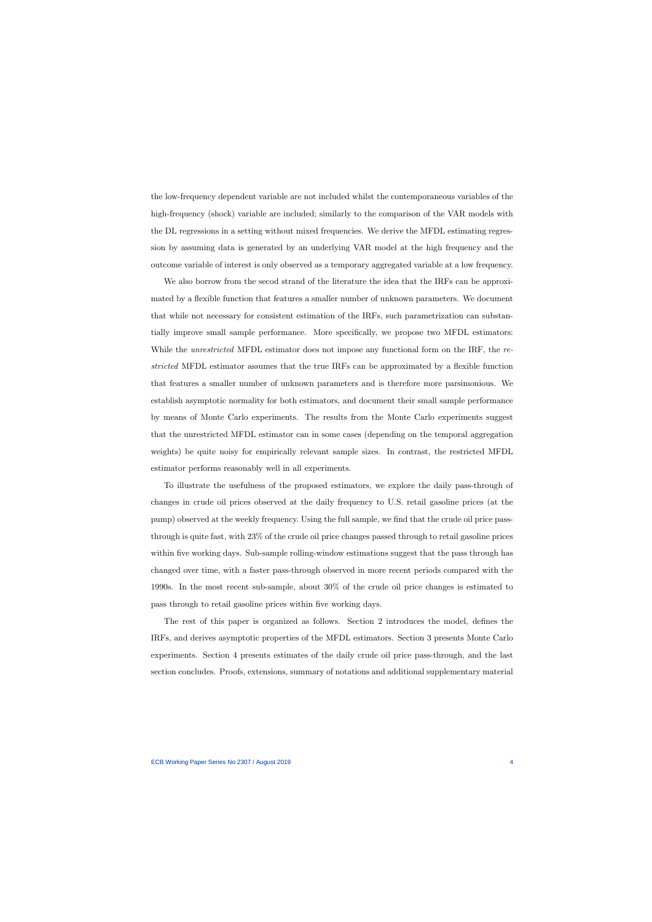the low-frequency dependent variable are not included whilst the contemporaneous variables of the high-frequency (shock) variable are included; similarly to the comparison of the VAR models with the DL regressions in a setting without mixed frequencies. We derive the MFDL estimating regression by assuming data is generated by an underlying VAR model at the high frequency and the outcome variable of interest is only observed as a temporary aggregated variable at a low frequency.

We also borrow from the secod strand of the literature the idea that the IRFs can be approximated by a flexible function that features a smaller number of unknown parameters. We document that while not necessary for consistent estimation of the IRFs, such parametrization can substantially improve small sample performance. More specifically, we propose two MFDL estimators: While the *unrestricted* MFDL estimator does not impose any functional form on the IRF, the *restricted* MFDL estimator assumes that the true IRFs can be approximated by a flexible function that features a smaller number of unknown parameters and is therefore more parsimonious. We establish asymptotic normality for both estimators, and document their small sample performance by means of Monte Carlo experiments. The results from the Monte Carlo experiments suggest that the unrestricted MFDL estimator can in some cases (depending on the temporal aggregation weights) be quite noisy for empirically relevant sample sizes. In contrast, the restricted MFDL estimator performs reasonably well in all experiments.

To illustrate the usefulness of the proposed estimators, we explore the daily pass-through of changes in crude oil prices observed at the daily frequency to U.S. retail gasoline prices (at the pump) observed at the weekly frequency. Using the full sample, we find that the crude oil price pass-through is quite fast, with 23% of the crude oil price changes passed through to retail gasoline prices within five working days. Sub-sample rolling-window estimations suggest that the pass through has changed over time, with a faster pass-through observed in more recent periods compared with the 1990s. In the most recent sub-sample, about 30% of the crude oil price changes is estimated to pass through to retail gasoline prices within five working days.

The rest of this paper is organized as follows. Section 2 introduces the model, defines the IRFs, and derives asymptotic properties of the MFDL estimators. Section 3 presents Monte Carlo experiments. Section 4 presents estimates of the daily crude oil price pass-through, and the last section concludes. Proofs, extensions, summary of notations and additional supplementary material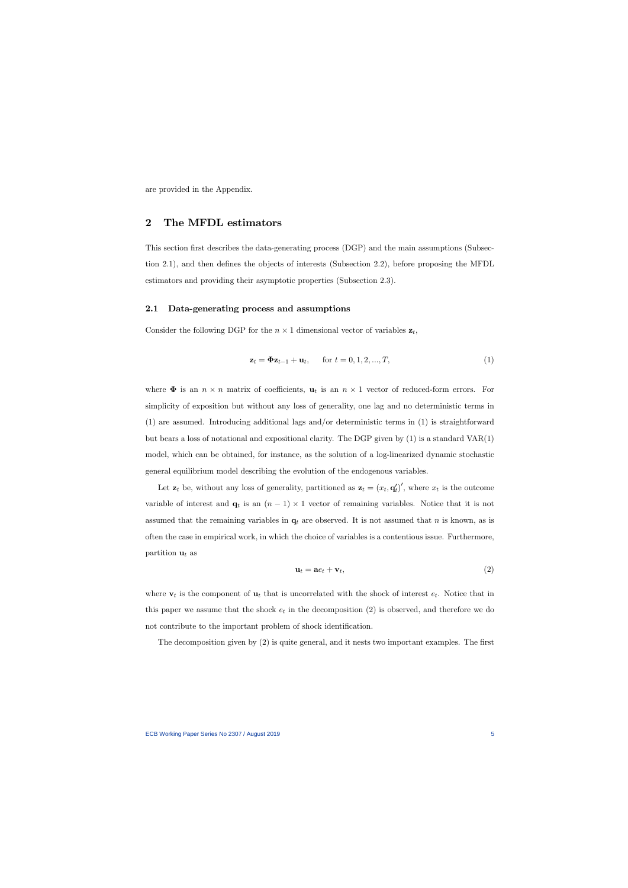are provided in the Appendix.

## 2 The MFDL estimators

This section first describes the data-generating process (DGP) and the main assumptions (Subsection 2.1), and then defines the objects of interests (Subsection 2.2), before proposing the MFDL estimators and providing their asymptotic properties (Subsection 2.3).

### 2.1 Data-generating process and assumptions

Consider the following DGP for the $n \times 1$ dimensional vector of variables $\mathbf{z}_t$,

$$\mathbf{z}_t = \mathbf{\Phi} \mathbf{z}_{t-1} + \mathbf{u}_t, \qquad \text{for } t = 0, 1, 2, ..., T, \tag{1}$$

where $\mathbf{\Phi}$ is an $n \times n$ matrix of coefficients, $\mathbf{u}_t$ is an $n \times 1$ vector of reduced-form errors. For simplicity of exposition but without any loss of generality, one lag and no deterministic terms in (1) are assumed. Introducing additional lags and/or deterministic terms in (1) is straightforward but bears a loss of notational and expositional clarity. The DGP given by (1) is a standard VAR(1) model, which can be obtained, for instance, as the solution of a log-linearized dynamic stochastic general equilibrium model describing the evolution of the endogenous variables.

Let $\mathbf{z}_t$ be, without any loss of generality, partitioned as $\mathbf{z}_t = (x_t, \mathbf{q}_t')'$, where $x_t$ is the outcome variable of interest and $\mathbf{q}_t$ is an $(n-1) \times 1$ vector of remaining variables. Notice that it is not assumed that the remaining variables in $\mathbf{q}_t$ are observed. It is not assumed that $n$ is known, as is often the case in empirical work, in which the choice of variables is a contentious issue. Furthermore, partition $\mathbf{u}_t$ as

$$\mathbf{u}_t = \mathbf{a} e_t + \mathbf{v}_t, \tag{2}$$

where $\mathbf{v}_t$ is the component of $\mathbf{u}_t$ that is uncorrelated with the shock of interest $e_t$. Notice that in this paper we assume that the shock $e_t$ in the decomposition (2) is observed, and therefore we do not contribute to the important problem of shock identification.

The decomposition given by (2) is quite general, and it nests two important examples. The first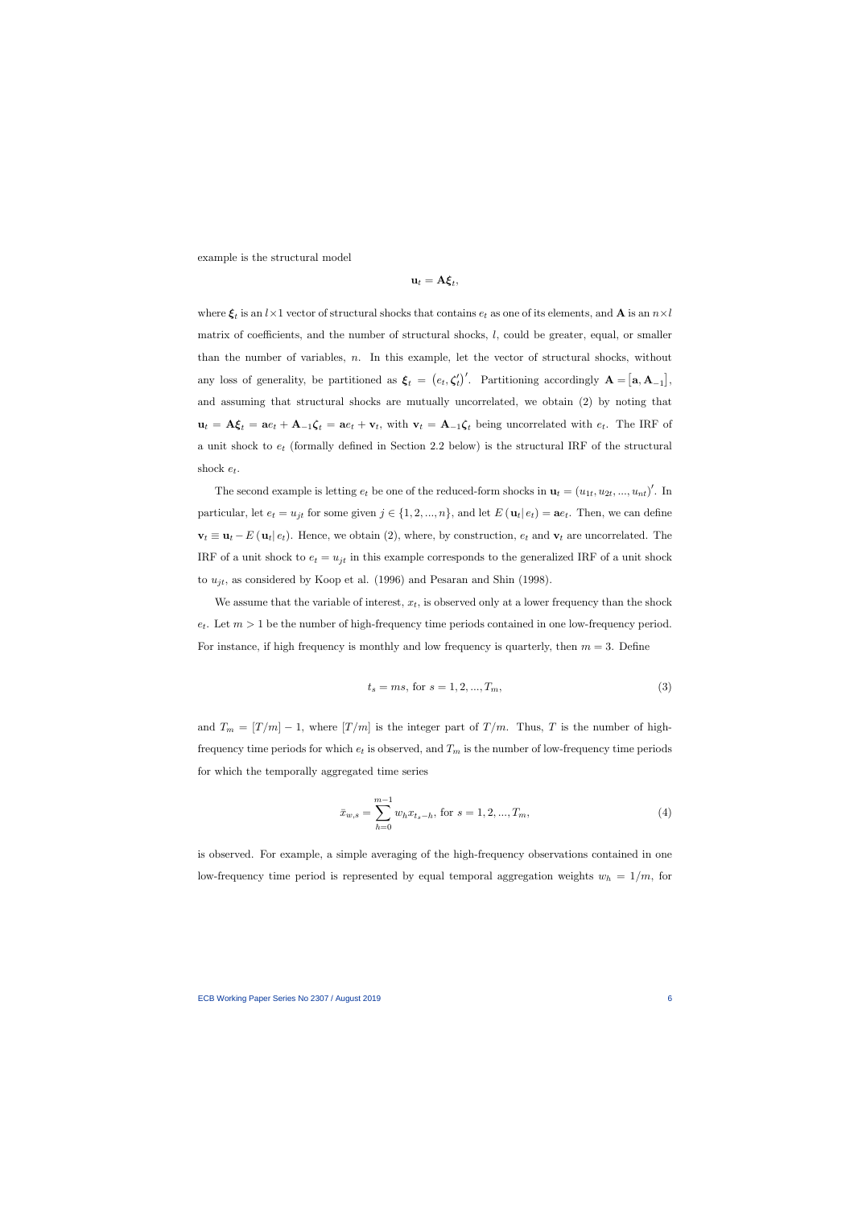example is the structural model

$$\mathbf{u}_t = \mathbf{A}\boldsymbol{\xi}_t,$$

where $\boldsymbol{\xi}_t$ is an $l \times 1$ vector of structural shocks that contains $e_t$ as one of its elements, and $\mathbf{A}$ is an $n \times l$ matrix of coefficients, and the number of structural shocks, $l$, could be greater, equal, or smaller than the number of variables, $n$. In this example, let the vector of structural shocks, without any loss of generality, be partitioned as $\boldsymbol{\xi}_t = (e_t, \boldsymbol{\zeta}_t')'$. Partitioning accordingly $\mathbf{A} = [\mathbf{a}, \mathbf{A}_{-1}]$, and assuming that structural shocks are mutually uncorrelated, we obtain (2) by noting that $\mathbf{u}_t = \mathbf{A}\boldsymbol{\xi}_t = \mathbf{a}e_t + \mathbf{A}_{-1}\boldsymbol{\zeta}_t = \mathbf{a}e_t + \mathbf{v}_t$, with $\mathbf{v}_t = \mathbf{A}_{-1}\boldsymbol{\zeta}_t$ being uncorrelated with $e_t$. The IRF of a unit shock to $e_t$ (formally defined in Section 2.2 below) is the structural IRF of the structural shock $e_t$.

The second example is letting $e_t$ be one of the reduced-form shocks in $\mathbf{u}_t = (u_{1t}, u_{2t}, ..., u_{nt})'$. In particular, let $e_t = u_{jt}$ for some given $j \in \{1, 2, ..., n\}$, and let $E(\mathbf{u}_t | e_t) = \mathbf{a}e_t$. Then, we can define $\mathbf{v}_t \equiv \mathbf{u}_t - E(\mathbf{u}_t | e_t)$. Hence, we obtain (2), where, by construction, $e_t$ and $\mathbf{v}_t$ are uncorrelated. The IRF of a unit shock to $e_t = u_{jt}$ in this example corresponds to the generalized IRF of a unit shock to $u_{jt}$, as considered by Koop et al. (1996) and Pesaran and Shin (1998).

We assume that the variable of interest, $x_t$, is observed only at a lower frequency than the shock $e_t$. Let $m > 1$ be the number of high-frequency time periods contained in one low-frequency period. For instance, if high frequency is monthly and low frequency is quarterly, then $m = 3$. Define

$$t_s = ms, \text{ for } s = 1, 2, ..., T_m, \tag{3}$$

and $T_m = [T/m] - 1$, where $[T/m]$ is the integer part of $T/m$. Thus, $T$ is the number of high-frequency time periods for which $e_t$ is observed, and $T_m$ is the number of low-frequency time periods for which the temporally aggregated time series

$$\bar{x}_{w,s} = \sum_{h=0}^{m-1} w_h x_{t_s - h}, \text{ for } s = 1, 2, ..., T_m, \tag{4}$$

is observed. For example, a simple averaging of the high-frequency observations contained in one low-frequency time period is represented by equal temporal aggregation weights $w_h = 1/m$, for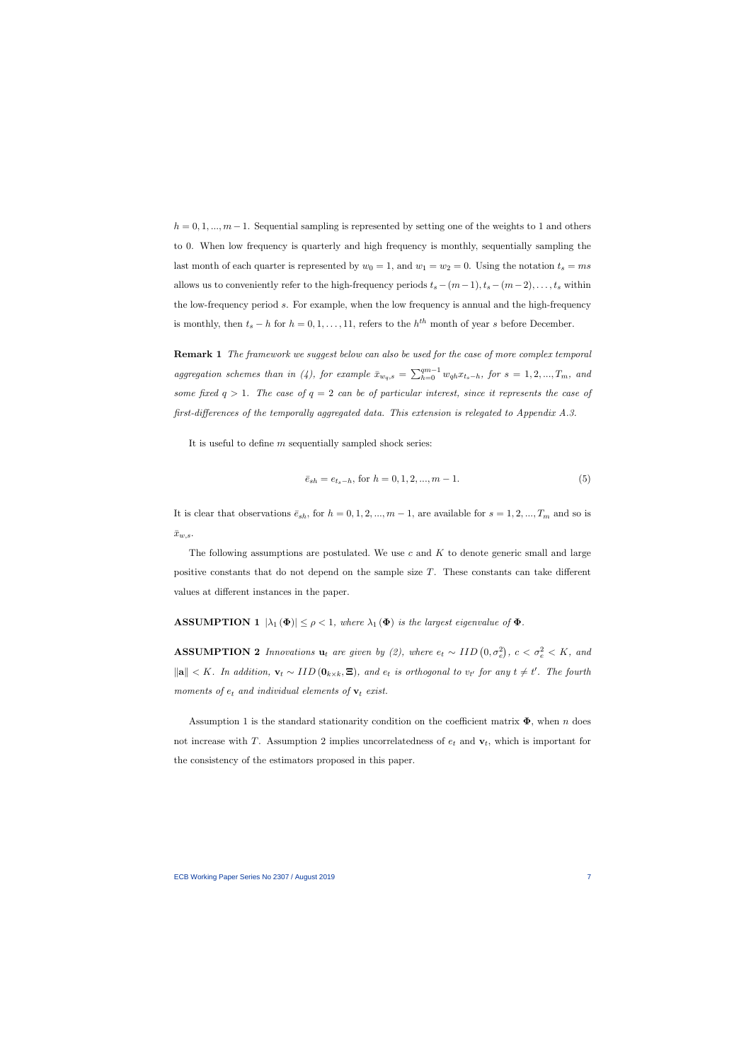$h = 0, 1, ..., m-1$. Sequential sampling is represented by setting one of the weights to 1 and others to 0. When low frequency is quarterly and high frequency is monthly, sequentially sampling the last month of each quarter is represented by $w_0 = 1$, and $w_1 = w_2 = 0$. Using the notation $t_s = ms$ allows us to conveniently refer to the high-frequency periods $t_s - (m-1), t_s - (m-2), \ldots, t_s$ within the low-frequency period $s$. For example, when the low frequency is annual and the high-frequency is monthly, then $t_s - h$ for $h = 0, 1, \ldots, 11$, refers to the $h^{th}$ month of year $s$ before December.

**Remark 1** *The framework we suggest below can also be used for the case of more complex temporal aggregation schemes than in (4), for example $\bar{x}_{w_q,s} = \sum_{h=0}^{qm-1} w_{qh} x_{t_s-h}$, for $s = 1, 2, ..., T_m$, and some fixed $q > 1$. The case of $q = 2$ can be of particular interest, since it represents the case of first-differences of the temporally aggregated data. This extension is relegated to Appendix A.3.*

It is useful to define $m$ sequentially sampled shock series:

$$\bar{e}_{sh} = e_{t_s-h}, \text{ for } h = 0, 1, 2, ..., m-1. \tag{5}$$

It is clear that observations $\bar{e}_{sh}$, for $h = 0, 1, 2, ..., m-1$, are available for $s = 1, 2, ..., T_m$ and so is $\bar{x}_{w,s}$.

The following assumptions are postulated. We use $c$ and $K$ to denote generic small and large positive constants that do not depend on the sample size $T$. These constants can take different values at different instances in the paper.

**ASSUMPTION 1** *$|\lambda_1(\mathbf{\Phi})| \leq \rho < 1$, where $\lambda_1(\mathbf{\Phi})$ is the largest eigenvalue of $\mathbf{\Phi}$.*

**ASSUMPTION 2** *Innovations $\mathbf{u}_t$ are given by (2), where $e_t \sim IID\left(0, \sigma_e^2\right)$, $c < \sigma_e^2 < K$, and $\|\mathbf{a}\| < K$. In addition, $\mathbf{v}_t \sim IID\left(\mathbf{0}_{k \times k}, \mathbf{\Xi}\right)$, and $e_t$ is orthogonal to $v_{t'}$ for any $t \neq t'$. The fourth moments of $e_t$ and individual elements of $\mathbf{v}_t$ exist.*

Assumption 1 is the standard stationarity condition on the coefficient matrix $\mathbf{\Phi}$, when $n$ does not increase with $T$. Assumption 2 implies uncorrelatedness of $e_t$ and $\mathbf{v}_t$, which is important for the consistency of the estimators proposed in this paper.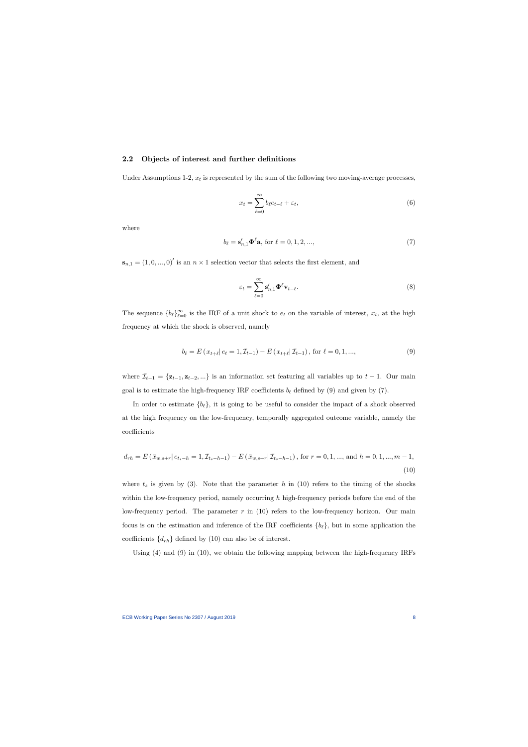## 2.2 Objects of interest and further definitions

Under Assumptions 1-2, $x_t$ is represented by the sum of the following two moving-average processes,

$$x_t = \sum_{\ell=0}^{\infty} b_\ell e_{t-\ell} + \varepsilon_t, \tag{6}$$

where

$$b_\ell = \mathbf{s}_{n,1}' \mathbf{\Phi}^\ell \mathbf{a}, \text{ for } \ell = 0, 1, 2, ..., \tag{7}$$

$\mathbf{s}_{n,1} = (1, 0, ..., 0)'$ is an $n \times 1$ selection vector that selects the first element, and

$$\varepsilon_t = \sum_{\ell=0}^{\infty} \mathbf{s}_{n,1}' \mathbf{\Phi}^\ell \mathbf{v}_{t-\ell}. \tag{8}$$

The sequence $\{b_\ell\}_{\ell=0}^{\infty}$ is the IRF of a unit shock to $e_t$ on the variable of interest, $x_t$, at the high frequency at which the shock is observed, namely

$$b_\ell = E\left(x_{t+\ell} | \, e_t = 1, \mathcal{I}_{t-1}\right) - E\left(x_{t+\ell} | \, \mathcal{I}_{t-1}\right), \text{ for } \ell = 0, 1, ..., \tag{9}$$

where $\mathcal{I}_{t-1} = \{\mathbf{z}_{t-1}, \mathbf{z}_{t-2}, ...\}$ is an information set featuring all variables up to $t-1$. Our main goal is to estimate the high-frequency IRF coefficients $b_\ell$ defined by (9) and given by (7).

In order to estimate $\{b_\ell\}$, it is going to be useful to consider the impact of a shock observed at the high frequency on the low-frequency, temporally aggregated outcome variable, namely the coefficients

$$d_{rh} = E\left(\bar{x}_{w,s+r} | \, e_{t_s - h} = 1, \mathcal{I}_{t_s - h - 1}\right) - E\left(\bar{x}_{w,s+r} | \, \mathcal{I}_{t_s - h - 1}\right), \text{ for } r = 0, 1, ..., \text{ and } h = 0, 1, ..., m-1, \tag{10}$$

where $t_s$ is given by (3). Note that the parameter $h$ in (10) refers to the timing of the shocks within the low-frequency period, namely occurring $h$ high-frequency periods before the end of the low-frequency period. The parameter $r$ in (10) refers to the low-frequency horizon. Our main focus is on the estimation and inference of the IRF coefficients $\{b_\ell\}$, but in some application the coefficients $\{d_{rh}\}$ defined by (10) can also be of interest.

Using (4) and (9) in (10), we obtain the following mapping between the high-frequency IRFs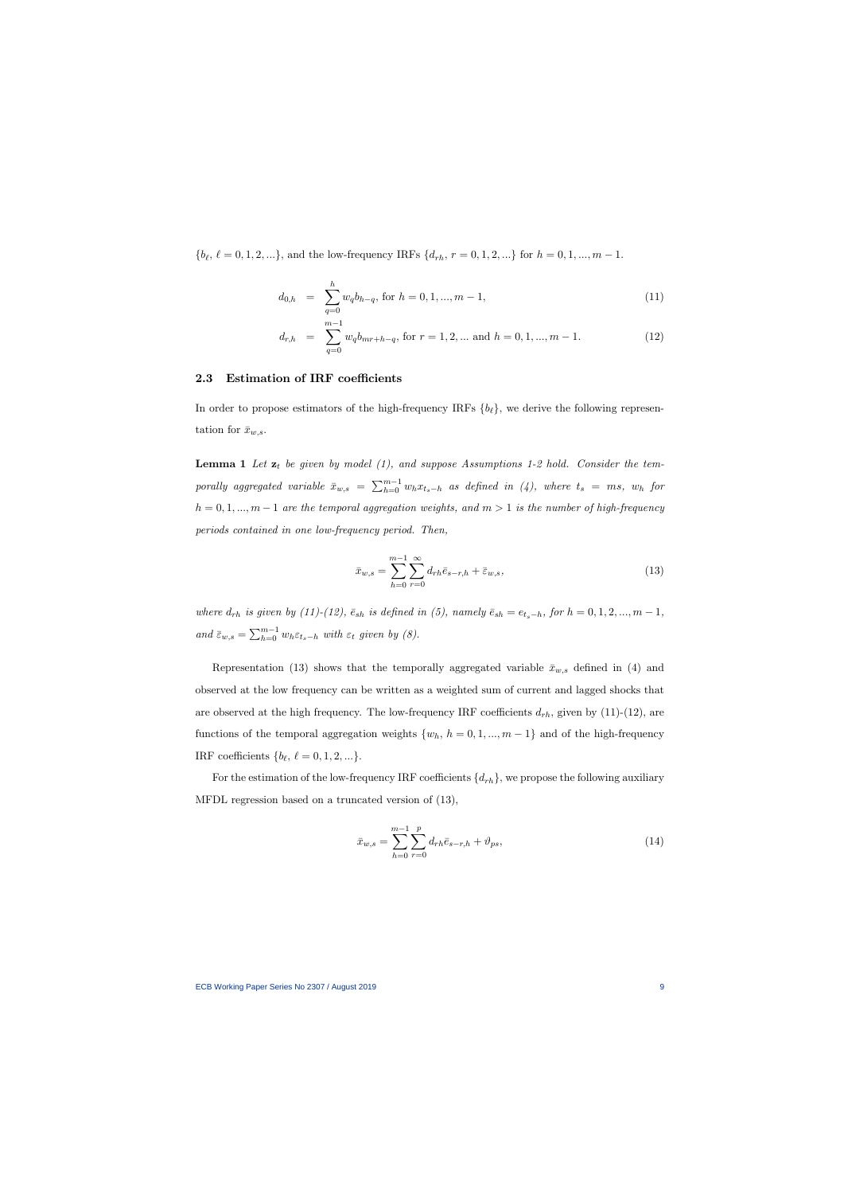$\{b_\ell,\, \ell = 0, 1, 2, ...\}$, and the low-frequency IRFs $\{d_{rh},\, r = 0, 1, 2, ...\}$ for $h = 0, 1, ..., m-1$.

$$d_{0,h} = \sum_{q=0}^{h} w_q b_{h-q}, \text{ for } h = 0, 1, ..., m-1, \tag{11}$$

$$d_{r,h} = \sum_{q=0}^{m-1} w_q b_{mr+h-q}, \text{ for } r = 1, 2, ... \text{ and } h = 0, 1, ..., m-1. \tag{12}$$

### 2.3 Estimation of IRF coefficients

In order to propose estimators of the high-frequency IRFs $\{b_\ell\}$, we derive the following representation for $\bar{x}_{w,s}$.

**Lemma 1** *Let $\mathbf{z}_t$ be given by model (1), and suppose Assumptions 1-2 hold. Consider the temporally aggregated variable $\bar{x}_{w,s} = \sum_{h=0}^{m-1} w_h x_{t_s - h}$ as defined in (4), where $t_s = ms$, $w_h$ for $h = 0, 1, ..., m-1$ are the temporal aggregation weights, and $m > 1$ is the number of high-frequency periods contained in one low-frequency period. Then,*

$$\bar{x}_{w,s} = \sum_{h=0}^{m-1} \sum_{r=0}^{\infty} d_{rh} \bar{e}_{s-r,h} + \bar{\varepsilon}_{w,s}, \tag{13}$$

*where $d_{rh}$ is given by (11)-(12), $\bar{e}_{sh}$ is defined in (5), namely $\bar{e}_{sh} = e_{t_s - h}$, for $h = 0, 1, 2, ..., m-1$, and $\bar{\varepsilon}_{w,s} = \sum_{h=0}^{m-1} w_h \varepsilon_{t_s - h}$ with $\varepsilon_t$ given by (8).*

Representation (13) shows that the temporally aggregated variable $\bar{x}_{w,s}$ defined in (4) and observed at the low frequency can be written as a weighted sum of current and lagged shocks that are observed at the high frequency. The low-frequency IRF coefficients $d_{rh}$, given by (11)-(12), are functions of the temporal aggregation weights $\{w_h,\, h = 0, 1, ..., m-1\}$ and of the high-frequency IRF coefficients $\{b_\ell,\, \ell = 0, 1, 2, ...\}$.

For the estimation of the low-frequency IRF coefficients $\{d_{rh}\}$, we propose the following auxiliary MFDL regression based on a truncated version of (13),

$$\bar{x}_{w,s} = \sum_{h=0}^{m-1} \sum_{r=0}^{p} d_{rh} \bar{e}_{s-r,h} + \vartheta_{ps}, \tag{14}$$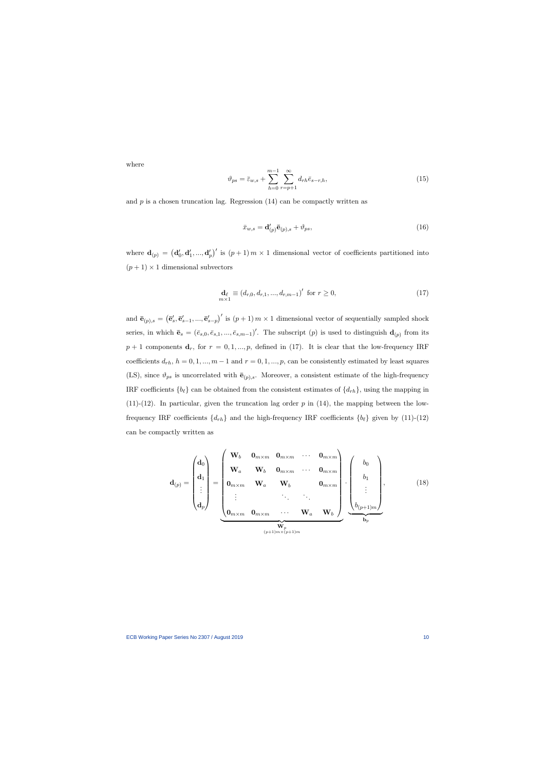where

$$\vartheta_{ps} = \bar{\varepsilon}_{w,s} + \sum_{h=0}^{m-1} \sum_{r=p+1}^{\infty} d_{rh} \bar{e}_{s-r,h}, \tag{15}$$

and $p$ is a chosen truncation lag. Regression (14) can be compactly written as

$$\bar{x}_{w,s} = \mathbf{d}'_{(p)} \bar{\mathbf{e}}_{(p),s} + \vartheta_{ps}, \tag{16}$$

where $\mathbf{d}_{(p)} = \left(\mathbf{d}'_0, \mathbf{d}'_1, ..., \mathbf{d}'_p\right)'$ is $(p+1)\,m \times 1$ dimensional vector of coefficients partitioned into $(p+1) \times 1$ dimensional subvectors

$$\underset{m \times 1}{\mathbf{d}_\ell} \equiv \left(d_{r,0}, d_{r,1}, ..., d_{r,m-1}\right)' \text{ for } r \geq 0, \tag{17}$$

and $\bar{\mathbf{e}}_{(p),s} = \left(\bar{\mathbf{e}}'_s, \bar{\mathbf{e}}'_{s-1}, ..., \bar{\mathbf{e}}'_{s-p}\right)'$ is $(p+1)\,m \times 1$ dimensional vector of sequentially sampled shock series, in which $\bar{\mathbf{e}}_s = \left(\bar{e}_{s,0}, \bar{e}_{s,1}, ..., \bar{e}_{s,m-1}\right)'$. The subscript $(p)$ is used to distinguish $\mathbf{d}_{(p)}$ from its $p+1$ components $\mathbf{d}_r$, for $r = 0, 1, ..., p$, defined in (17). It is clear that the low-frequency IRF coefficients $d_{rh}$, $h = 0, 1, ..., m-1$ and $r = 0, 1, ..., p$, can be consistently estimated by least squares (LS), since $\vartheta_{ps}$ is uncorrelated with $\bar{\mathbf{e}}_{(p),s}$. Moreover, a consistent estimate of the high-frequency IRF coefficients $\{b_\ell\}$ can be obtained from the consistent estimates of $\{d_{rh}\}$, using the mapping in (11)-(12). In particular, given the truncation lag order $p$ in (14), the mapping between the low-frequency IRF coefficients $\{d_{rh}\}$ and the high-frequency IRF coefficients $\{b_\ell\}$ given by (11)-(12) can be compactly written as

$$\mathbf{d}_{(p)} = \begin{pmatrix} \mathbf{d}_0 \\ \mathbf{d}_1 \\ \vdots \\ \mathbf{d}_p \end{pmatrix} = \underbrace{\begin{pmatrix} \mathbf{W}_b & \mathbf{0}_{m\times m} & \mathbf{0}_{m\times m} & \cdots & \mathbf{0}_{m\times m} \\ \mathbf{W}_a & \mathbf{W}_b & \mathbf{0}_{m\times m} & \cdots & \mathbf{0}_{m\times m} \\ \mathbf{0}_{m\times m} & \mathbf{W}_a & \mathbf{W}_b & & \mathbf{0}_{m\times m} \\ \vdots & & \ddots & \ddots & \\ \mathbf{0}_{m\times m} & \mathbf{0}_{m\times m} & \cdots & \mathbf{W}_a & \mathbf{W}_b \end{pmatrix}}_{\underset{(p+1)m\times(p+1)m}{\mathbf{W}_p}} \cdot \underbrace{\begin{pmatrix} b_0 \\ b_1 \\ \vdots \\ b_{(p+1)m} \end{pmatrix}}_{\mathbf{b}_p}, \tag{18}$$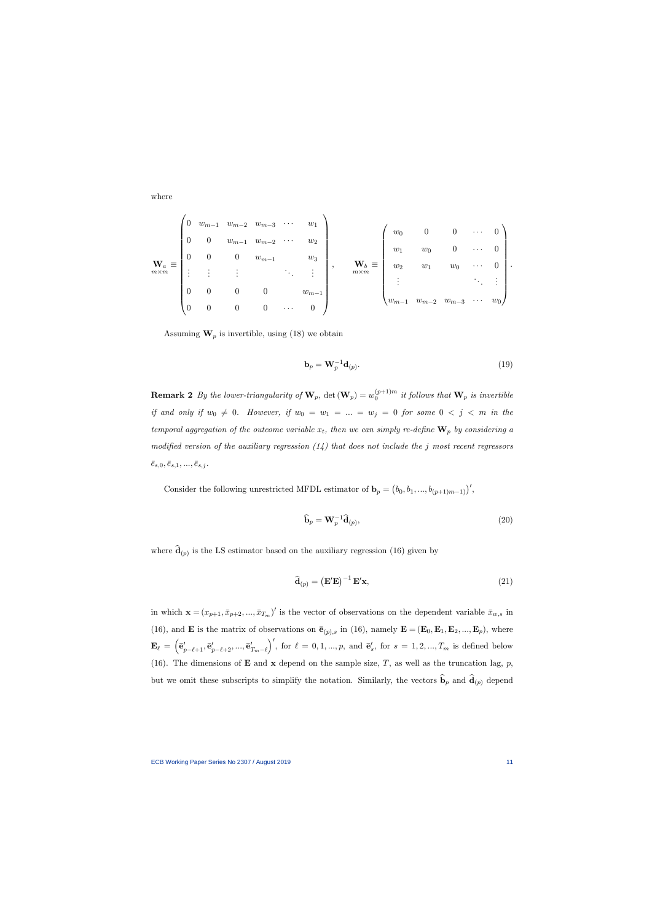where

$$
\underset{m\times m}{\mathbf{W}_a} \equiv \begin{pmatrix} 0 & w_{m-1} & w_{m-2} & w_{m-3} & \cdots & w_1 \\ 0 & 0 & w_{m-1} & w_{m-2} & \cdots & w_2 \\ 0 & 0 & 0 & w_{m-1} & & w_3 \\ \vdots & \vdots & \vdots & & \ddots & \vdots \\ 0 & 0 & 0 & 0 & & w_{m-1} \\ 0 & 0 & 0 & 0 & \cdots & 0 \end{pmatrix}, \quad \underset{m\times m}{\mathbf{W}_b} \equiv \begin{pmatrix} w_0 & 0 & 0 & \cdots & 0 \\ w_1 & w_0 & 0 & \cdots & 0 \\ w_2 & w_1 & w_0 & \cdots & 0 \\ \vdots & & & \ddots & \vdots \\ w_{m-1} & w_{m-2} & w_{m-3} & \cdots & w_0 \end{pmatrix}.
$$

Assuming $\mathbf{W}_p$ is invertible, using (18) we obtain

$$
\mathbf{b}_p = \mathbf{W}_p^{-1}\mathbf{d}_{(p)}. \tag{19}
$$

**Remark 2** *By the lower-triangularity of* $\mathbf{W}_p$*,* $\det(\mathbf{W}_p) = w_0^{(p+1)m}$ *it follows that* $\mathbf{W}_p$ *is invertible if and only if* $w_0 \neq 0$*. However, if* $w_0 = w_1 = ... = w_j = 0$ *for some* $0 < j < m$ *in the temporal aggregation of the outcome variable* $x_t$*, then we can simply re-define* $\mathbf{W}_p$ *by considering a modified version of the auxiliary regression (14) that does not include the* $j$ *most recent regressors* $\bar{e}_{s,0}, \bar{e}_{s,1}, ..., \bar{e}_{s,j}$*.*

Consider the following unrestricted MFDL estimator of $\mathbf{b}_p = \left(b_0, b_1, ..., b_{(p+1)m-1}\right)'$,

$$
\widehat{\mathbf{b}}_p = \mathbf{W}_p^{-1}\widehat{\mathbf{d}}_{(p)}, \tag{20}
$$

where $\widehat{\mathbf{d}}_{(p)}$ is the LS estimator based on the auxiliary regression (16) given by

$$
\widehat{\mathbf{d}}_{(p)} = \left(\mathbf{E}'\mathbf{E}\right)^{-1}\mathbf{E}'\mathbf{x}, \tag{21}
$$

in which $\mathbf{x} = \left(x_{p+1}, \bar{x}_{p+2}, ..., \bar{x}_{T_m}\right)'$ is the vector of observations on the dependent variable $\bar{x}_{w,s}$ in (16), and $\mathbf{E}$ is the matrix of observations on $\bar{\mathbf{e}}_{(p),s}$ in (16), namely $\mathbf{E} = (\mathbf{E}_0, \mathbf{E}_1, \mathbf{E}_2, ..., \mathbf{E}_p)$, where $\mathbf{E}_\ell = \left(\bar{\mathbf{e}}'_{p-\ell+1}, \bar{\mathbf{e}}'_{p-\ell+2}, ..., \bar{\mathbf{e}}'_{T_m-\ell}\right)'$, for $\ell = 0, 1, ..., p$, and $\bar{\mathbf{e}}'_s$, for $s = 1, 2, ..., T_m$ is defined below (16). The dimensions of $\mathbf{E}$ and $\mathbf{x}$ depend on the sample size, $T$, as well as the truncation lag, $p$, but we omit these subscripts to simplify the notation. Similarly, the vectors $\widehat{\mathbf{b}}_p$ and $\widehat{\mathbf{d}}_{(p)}$ depend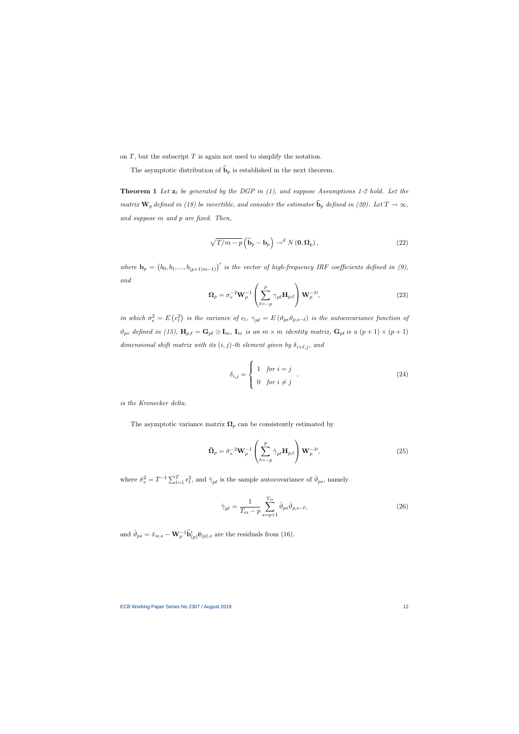on $T$, but the subscript $T$ is again not used to simplify the notation.

The asymptotic distribution of $\widehat{\mathbf{b}}_p$ is established in the next theorem.

**Theorem 1** *Let $\mathbf{z}_t$ be generated by the DGP in (1), and suppose Assumptions 1-2 hold. Let the matrix $\mathbf{W}_p$ defined in (18) be invertible, and consider the estimator $\widehat{\mathbf{b}}_p$ defined in (20). Let $T \to \infty$, and suppose $m$ and $p$ are fixed. Then,*

$$\sqrt{T/m - p}\left(\widehat{\mathbf{b}}_p - \mathbf{b}_p\right) \to^d N\left(\mathbf{0}, \mathbf{\Omega}_p\right), \tag{22}$$

*where $\mathbf{b}_p = \left(b_0, b_1, ..., b_{(p+1)m-1)}\right)'$ is the vector of high-frequency IRF coefficients defined in (9), and*

$$\mathbf{\Omega}_p = \sigma_e^{-2}\mathbf{W}_p^{-1}\left(\sum_{\ell=-p}^{p}\gamma_{p\ell}\mathbf{H}_{p,\ell}\right)\mathbf{W}_p^{-1\prime}, \tag{23}$$

*in which $\sigma_e^2 = E\left(e_t^2\right)$ is the variance of $e_t$, $\gamma_{p\ell} = E\left(\vartheta_{ps}\vartheta_{p,s-\ell}\right)$ is the autocovariance function of $\vartheta_{ps}$ defined in (15), $\mathbf{H}_{p,\ell} = \mathbf{G}_{p\ell} \otimes \mathbf{I}_m$, $\mathbf{I}_m$ is an $m \times m$ identity matrix, $\mathbf{G}_{p\ell}$ is a $(p+1) \times (p+1)$ dimensional shift matrix with its $(i,j)$-th element given by $\delta_{i+\ell,j}$, and*

$$\delta_{i,j} = \begin{cases} 1 & \text{for } i = j \\ 0 & \text{for } i \neq j \end{cases}, \tag{24}$$

*is the Kronecker delta.*

The asymptotic variance matrix $\mathbf{\Omega}_p$ can be consistently estimated by

$$\hat{\mathbf{\Omega}}_p = \hat{\sigma}_e^{-2}\mathbf{W}_p^{-1}\left(\sum_{\ell=-p}^{p}\hat{\gamma}_{p\ell}\mathbf{H}_{p,\ell}\right)\mathbf{W}_p^{-1\prime}, \tag{25}$$

where $\hat{\sigma}_e^2 = T^{-1}\sum_{t=1}^{T} e_t^2$, and $\hat{\gamma}_{p\ell}$ is the sample autocovariance of $\hat{\vartheta}_{ps}$, namely

$$\hat{\gamma}_{p\ell} = \frac{1}{T_m - p}\sum_{s=p+1}^{T_m}\hat{\vartheta}_{ps}\hat{\vartheta}_{p,s-\ell}, \tag{26}$$

and $\hat{\vartheta}_{ps} = \bar{x}_{w,s} - \mathbf{W}_p^{-1}\widehat{\mathbf{b}}_{(p)}'\bar{\mathbf{e}}_{(p),s}$ are the residuals from (16).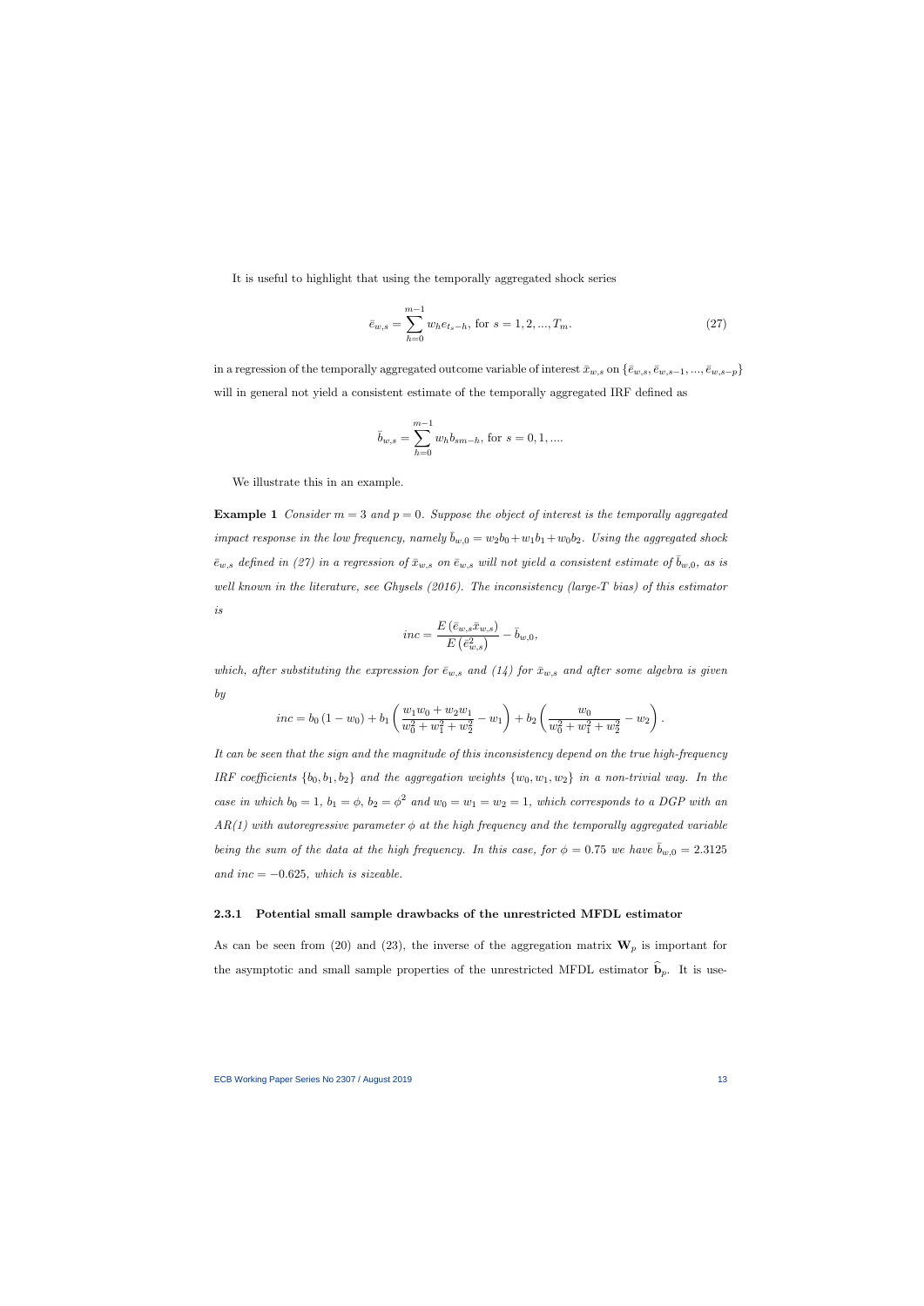It is useful to highlight that using the temporally aggregated shock series

$$\bar{e}_{w,s} = \sum_{h=0}^{m-1} w_h e_{t_s - h}, \text{ for } s = 1, 2, ..., T_m. \tag{27}$$

in a regression of the temporally aggregated outcome variable of interest $\bar{x}_{w,s}$ on $\{\bar{e}_{w,s}, \bar{e}_{w,s-1}, ..., \bar{e}_{w,s-p}\}$ will in general not yield a consistent estimate of the temporally aggregated IRF defined as

$$\bar{b}_{w,s} = \sum_{h=0}^{m-1} w_h b_{sm-h}, \text{ for } s = 0, 1, ....$$

We illustrate this in an example.

**Example 1** *Consider $m = 3$ and $p = 0$. Suppose the object of interest is the temporally aggregated impact response in the low frequency, namely $\bar{b}_{w,0} = w_2 b_0 + w_1 b_1 + w_0 b_2$. Using the aggregated shock $\bar{e}_{w,s}$ defined in (27) in a regression of $\bar{x}_{w,s}$ on $\bar{e}_{w,s}$ will not yield a consistent estimate of $\bar{b}_{w,0}$, as is well known in the literature, see Ghysels (2016). The inconsistency (large-T bias) of this estimator is*

$$inc = \frac{E(\bar{e}_{w,s}\bar{x}_{w,s})}{E(\bar{e}_{w,s}^2)} - \bar{b}_{w,0},$$

*which, after substituting the expression for $\bar{e}_{w,s}$ and (14) for $\bar{x}_{w,s}$ and after some algebra is given by*

$$inc = b_0 (1 - w_0) + b_1 \left( \frac{w_1 w_0 + w_2 w_1}{w_0^2 + w_1^2 + w_2^2} - w_1 \right) + b_2 \left( \frac{w_0}{w_0^2 + w_1^2 + w_2^2} - w_2 \right).$$

*It can be seen that the sign and the magnitude of this inconsistency depend on the true high-frequency IRF coefficients $\{b_0, b_1, b_2\}$ and the aggregation weights $\{w_0, w_1, w_2\}$ in a non-trivial way. In the case in which $b_0 = 1$, $b_1 = \phi$, $b_2 = \phi^2$ and $w_0 = w_1 = w_2 = 1$, which corresponds to a DGP with an AR(1) with autoregressive parameter $\phi$ at the high frequency and the temporally aggregated variable being the sum of the data at the high frequency. In this case, for $\phi = 0.75$ we have $\bar{b}_{w,0} = 2.3125$ and $inc = -0.625$, which is sizeable.*

### 2.3.1 Potential small sample drawbacks of the unrestricted MFDL estimator

As can be seen from (20) and (23), the inverse of the aggregation matrix $\mathbf{W}_p$ is important for the asymptotic and small sample properties of the unrestricted MFDL estimator $\widehat{\mathbf{b}}_p$. It is use-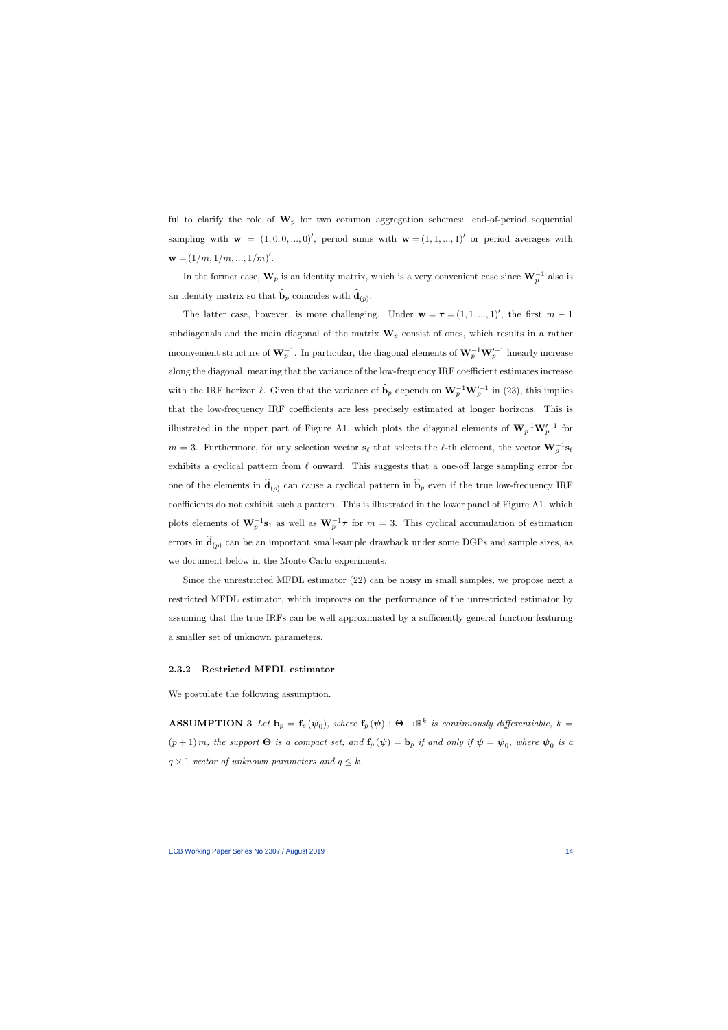ful to clarify the role of $\mathbf{W}_p$ for two common aggregation schemes: end-of-period sequential sampling with $\mathbf{w} = (1, 0, 0, ..., 0)'$, period sums with $\mathbf{w} = (1, 1, ..., 1)'$ or period averages with $\mathbf{w} = (1/m, 1/m, ..., 1/m)'$.

In the former case, $\mathbf{W}_p$ is an identity matrix, which is a very convenient case since $\mathbf{W}_p^{-1}$ also is an identity matrix so that $\widehat{\mathbf{b}}_p$ coincides with $\widehat{\mathbf{d}}_{(p)}$.

The latter case, however, is more challenging. Under $\mathbf{w} = \boldsymbol{\tau} = (1, 1, ..., 1)'$, the first $m - 1$ subdiagonals and the main diagonal of the matrix $\mathbf{W}_p$ consist of ones, which results in a rather inconvenient structure of $\mathbf{W}_p^{-1}$. In particular, the diagonal elements of $\mathbf{W}_p^{-1}\mathbf{W}_p'^{-1}$ linearly increase along the diagonal, meaning that the variance of the low-frequency IRF coefficient estimates increase with the IRF horizon $\ell$. Given that the variance of $\widehat{\mathbf{b}}_p$ depends on $\mathbf{W}_p^{-1}\mathbf{W}_p'^{-1}$ in (23), this implies that the low-frequency IRF coefficients are less precisely estimated at longer horizons. This is illustrated in the upper part of Figure A1, which plots the diagonal elements of $\mathbf{W}_p^{-1}\mathbf{W}_p'^{-1}$ for $m = 3$. Furthermore, for any selection vector $\mathbf{s}_\ell$ that selects the $\ell$-th element, the vector $\mathbf{W}_p^{-1}\mathbf{s}_\ell$ exhibits a cyclical pattern from $\ell$ onward. This suggests that a one-off large sampling error for one of the elements in $\widehat{\mathbf{d}}_{(p)}$ can cause a cyclical pattern in $\widehat{\mathbf{b}}_p$ even if the true low-frequency IRF coefficients do not exhibit such a pattern. This is illustrated in the lower panel of Figure A1, which plots elements of $\mathbf{W}_p^{-1}\mathbf{s}_1$ as well as $\mathbf{W}_p^{-1}\boldsymbol{\tau}$ for $m = 3$. This cyclical accumulation of estimation errors in $\widehat{\mathbf{d}}_{(p)}$ can be an important small-sample drawback under some DGPs and sample sizes, as we document below in the Monte Carlo experiments.

Since the unrestricted MFDL estimator (22) can be noisy in small samples, we propose next a restricted MFDL estimator, which improves on the performance of the unrestricted estimator by assuming that the true IRFs can be well approximated by a sufficiently general function featuring a smaller set of unknown parameters.

### 2.3.2 Restricted MFDL estimator

We postulate the following assumption.

**ASSUMPTION 3** *Let $\mathbf{b}_p = \mathbf{f}_p(\boldsymbol{\psi}_0)$, where $\mathbf{f}_p(\boldsymbol{\psi}) : \boldsymbol{\Theta} \to \mathbb{R}^k$ is continuously differentiable, $k = (p+1)m$, the support $\boldsymbol{\Theta}$ is a compact set, and $\mathbf{f}_p(\boldsymbol{\psi}) = \mathbf{b}_p$ if and only if $\boldsymbol{\psi} = \boldsymbol{\psi}_0$, where $\boldsymbol{\psi}_0$ is a $q \times 1$ vector of unknown parameters and $q \leq k$.*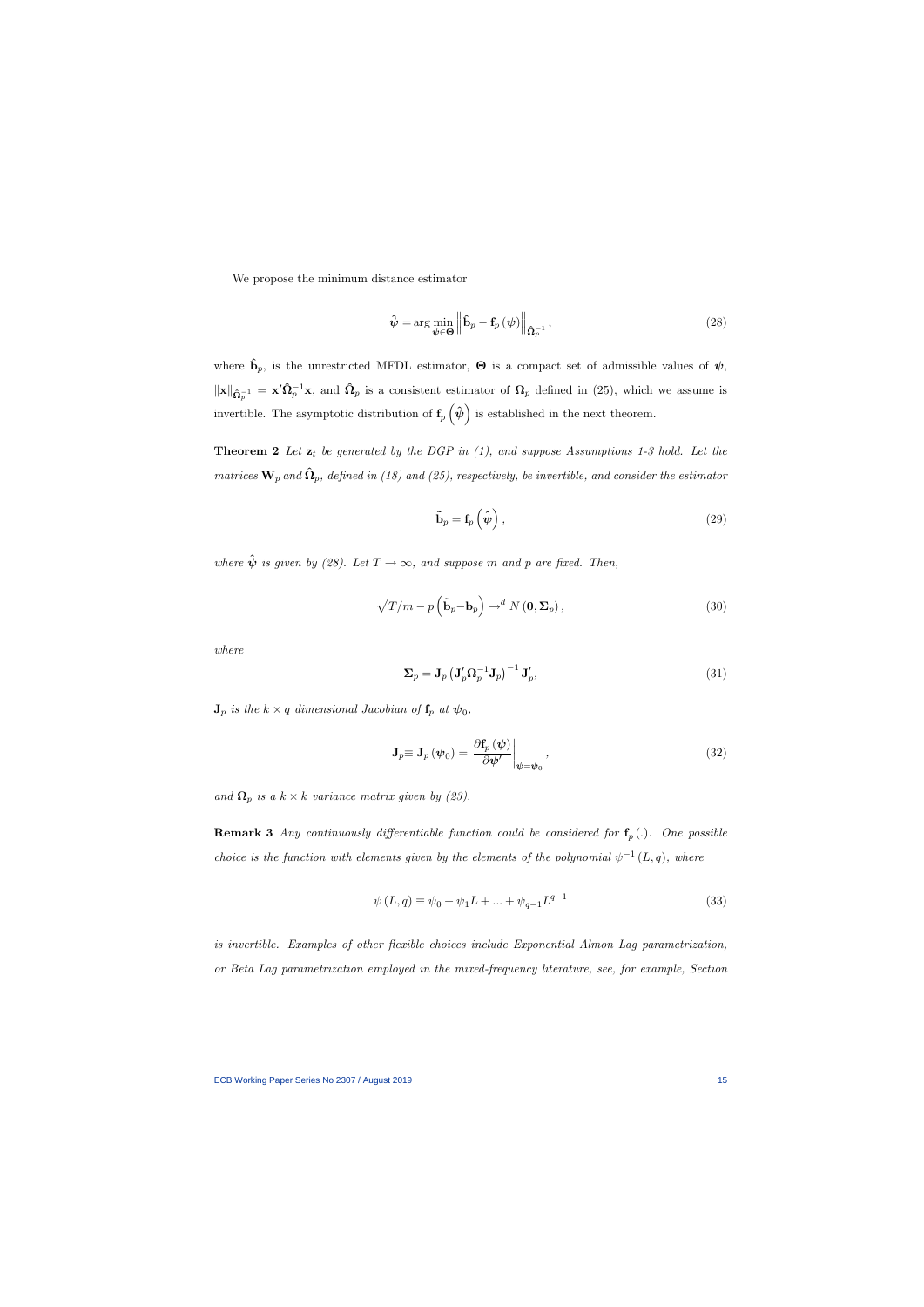We propose the minimum distance estimator

$$\hat{\boldsymbol{\psi}} = \arg\min_{\boldsymbol{\psi}\in\boldsymbol{\Theta}} \left\| \hat{\mathbf{b}}_p - \mathbf{f}_p\left(\boldsymbol{\psi}\right) \right\|_{\hat{\boldsymbol{\Omega}}_p^{-1}}, \tag{28}$$

where $\hat{\mathbf{b}}_p$, is the unrestricted MFDL estimator, $\boldsymbol{\Theta}$ is a compact set of admissible values of $\boldsymbol{\psi}$, $\|\mathbf{x}\|_{\hat{\boldsymbol{\Omega}}_p^{-1}} = \mathbf{x}'\hat{\boldsymbol{\Omega}}_p^{-1}\mathbf{x}$, and $\hat{\boldsymbol{\Omega}}_p$ is a consistent estimator of $\boldsymbol{\Omega}_p$ defined in (25), which we assume is invertible. The asymptotic distribution of $\mathbf{f}_p\left(\hat{\boldsymbol{\psi}}\right)$ is established in the next theorem.

**Theorem 2** *Let $\mathbf{z}_t$ be generated by the DGP in (1), and suppose Assumptions 1-3 hold. Let the matrices $\mathbf{W}_p$ and $\hat{\boldsymbol{\Omega}}_p$, defined in (18) and (25), respectively, be invertible, and consider the estimator*

$$\tilde{\mathbf{b}}_p = \mathbf{f}_p\left(\hat{\boldsymbol{\psi}}\right), \tag{29}$$

*where $\hat{\boldsymbol{\psi}}$ is given by (28). Let $T \to \infty$, and suppose $m$ and $p$ are fixed. Then,*

$$\sqrt{T/m-p}\left(\tilde{\mathbf{b}}_p - \mathbf{b}_p\right) \to^d N\left(\mathbf{0}, \boldsymbol{\Sigma}_p\right), \tag{30}$$

*where*

$$\boldsymbol{\Sigma}_p = \mathbf{J}_p\left(\mathbf{J}_p'\boldsymbol{\Omega}_p^{-1}\mathbf{J}_p\right)^{-1}\mathbf{J}_p', \tag{31}$$

*$\mathbf{J}_p$ is the $k \times q$ dimensional Jacobian of $\mathbf{f}_p$ at $\boldsymbol{\psi}_0$,*

$$\mathbf{J}_p \equiv \mathbf{J}_p\left(\boldsymbol{\psi}_0\right) = \left.\frac{\partial \mathbf{f}_p\left(\boldsymbol{\psi}\right)}{\partial \boldsymbol{\psi}'}\right|_{\boldsymbol{\psi}=\boldsymbol{\psi}_0}, \tag{32}$$

*and $\boldsymbol{\Omega}_p$ is a $k \times k$ variance matrix given by (23).*

**Remark 3** *Any continuously differentiable function could be considered for $\mathbf{f}_p(.)$. One possible choice is the function with elements given by the elements of the polynomial $\psi^{-1}(L, q)$, where*

$$\psi\left(L, q\right) \equiv \psi_0 + \psi_1 L + ... + \psi_{q-1}L^{q-1} \tag{33}$$

*is invertible. Examples of other flexible choices include Exponential Almon Lag parametrization, or Beta Lag parametrization employed in the mixed-frequency literature, see, for example, Section*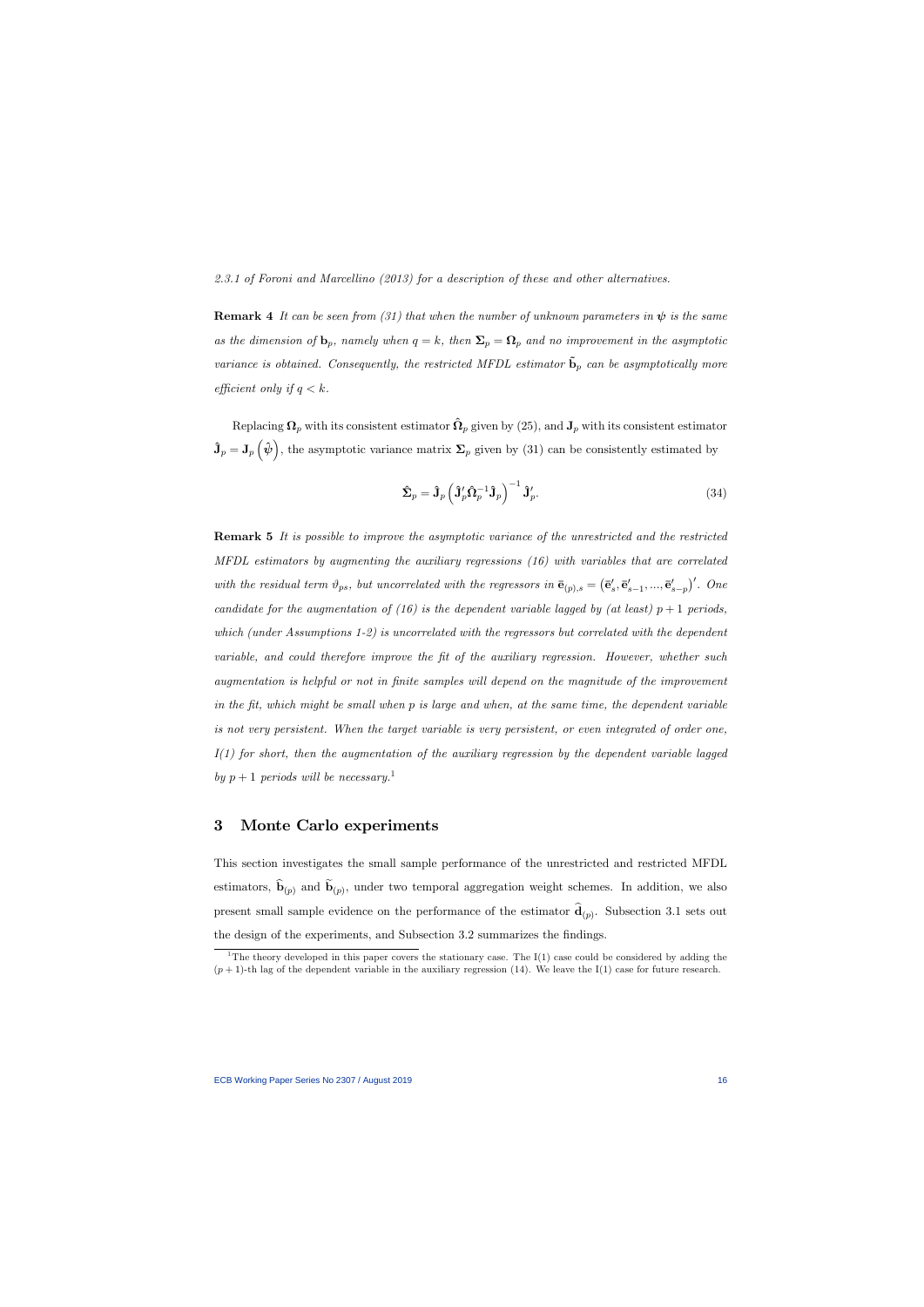*2.3.1 of Foroni and Marcellino (2013) for a description of these and other alternatives.*

**Remark 4** *It can be seen from (31) that when the number of unknown parameters in $\boldsymbol{\psi}$ is the same as the dimension of $\mathbf{b}_p$, namely when $q = k$, then $\boldsymbol{\Sigma}_p = \boldsymbol{\Omega}_p$ and no improvement in the asymptotic variance is obtained. Consequently, the restricted MFDL estimator $\tilde{\mathbf{b}}_p$ can be asymptotically more efficient only if $q < k$.*

Replacing $\boldsymbol{\Omega}_p$ with its consistent estimator $\hat{\boldsymbol{\Omega}}_p$ given by (25), and $\mathbf{J}_p$ with its consistent estimator $\hat{\mathbf{J}}_p = \mathbf{J}_p\left(\hat{\psi}\right)$, the asymptotic variance matrix $\boldsymbol{\Sigma}_p$ given by (31) can be consistently estimated by

$$\hat{\boldsymbol{\Sigma}}_p = \hat{\mathbf{J}}_p \left( \hat{\mathbf{J}}_p' \hat{\boldsymbol{\Omega}}_p^{-1} \hat{\mathbf{J}}_p \right)^{-1} \hat{\mathbf{J}}_p'. \tag{34}$$

**Remark 5** *It is possible to improve the asymptotic variance of the unrestricted and the restricted MFDL estimators by augmenting the auxiliary regressions (16) with variables that are correlated with the residual term $\vartheta_{ps}$, but uncorrelated with the regressors in $\bar{\mathbf{e}}_{(p),s} = \left(\bar{\mathbf{e}}_s', \bar{\mathbf{e}}_{s-1}', ..., \bar{\mathbf{e}}_{s-p}'\right)'$. One candidate for the augmentation of (16) is the dependent variable lagged by (at least) $p+1$ periods, which (under Assumptions 1-2) is uncorrelated with the regressors but correlated with the dependent variable, and could therefore improve the fit of the auxiliary regression. However, whether such augmentation is helpful or not in finite samples will depend on the magnitude of the improvement in the fit, which might be small when $p$ is large and when, at the same time, the dependent variable is not very persistent. When the target variable is very persistent, or even integrated of order one, I(1) for short, then the augmentation of the auxiliary regression by the dependent variable lagged by $p+1$ periods will be necessary.*[1]

## 3 Monte Carlo experiments

This section investigates the small sample performance of the unrestricted and restricted MFDL estimators, $\widehat{\mathbf{b}}_{(p)}$ and $\widetilde{\mathbf{b}}_{(p)}$, under two temporal aggregation weight schemes. In addition, we also present small sample evidence on the performance of the estimator $\widehat{\mathbf{d}}_{(p)}$. Subsection 3.1 sets out the design of the experiments, and Subsection 3.2 summarizes the findings.

[1] The theory developed in this paper covers the stationary case. The I(1) case could be considered by adding the $(p+1)$-th lag of the dependent variable in the auxiliary regression (14). We leave the I(1) case for future research.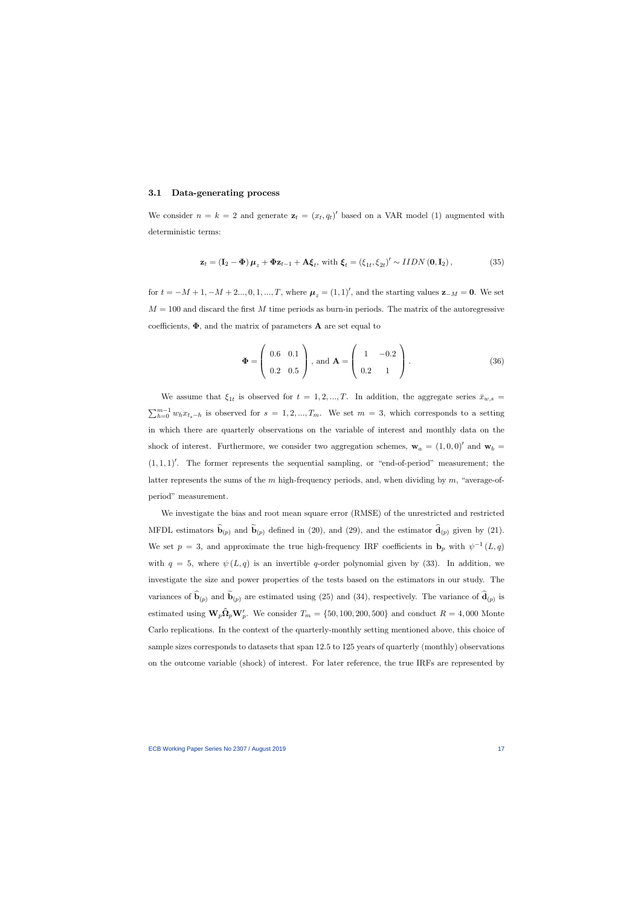### 3.1 Data-generating process

We consider $n = k = 2$ and generate $\mathbf{z}_t = (x_t, q_t)'$ based on a VAR model (1) augmented with deterministic terms:

$$\mathbf{z}_t = (\mathbf{I}_2 - \mathbf{\Phi})\,\boldsymbol{\mu}_z + \mathbf{\Phi}\mathbf{z}_{t-1} + \mathbf{A}\boldsymbol{\xi}_t, \text{ with } \boldsymbol{\xi}_t = (\xi_{1t}, \xi_{2t})' \sim IIDN\,(\mathbf{0}, \mathbf{I}_2)\,, \tag{35}$$

for $t = -M+1, -M+2..., 0, 1, ..., T$, where $\boldsymbol{\mu}_z = (1,1)'$, and the starting values $\mathbf{z}_{-M} = \mathbf{0}$. We set $M = 100$ and discard the first $M$ time periods as burn-in periods. The matrix of the autoregressive coefficients, $\mathbf{\Phi}$, and the matrix of parameters $\mathbf{A}$ are set equal to

$$\mathbf{\Phi} = \begin{pmatrix} 0.6 & 0.1 \\ 0.2 & 0.5 \end{pmatrix}, \text{ and } \mathbf{A} = \begin{pmatrix} 1 & -0.2 \\ 0.2 & 1 \end{pmatrix}. \tag{36}$$

We assume that $\xi_{1t}$ is observed for $t = 1, 2, ..., T$. In addition, the aggregate series $\bar{x}_{w,s} = \sum_{h=0}^{m-1} w_h x_{t_s - h}$ is observed for $s = 1, 2, ..., T_m$. We set $m = 3$, which corresponds to a setting in which there are quarterly observations on the variable of interest and monthly data on the shock of interest. Furthermore, we consider two aggregation schemes, $\mathbf{w}_a = (1, 0, 0)'$ and $\mathbf{w}_b = (1, 1, 1)'$. The former represents the sequential sampling, or "end-of-period" measurement; the latter represents the sums of the $m$ high-frequency periods, and, when dividing by $m$, "average-of-period" measurement.

We investigate the bias and root mean square error (RMSE) of the unrestricted and restricted MFDL estimators $\widehat{\mathbf{b}}_{(p)}$ and $\widetilde{\mathbf{b}}_{(p)}$ defined in (20), and (29), and the estimator $\widehat{\mathbf{d}}_{(p)}$ given by (21). We set $p = 3$, and approximate the true high-frequency IRF coefficients in $\mathbf{b}_p$ with $\psi^{-1}(L, q)$ with $q = 5$, where $\psi(L, q)$ is an invertible $q$-order polynomial given by (33). In addition, we investigate the size and power properties of the tests based on the estimators in our study. The variances of $\widehat{\mathbf{b}}_{(p)}$ and $\widetilde{\mathbf{b}}_{(p)}$ are estimated using (25) and (34), respectively. The variance of $\widehat{\mathbf{d}}_{(p)}$ is estimated using $\mathbf{W}_p \hat{\mathbf{\Omega}}_p \mathbf{W}_p'$. We consider $T_m = \{50, 100, 200, 500\}$ and conduct $R = 4,000$ Monte Carlo replications. In the context of the quarterly-monthly setting mentioned above, this choice of sample sizes corresponds to datasets that span 12.5 to 125 years of quarterly (monthly) observations on the outcome variable (shock) of interest. For later reference, the true IRFs are represented by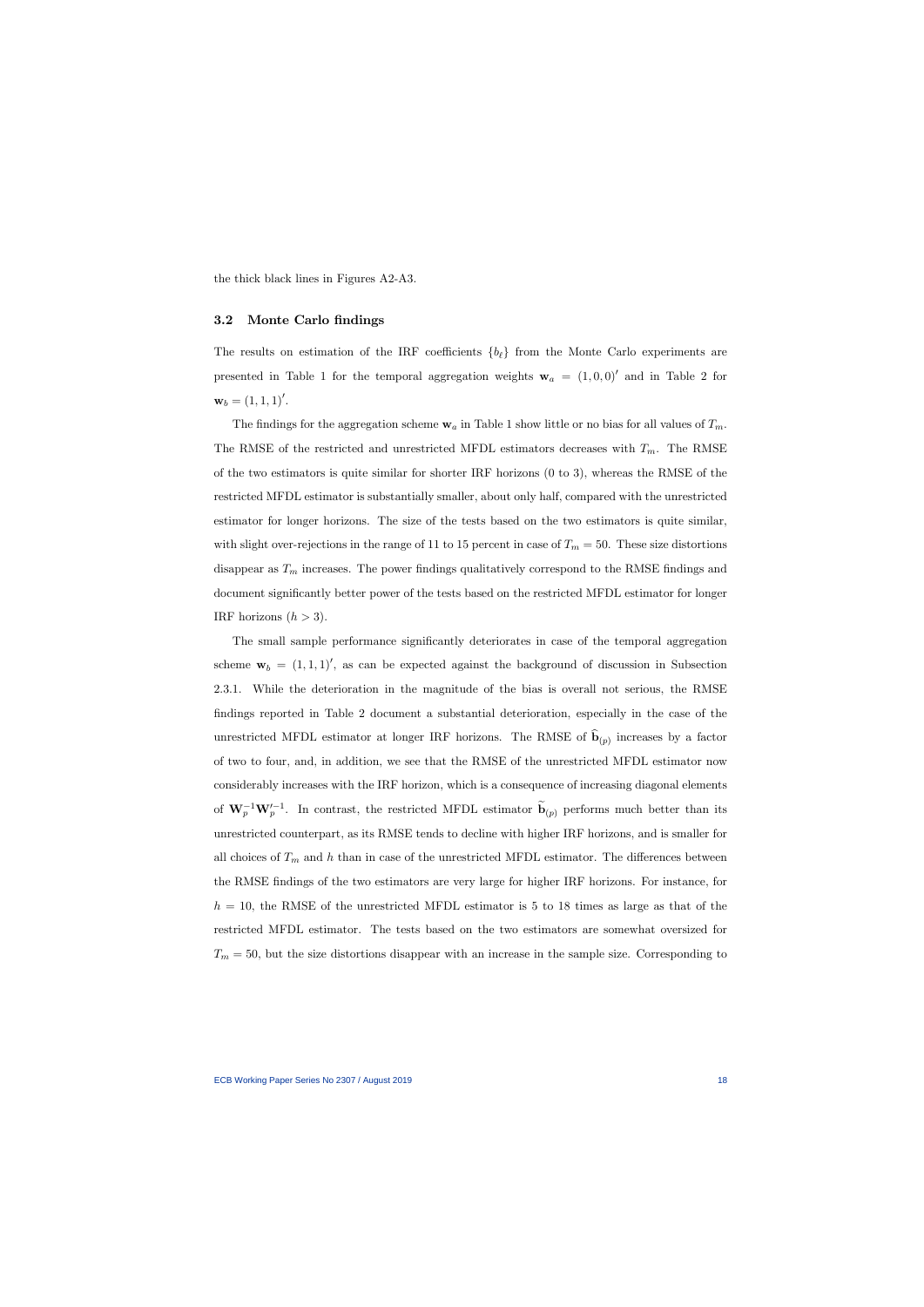the thick black lines in Figures A2-A3.

### 3.2 Monte Carlo findings

The results on estimation of the IRF coefficients $\{b_\ell\}$ from the Monte Carlo experiments are presented in Table 1 for the temporal aggregation weights $\mathbf{w}_a = (1, 0, 0)'$ and in Table 2 for $\mathbf{w}_b = (1, 1, 1)'$.

The findings for the aggregation scheme $\mathbf{w}_a$ in Table 1 show little or no bias for all values of $T_m$. The RMSE of the restricted and unrestricted MFDL estimators decreases with $T_m$. The RMSE of the two estimators is quite similar for shorter IRF horizons (0 to 3), whereas the RMSE of the restricted MFDL estimator is substantially smaller, about only half, compared with the unrestricted estimator for longer horizons. The size of the tests based on the two estimators is quite similar, with slight over-rejections in the range of 11 to 15 percent in case of $T_m = 50$. These size distortions disappear as $T_m$ increases. The power findings qualitatively correspond to the RMSE findings and document significantly better power of the tests based on the restricted MFDL estimator for longer IRF horizons ($h > 3$).

The small sample performance significantly deteriorates in case of the temporal aggregation scheme $\mathbf{w}_b = (1, 1, 1)'$, as can be expected against the background of discussion in Subsection 2.3.1. While the deterioration in the magnitude of the bias is overall not serious, the RMSE findings reported in Table 2 document a substantial deterioration, especially in the case of the unrestricted MFDL estimator at longer IRF horizons. The RMSE of $\widehat{\mathbf{b}}_{(p)}$ increases by a factor of two to four, and, in addition, we see that the RMSE of the unrestricted MFDL estimator now considerably increases with the IRF horizon, which is a consequence of increasing diagonal elements of $\mathbf{W}_p^{-1}\mathbf{W}_p'^{-1}$. In contrast, the restricted MFDL estimator $\widetilde{\mathbf{b}}_{(p)}$ performs much better than its unrestricted counterpart, as its RMSE tends to decline with higher IRF horizons, and is smaller for all choices of $T_m$ and $h$ than in case of the unrestricted MFDL estimator. The differences between the RMSE findings of the two estimators are very large for higher IRF horizons. For instance, for $h = 10$, the RMSE of the unrestricted MFDL estimator is 5 to 18 times as large as that of the restricted MFDL estimator. The tests based on the two estimators are somewhat oversized for $T_m = 50$, but the size distortions disappear with an increase in the sample size. Corresponding to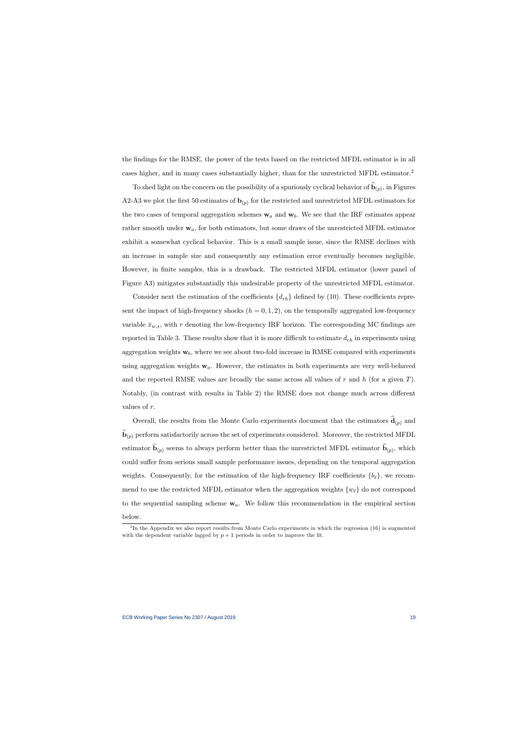the findings for the RMSE, the power of the tests based on the restricted MFDL estimator is in all cases higher, and in many cases substantially higher, than for the unrestricted MFDL estimator.[2]

To shed light on the concern on the possibility of a spuriously cyclical behavior of $\widehat{\mathbf{b}}_{(p)}$, in Figures A2-A3 we plot the first 50 estimates of $\mathbf{b}_{(p)}$ for the restricted and unrestricted MFDL estimators for the two cases of temporal aggregation schemes $\mathbf{w}_a$ and $\mathbf{w}_b$. We see that the IRF estimates appear rather smooth under $\mathbf{w}_a$, for both estimators, but some draws of the unrestricted MFDL estimator exhibit a somewhat cyclical behavior. This is a small sample issue, since the RMSE declines with an increase in sample size and consequently any estimation error eventually becomes negligible. However, in finite samples, this is a drawback. The restricted MFDL estimator (lower panel of Figure A3) mitigates substantially this undesirable property of the unrestricted MFDL estimator.

Consider next the estimation of the coefficients $\{d_{rh}\}$ defined by (10). These coefficients represent the impact of high-frequency shocks ($h = 0, 1, 2$), on the temporally aggregated low-frequency variable $\bar{x}_{w,s}$, with $r$ denoting the low-frequency IRF horizon. The corresponding MC findings are reported in Table 3. These results show that it is more difficult to estimate $d_{rh}$ in experiments using aggregation weights $\mathbf{w}_b$, where we see about two-fold increase in RMSE compared with experiments using aggregation weights $\mathbf{w}_a$. However, the estimates in both experiments are very well-behaved and the reported RMSE values are broadly the same across all values of $r$ and $h$ (for a given $T$). Notably, (in contrast with results in Table 2) the RMSE does not change much across different values of $r$.

Overall, the results from the Monte Carlo experiments document that the estimators $\widehat{\mathbf{d}}_{(p)}$ and $\widetilde{\mathbf{b}}_{(p)}$ perform satisfactorily across the set of experiments considered. Moreover, the restricted MFDL estimator $\widetilde{\mathbf{b}}_{(p)}$ seems to always perform better than the unrestricted MFDL estimator $\widehat{\mathbf{b}}_{(p)}$, which could suffer from serious small sample performance issues, depending on the temporal aggregation weights. Consequently, for the estimation of the high-frequency IRF coefficients $\{b_\ell\}$, we recommend to use the restricted MFDL estimator when the aggregation weights $\{w_\ell\}$ do not correspond to the sequential sampling scheme $\mathbf{w}_a$. We follow this recommendation in the empirical section below.

[2] In the Appendix we also report results from Monte Carlo experiments in which the regression (16) is augmented with the dependent variable lagged by $p + 1$ periods in order to improve the fit.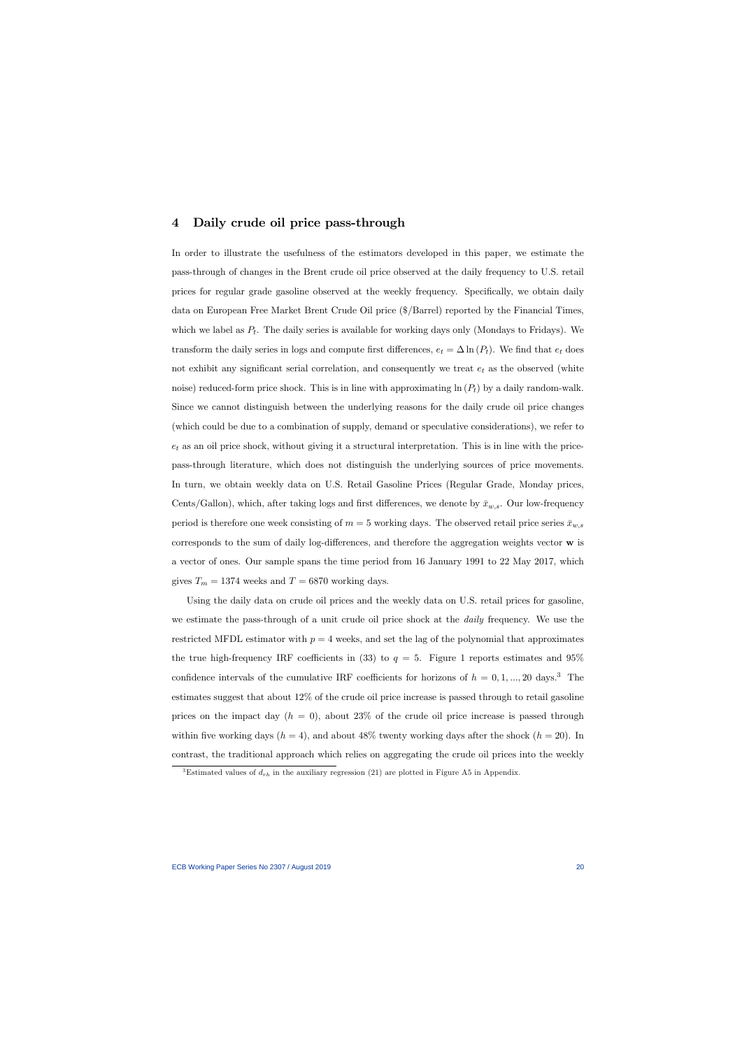## 4 Daily crude oil price pass-through

In order to illustrate the usefulness of the estimators developed in this paper, we estimate the pass-through of changes in the Brent crude oil price observed at the daily frequency to U.S. retail prices for regular grade gasoline observed at the weekly frequency. Specifically, we obtain daily data on European Free Market Brent Crude Oil price ($/Barrel) reported by the Financial Times, which we label as $P_t$. The daily series is available for working days only (Mondays to Fridays). We transform the daily series in logs and compute first differences, $e_t = \Delta \ln (P_t)$. We find that $e_t$ does not exhibit any significant serial correlation, and consequently we treat $e_t$ as the observed (white noise) reduced-form price shock. This is in line with approximating $\ln (P_t)$ by a daily random-walk. Since we cannot distinguish between the underlying reasons for the daily crude oil price changes (which could be due to a combination of supply, demand or speculative considerations), we refer to $e_t$ as an oil price shock, without giving it a structural interpretation. This is in line with the price-pass-through literature, which does not distinguish the underlying sources of price movements. In turn, we obtain weekly data on U.S. Retail Gasoline Prices (Regular Grade, Monday prices, Cents/Gallon), which, after taking logs and first differences, we denote by $\bar{x}_{w,s}$. Our low-frequency period is therefore one week consisting of $m = 5$ working days. The observed retail price series $\bar{x}_{w,s}$ corresponds to the sum of daily log-differences, and therefore the aggregation weights vector $\mathbf{w}$ is a vector of ones. Our sample spans the time period from 16 January 1991 to 22 May 2017, which gives $T_m = 1374$ weeks and $T = 6870$ working days.

Using the daily data on crude oil prices and the weekly data on U.S. retail prices for gasoline, we estimate the pass-through of a unit crude oil price shock at the *daily* frequency. We use the restricted MFDL estimator with $p = 4$ weeks, and set the lag of the polynomial that approximates the true high-frequency IRF coefficients in (33) to $q = 5$. Figure 1 reports estimates and 95% confidence intervals of the cumulative IRF coefficients for horizons of $h = 0, 1, ..., 20$ days.[3] The estimates suggest that about 12% of the crude oil price increase is passed through to retail gasoline prices on the impact day ($h = 0$), about 23% of the crude oil price increase is passed through within five working days ($h = 4$), and about 48% twenty working days after the shock ($h = 20$). In contrast, the traditional approach which relies on aggregating the crude oil prices into the weekly

[3] Estimated values of $d_{\tau h}$ in the auxiliary regression (21) are plotted in Figure A5 in Appendix.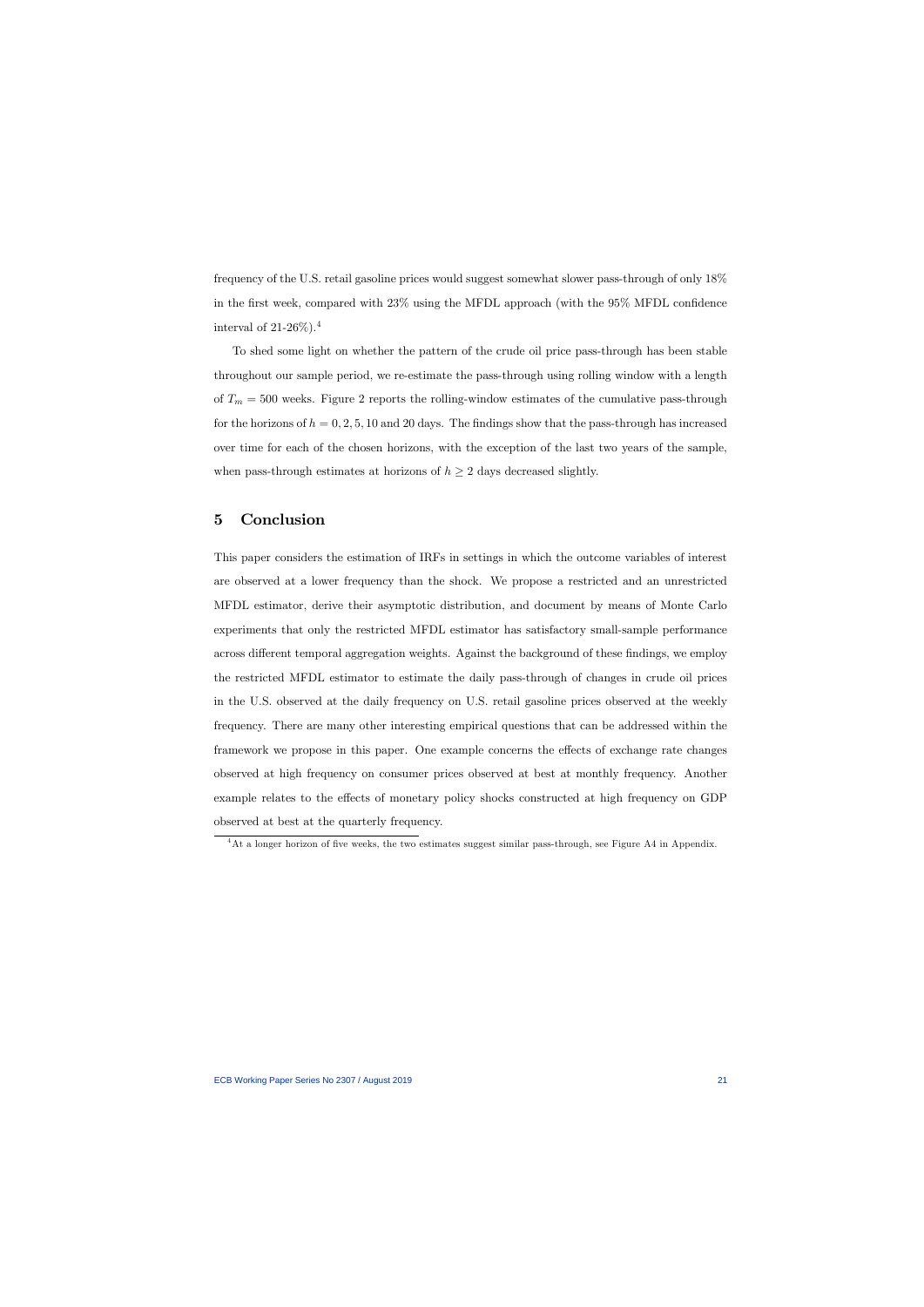frequency of the U.S. retail gasoline prices would suggest somewhat slower pass-through of only 18% in the first week, compared with 23% using the MFDL approach (with the 95% MFDL confidence interval of 21-26%).[4]

To shed some light on whether the pattern of the crude oil price pass-through has been stable throughout our sample period, we re-estimate the pass-through using rolling window with a length of $T_m = 500$ weeks. Figure 2 reports the rolling-window estimates of the cumulative pass-through for the horizons of $h = 0, 2, 5, 10$ and 20 days. The findings show that the pass-through has increased over time for each of the chosen horizons, with the exception of the last two years of the sample, when pass-through estimates at horizons of $h \geq 2$ days decreased slightly.

## 5 Conclusion

This paper considers the estimation of IRFs in settings in which the outcome variables of interest are observed at a lower frequency than the shock. We propose a restricted and an unrestricted MFDL estimator, derive their asymptotic distribution, and document by means of Monte Carlo experiments that only the restricted MFDL estimator has satisfactory small-sample performance across different temporal aggregation weights. Against the background of these findings, we employ the restricted MFDL estimator to estimate the daily pass-through of changes in crude oil prices in the U.S. observed at the daily frequency on U.S. retail gasoline prices observed at the weekly frequency. There are many other interesting empirical questions that can be addressed within the framework we propose in this paper. One example concerns the effects of exchange rate changes observed at high frequency on consumer prices observed at best at monthly frequency. Another example relates to the effects of monetary policy shocks constructed at high frequency on GDP observed at best at the quarterly frequency.

[4] At a longer horizon of five weeks, the two estimates suggest similar pass-through, see Figure A4 in Appendix.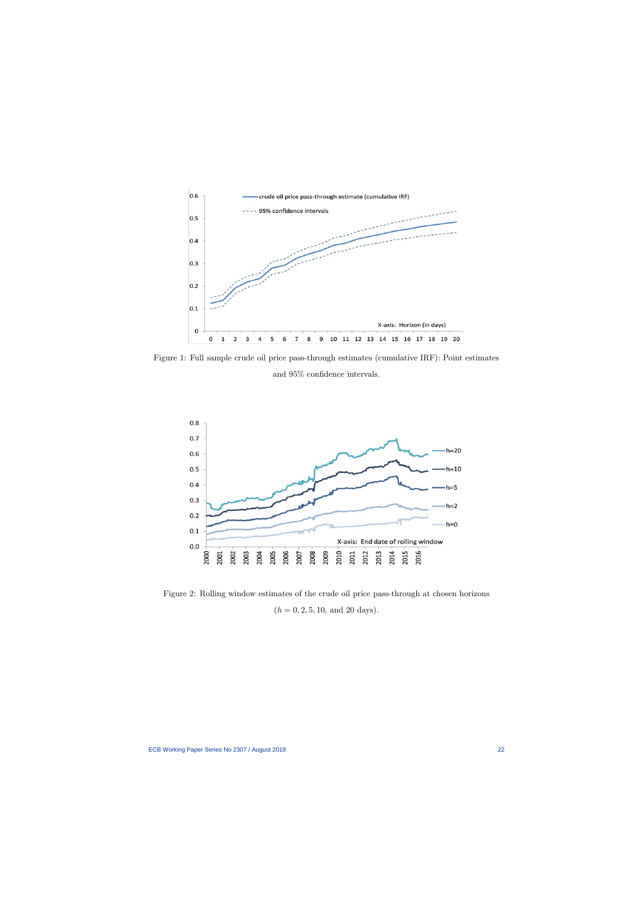Figure 1: Full sample crude oil price pass-through estimates (cumulative IRF): Point estimates and 95% confidence intervals.

Figure 2: Rolling window estimates of the crude oil price pass-through at chosen horizons ($h = 0, 2, 5, 10$, and $20$ days).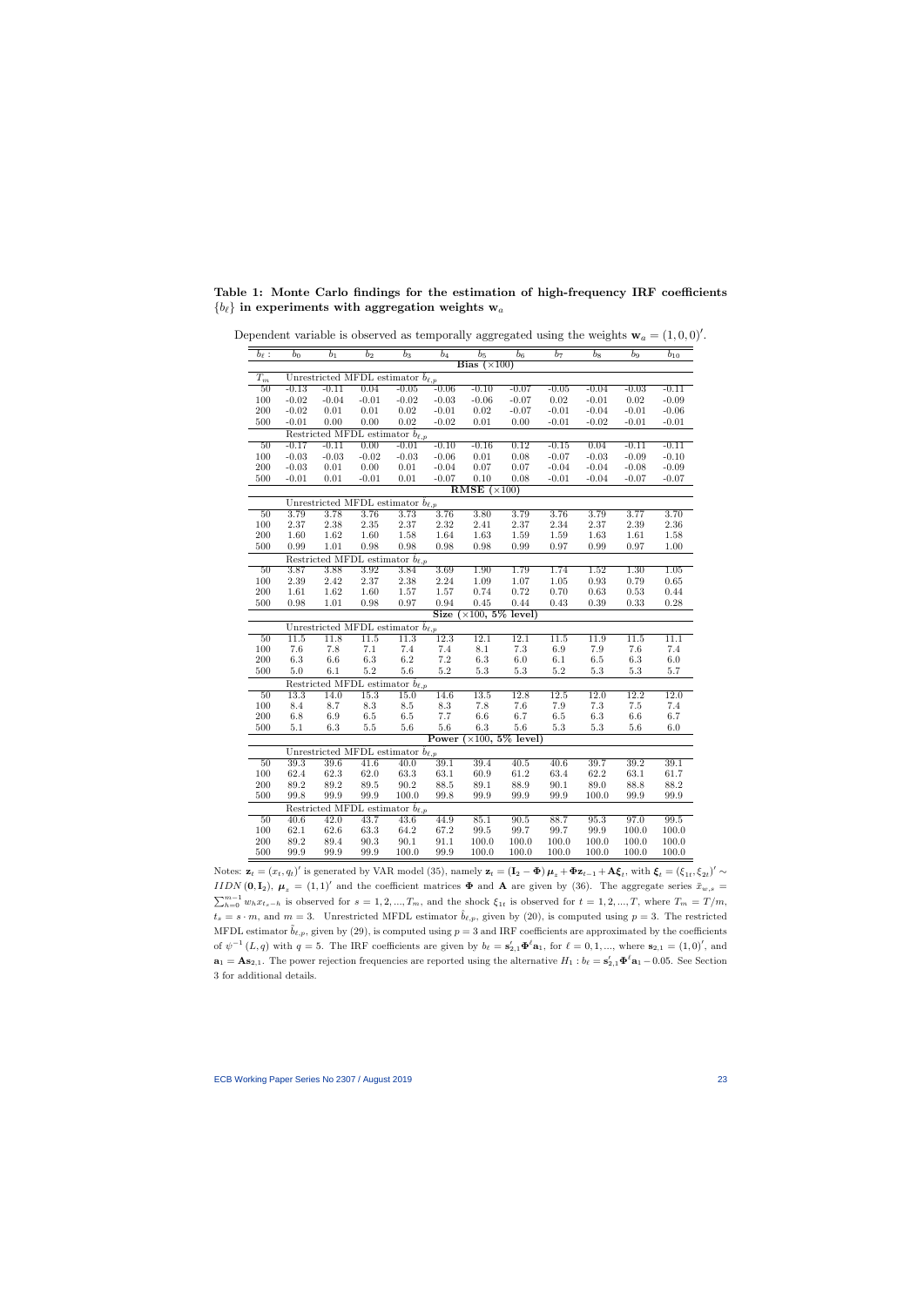**Table 1: Monte Carlo findings for the estimation of high-frequency IRF coefficients $\{b_\ell\}$ in experiments with aggregation weights $\mathbf{w}_a$**

Dependent variable is observed as temporally aggregated using the weights $\mathbf{w}_a = (1,0,0)'$.

| $b_\ell$ : | $b_0$ | $b_1$ | $b_2$ | $b_3$ | $b_4$ | $b_5$ | $b_6$ | $b_7$ | $b_8$ | $b_9$ | $b_{10}$ |
|---|---|---|---|---|---|---|---|---|---|---|---|
| **Bias ($\times 100$)** | | | | | | | | | | | |
| $T_m$ | Unrestricted MFDL estimator $\hat{b}_{\ell,p}$ | | | | | | | | | | |
| 50 | -0.13 | -0.11 | 0.04 | -0.05 | -0.06 | -0.10 | -0.07 | -0.05 | -0.04 | -0.03 | -0.11 |
| 100 | -0.02 | -0.04 | -0.01 | -0.02 | -0.03 | -0.06 | -0.07 | 0.02 | -0.01 | 0.02 | -0.09 |
| 200 | -0.02 | 0.01 | 0.01 | 0.02 | -0.01 | 0.02 | -0.07 | -0.01 | -0.04 | -0.01 | -0.06 |
| 500 | -0.01 | 0.00 | 0.00 | 0.02 | -0.02 | 0.01 | 0.00 | -0.01 | -0.02 | -0.01 | -0.01 |
| | Restricted MFDL estimator $\tilde{b}_{\ell,p}$ | | | | | | | | | | |
| 50 | -0.17 | -0.11 | 0.00 | -0.01 | -0.10 | -0.16 | 0.12 | -0.15 | 0.04 | -0.11 | -0.11 |
| 100 | -0.03 | -0.03 | -0.02 | -0.03 | -0.06 | 0.01 | 0.08 | -0.07 | -0.03 | -0.09 | -0.10 |
| 200 | -0.03 | 0.01 | 0.00 | 0.01 | -0.04 | 0.07 | 0.07 | -0.04 | -0.04 | -0.08 | -0.09 |
| 500 | -0.01 | 0.01 | -0.01 | 0.01 | -0.07 | 0.10 | 0.08 | -0.01 | -0.04 | -0.07 | -0.07 |
| **RMSE ($\times 100$)** | | | | | | | | | | | |
| | Unrestricted MFDL estimator $\hat{b}_{\ell,p}$ | | | | | | | | | | |
| 50 | 3.79 | 3.78 | 3.76 | 3.73 | 3.76 | 3.80 | 3.79 | 3.76 | 3.79 | 3.77 | 3.70 |
| 100 | 2.37 | 2.38 | 2.35 | 2.37 | 2.32 | 2.41 | 2.37 | 2.34 | 2.37 | 2.39 | 2.36 |
| 200 | 1.60 | 1.62 | 1.60 | 1.58 | 1.64 | 1.63 | 1.59 | 1.59 | 1.63 | 1.61 | 1.58 |
| 500 | 0.99 | 1.01 | 0.98 | 0.98 | 0.98 | 0.98 | 0.99 | 0.97 | 0.99 | 0.97 | 1.00 |
| | Restricted MFDL estimator $\tilde{b}_{\ell,p}$ | | | | | | | | | | |
| 50 | 3.87 | 3.88 | 3.92 | 3.84 | 3.69 | 1.90 | 1.79 | 1.74 | 1.52 | 1.30 | 1.05 |
| 100 | 2.39 | 2.42 | 2.37 | 2.38 | 2.24 | 1.09 | 1.07 | 1.05 | 0.93 | 0.79 | 0.65 |
| 200 | 1.61 | 1.62 | 1.60 | 1.57 | 1.57 | 0.74 | 0.72 | 0.70 | 0.63 | 0.53 | 0.44 |
| 500 | 0.98 | 1.01 | 0.98 | 0.97 | 0.94 | 0.45 | 0.44 | 0.43 | 0.39 | 0.33 | 0.28 |
| **Size ($\times 100$, 5% level)** | | | | | | | | | | | |
| | Unrestricted MFDL estimator $\hat{b}_{\ell,p}$ | | | | | | | | | | |
| 50 | 11.5 | 11.8 | 11.5 | 11.3 | 12.3 | 12.1 | 12.1 | 11.5 | 11.9 | 11.5 | 11.1 |
| 100 | 7.6 | 7.8 | 7.1 | 7.4 | 7.4 | 8.1 | 7.3 | 6.9 | 7.9 | 7.6 | 7.4 |
| 200 | 6.3 | 6.6 | 6.3 | 6.2 | 7.2 | 6.3 | 6.0 | 6.1 | 6.5 | 6.3 | 6.0 |
| 500 | 5.0 | 6.1 | 5.2 | 5.6 | 5.2 | 5.3 | 5.3 | 5.2 | 5.3 | 5.3 | 5.7 |
| | Restricted MFDL estimator $\tilde{b}_{\ell,p}$ | | | | | | | | | | |
| 50 | 13.3 | 14.0 | 15.3 | 15.0 | 14.6 | 13.5 | 12.8 | 12.5 | 12.0 | 12.2 | 12.0 |
| 100 | 8.4 | 8.7 | 8.3 | 8.5 | 8.3 | 7.8 | 7.6 | 7.9 | 7.3 | 7.5 | 7.4 |
| 200 | 6.8 | 6.9 | 6.5 | 6.5 | 7.7 | 6.6 | 6.7 | 6.5 | 6.3 | 6.6 | 6.7 |
| 500 | 5.1 | 6.3 | 5.5 | 5.6 | 5.6 | 6.3 | 5.6 | 5.3 | 5.3 | 5.6 | 6.0 |
| **Power ($\times 100$, 5% level)** | | | | | | | | | | | |
| | Unrestricted MFDL estimator $\hat{b}_{\ell,p}$ | | | | | | | | | | |
| 50 | 39.3 | 39.6 | 41.6 | 40.0 | 39.1 | 39.4 | 40.5 | 40.6 | 39.7 | 39.2 | 39.1 |
| 100 | 62.4 | 62.3 | 62.0 | 63.3 | 63.1 | 60.9 | 61.2 | 63.4 | 62.2 | 63.1 | 61.7 |
| 200 | 89.2 | 89.2 | 89.5 | 90.2 | 88.5 | 89.1 | 88.9 | 90.1 | 89.0 | 88.8 | 88.2 |
| 500 | 99.8 | 99.9 | 99.9 | 100.0 | 99.8 | 99.9 | 99.9 | 99.9 | 100.0 | 99.9 | 99.9 |
| | Restricted MFDL estimator $\tilde{b}_{\ell,p}$ | | | | | | | | | | |
| 50 | 40.6 | 42.0 | 43.7 | 43.6 | 44.9 | 85.1 | 90.5 | 88.7 | 95.3 | 97.0 | 99.5 |
| 100 | 62.1 | 62.6 | 63.3 | 64.2 | 67.2 | 99.5 | 99.7 | 99.7 | 99.9 | 100.0 | 100.0 |
| 200 | 89.2 | 89.4 | 90.3 | 90.1 | 91.1 | 100.0 | 100.0 | 100.0 | 100.0 | 100.0 | 100.0 |
| 500 | 99.9 | 99.9 | 99.9 | 100.0 | 99.9 | 100.0 | 100.0 | 100.0 | 100.0 | 100.0 | 100.0 |

Notes: $\mathbf{z}_t = (x_t, q_t)'$ is generated by VAR model (35), namely $\mathbf{z}_t = (\mathbf{I}_2 - \mathbf{\Phi})\boldsymbol{\mu}_z + \mathbf{\Phi}\mathbf{z}_{t-1} + \mathbf{A}\boldsymbol{\xi}_t$, with $\boldsymbol{\xi}_t = (\xi_{1t}, \xi_{2t})' \sim IIDN(\mathbf{0}, \mathbf{I}_2)$, $\boldsymbol{\mu}_z = (1,1)'$ and the coefficient matrices $\mathbf{\Phi}$ and $\mathbf{A}$ are given by (36). The aggregate series $\bar{x}_{w,s} = \sum_{h=0}^{m-1} w_h x_{t_s - h}$ is observed for $s = 1, 2, ..., T_m$, and the shock $\xi_{1t}$ is observed for $t = 1, 2, ..., T$, where $T_m = T/m$, $t_s = s \cdot m$, and $m = 3$. Unrestricted MFDL estimator $\hat{b}_{\ell,p}$, given by (20), is computed using $p = 3$. The restricted MFDL estimator $\tilde{b}_{\ell,p}$, given by (29), is computed using $p = 3$ and IRF coefficients are approximated by the coefficients of $\psi^{-1}(L,q)$ with $q = 5$. The IRF coefficients are given by $b_\ell = \mathbf{s}_{2,1}' \mathbf{\Phi}^\ell \mathbf{a}_1$, for $\ell = 0, 1, ...$, where $\mathbf{s}_{2,1} = (1,0)'$, and $\mathbf{a}_1 = \mathbf{A}\mathbf{s}_{2,1}$. The power rejection frequencies are reported using the alternative $H_1 : b_\ell = \mathbf{s}_{2,1}' \mathbf{\Phi}^\ell \mathbf{a}_1 - 0.05$. See Section 3 for additional details.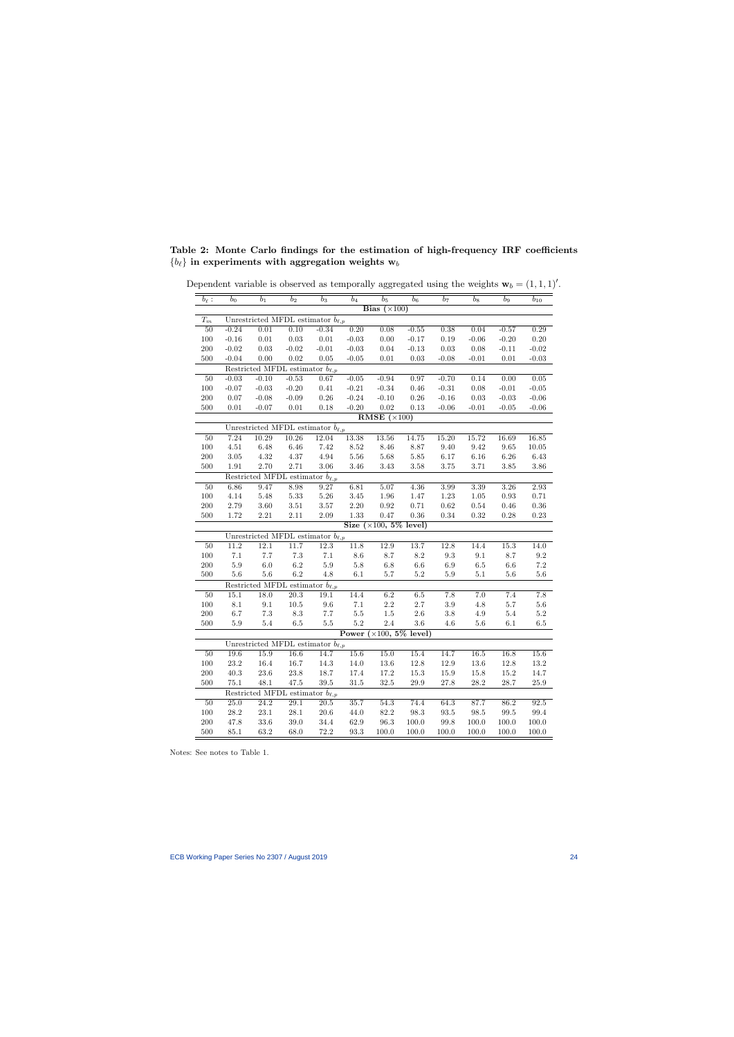**Table 2: Monte Carlo findings for the estimation of high-frequency IRF coefficients $\{b_\ell\}$ in experiments with aggregation weights $\mathbf{w}_b$**

Dependent variable is observed as temporally aggregated using the weights $\mathbf{w}_b = (1, 1, 1)'$.

| $b_\ell$ : | $b_0$ | $b_1$ | $b_2$ | $b_3$ | $b_4$ | $b_5$ | $b_6$ | $b_7$ | $b_8$ | $b_9$ | $b_{10}$ |
|---|---|---|---|---|---|---|---|---|---|---|---|
| | | | | | | **Bias** (×100) | | | | | |
| $T_m$ | Unrestricted MFDL estimator $\hat{b}_{\ell,p}$ | | | | | | | | | | |
| 50 | -0.24 | 0.01 | 0.10 | -0.34 | 0.20 | 0.08 | -0.55 | 0.38 | 0.04 | -0.57 | 0.29 |
| 100 | -0.16 | 0.01 | 0.03 | 0.01 | -0.03 | 0.00 | -0.17 | 0.19 | -0.06 | -0.20 | 0.20 |
| 200 | -0.02 | 0.03 | -0.02 | -0.01 | -0.03 | 0.04 | -0.13 | 0.03 | 0.08 | -0.11 | -0.02 |
| 500 | -0.04 | 0.00 | 0.02 | 0.05 | -0.05 | 0.01 | 0.03 | -0.08 | -0.01 | 0.01 | -0.03 |
| | Restricted MFDL estimator $\tilde{b}_{\ell,p}$ | | | | | | | | | | |
| 50 | -0.03 | -0.10 | -0.53 | 0.67 | -0.05 | -0.94 | 0.97 | -0.70 | 0.14 | 0.00 | 0.05 |
| 100 | -0.07 | -0.03 | -0.20 | 0.41 | -0.21 | -0.34 | 0.46 | -0.31 | 0.08 | -0.01 | -0.05 |
| 200 | 0.07 | -0.08 | -0.09 | 0.26 | -0.24 | -0.10 | 0.26 | -0.16 | 0.03 | -0.03 | -0.06 |
| 500 | 0.01 | -0.07 | 0.01 | 0.18 | -0.20 | 0.02 | 0.13 | -0.06 | -0.01 | -0.05 | -0.06 |
| | | | | | | **RMSE** (×100) | | | | | |
| | Unrestricted MFDL estimator $\hat{b}_{\ell,p}$ | | | | | | | | | | |
| 50 | 7.24 | 10.29 | 10.26 | 12.04 | 13.38 | 13.56 | 14.75 | 15.20 | 15.72 | 16.69 | 16.85 |
| 100 | 4.51 | 6.48 | 6.46 | 7.42 | 8.52 | 8.46 | 8.87 | 9.40 | 9.42 | 9.65 | 10.05 |
| 200 | 3.05 | 4.32 | 4.37 | 4.94 | 5.56 | 5.68 | 5.85 | 6.17 | 6.16 | 6.26 | 6.43 |
| 500 | 1.91 | 2.70 | 2.71 | 3.06 | 3.46 | 3.43 | 3.58 | 3.75 | 3.71 | 3.85 | 3.86 |
| | Restricted MFDL estimator $\tilde{b}_{\ell,p}$ | | | | | | | | | | |
| 50 | 6.86 | 9.47 | 8.98 | 9.27 | 6.81 | 5.07 | 4.36 | 3.99 | 3.39 | 3.26 | 2.93 |
| 100 | 4.14 | 5.48 | 5.33 | 5.26 | 3.45 | 1.96 | 1.47 | 1.23 | 1.05 | 0.93 | 0.71 |
| 200 | 2.79 | 3.60 | 3.51 | 3.57 | 2.20 | 0.92 | 0.71 | 0.62 | 0.54 | 0.46 | 0.36 |
| 500 | 1.72 | 2.21 | 2.11 | 2.09 | 1.33 | 0.47 | 0.36 | 0.34 | 0.32 | 0.28 | 0.23 |
| | | | | | | **Size** (×100, 5% level) | | | | | |
| | Unrestricted MFDL estimator $\hat{b}_{\ell,p}$ | | | | | | | | | | |
| 50 | 11.2 | 12.1 | 11.7 | 12.3 | 11.8 | 12.9 | 13.7 | 12.8 | 14.4 | 15.3 | 14.0 |
| 100 | 7.1 | 7.7 | 7.3 | 7.1 | 8.6 | 8.7 | 8.2 | 9.3 | 9.1 | 8.7 | 9.2 |
| 200 | 5.9 | 6.0 | 6.2 | 5.9 | 5.8 | 6.8 | 6.6 | 6.9 | 6.5 | 6.6 | 7.2 |
| 500 | 5.6 | 5.6 | 6.2 | 4.8 | 6.1 | 5.7 | 5.2 | 5.9 | 5.1 | 5.6 | 5.6 |
| | Restricted MFDL estimator $\tilde{b}_{\ell,p}$ | | | | | | | | | | |
| 50 | 15.1 | 18.0 | 20.3 | 19.1 | 14.4 | 6.2 | 6.5 | 7.8 | 7.0 | 7.4 | 7.8 |
| 100 | 8.1 | 9.1 | 10.5 | 9.6 | 7.1 | 2.2 | 2.7 | 3.9 | 4.8 | 5.7 | 5.6 |
| 200 | 6.7 | 7.3 | 8.3 | 7.7 | 5.5 | 1.5 | 2.6 | 3.8 | 4.9 | 5.4 | 5.2 |
| 500 | 5.9 | 5.4 | 6.5 | 5.5 | 5.2 | 2.4 | 3.6 | 4.6 | 5.6 | 6.1 | 6.5 |
| | | | | | | **Power** (×100, 5% level) | | | | | |
| | Unrestricted MFDL estimator $\hat{b}_{\ell,p}$ | | | | | | | | | | |
| 50 | 19.6 | 15.9 | 16.6 | 14.7 | 15.6 | 15.0 | 15.4 | 14.7 | 16.5 | 16.8 | 15.6 |
| 100 | 23.2 | 16.4 | 16.7 | 14.3 | 14.0 | 13.6 | 12.8 | 12.9 | 13.6 | 12.8 | 13.2 |
| 200 | 40.3 | 23.6 | 23.8 | 18.7 | 17.4 | 17.2 | 15.3 | 15.9 | 15.8 | 15.2 | 14.7 |
| 500 | 75.1 | 48.1 | 47.5 | 39.5 | 31.5 | 32.5 | 29.9 | 27.8 | 28.2 | 28.7 | 25.9 |
| | Restricted MFDL estimator $\tilde{b}_{\ell,p}$ | | | | | | | | | | |
| 50 | 25.0 | 24.2 | 29.1 | 20.5 | 35.7 | 54.3 | 74.4 | 64.3 | 87.7 | 86.2 | 92.5 |
| 100 | 28.2 | 23.1 | 28.1 | 20.6 | 44.0 | 82.2 | 98.3 | 93.5 | 98.5 | 99.5 | 99.4 |
| 200 | 47.8 | 33.6 | 39.0 | 34.4 | 62.9 | 96.3 | 100.0 | 99.8 | 100.0 | 100.0 | 100.0 |
| 500 | 85.1 | 63.2 | 68.0 | 72.2 | 93.3 | 100.0 | 100.0 | 100.0 | 100.0 | 100.0 | 100.0 |

Notes: See notes to Table 1.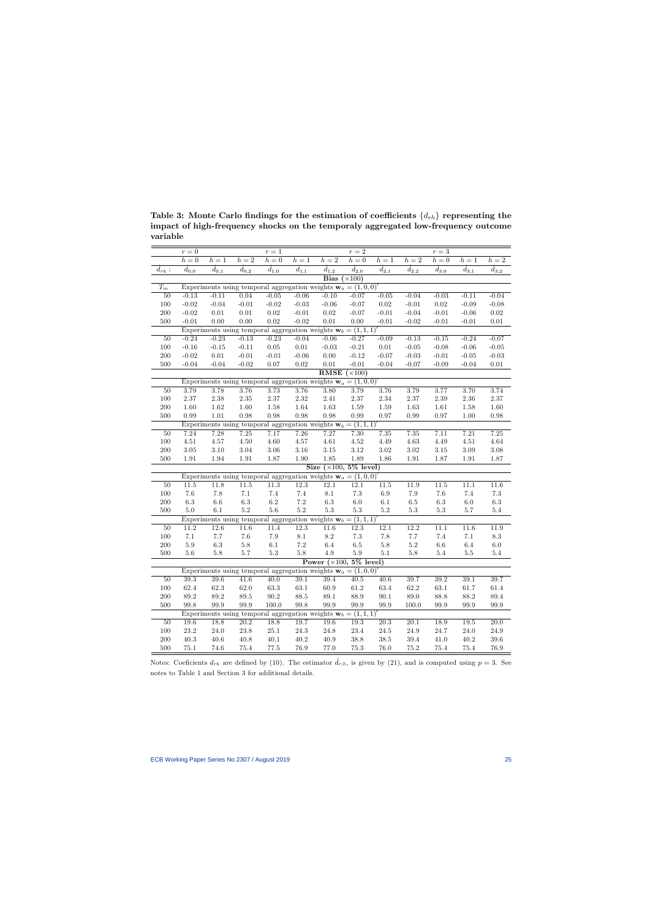**Table 3: Monte Carlo findings for the estimation of coefficients $\{d_{rh}\}$ representing the impact of high-frequency shocks on the temporaly aggregated low-frequency outcome variable**

| | $r=0$ | | | $r=1$ | | | $r=2$ | | | $r=3$ | | |
|---|---|---|---|---|---|---|---|---|---|---|---|---|
| | $h=0$ | $h=1$ | $h=2$ | $h=0$ | $h=1$ | $h=2$ | $h=0$ | $h=1$ | $h=2$ | $h=0$ | $h=1$ | $h=2$ |
| $\hat{d}_{rh}$ : | $d_{0,0}$ | $d_{0,1}$ | $d_{0,2}$ | $d_{1,0}$ | $d_{1,1}$ | $d_{1,2}$ | $d_{2,0}$ | $d_{2,1}$ | $d_{2,2}$ | $d_{3,0}$ | $d_{3,1}$ | $d_{3,2}$ |
| **Bias ($\times 100$)** | | | | | | | | | | | | |
| $T_m$ | Experiments using temporal aggregation weights $\mathbf{w}_a = (1,0,0)'$ | | | | | | | | | | | |
| 50 | -0.13 | -0.11 | 0.04 | -0.05 | -0.06 | -0.10 | -0.07 | -0.05 | -0.04 | -0.03 | -0.11 | -0.04 |
| 100 | -0.02 | -0.04 | -0.01 | -0.02 | -0.03 | -0.06 | -0.07 | 0.02 | -0.01 | 0.02 | -0.09 | -0.08 |
| 200 | -0.02 | 0.01 | 0.01 | 0.02 | -0.01 | 0.02 | -0.07 | -0.01 | -0.04 | -0.01 | -0.06 | 0.02 |
| 500 | -0.01 | 0.00 | 0.00 | 0.02 | -0.02 | 0.01 | 0.00 | -0.01 | -0.02 | -0.01 | -0.01 | 0.01 |
| | Experiments using temporal aggregation weights $\mathbf{w}_b = (1,1,1)'$ | | | | | | | | | | | |
| 50 | -0.24 | -0.23 | -0.13 | -0.23 | -0.04 | -0.06 | -0.27 | -0.09 | -0.13 | -0.15 | -0.24 | -0.07 |
| 100 | -0.16 | -0.15 | -0.11 | 0.05 | 0.01 | -0.03 | -0.21 | 0.01 | -0.05 | -0.08 | -0.06 | -0.05 |
| 200 | -0.02 | 0.01 | -0.01 | -0.01 | -0.06 | 0.00 | -0.12 | -0.07 | -0.03 | -0.01 | -0.05 | -0.03 |
| 500 | -0.04 | -0.04 | -0.02 | 0.07 | 0.02 | 0.01 | -0.01 | -0.04 | -0.07 | -0.09 | -0.04 | 0.01 |
| **RMSE ($\times 100$)** | | | | | | | | | | | | |
| | Experiments using temporal aggregation weights $\mathbf{w}_a = (1,0,0)'$ | | | | | | | | | | | |
| 50 | 3.79 | 3.78 | 3.76 | 3.73 | 3.76 | 3.80 | 3.79 | 3.76 | 3.79 | 3.77 | 3.70 | 3.74 |
| 100 | 2.37 | 2.38 | 2.35 | 2.37 | 2.32 | 2.41 | 2.37 | 2.34 | 2.37 | 2.39 | 2.36 | 2.37 |
| 200 | 1.60 | 1.62 | 1.60 | 1.58 | 1.64 | 1.63 | 1.59 | 1.59 | 1.63 | 1.61 | 1.58 | 1.60 |
| 500 | 0.99 | 1.01 | 0.98 | 0.98 | 0.98 | 0.98 | 0.99 | 0.97 | 0.99 | 0.97 | 1.00 | 0.98 |
| | Experiments using temporal aggregation weights $\mathbf{w}_b = (1,1,1)'$ | | | | | | | | | | | |
| 50 | 7.24 | 7.28 | 7.25 | 7.17 | 7.26 | 7.27 | 7.30 | 7.35 | 7.35 | 7.11 | 7.21 | 7.25 |
| 100 | 4.51 | 4.57 | 4.50 | 4.60 | 4.57 | 4.61 | 4.52 | 4.49 | 4.63 | 4.49 | 4.51 | 4.64 |
| 200 | 3.05 | 3.10 | 3.04 | 3.06 | 3.16 | 3.15 | 3.12 | 3.02 | 3.02 | 3.15 | 3.09 | 3.08 |
| 500 | 1.91 | 1.94 | 1.91 | 1.87 | 1.90 | 1.85 | 1.89 | 1.86 | 1.91 | 1.87 | 1.91 | 1.87 |
| **Size ($\times 100$, 5% level)** | | | | | | | | | | | | |
| | Experiments using temporal aggregation weights $\mathbf{w}_a = (1,0,0)'$ | | | | | | | | | | | |
| 50 | 11.5 | 11.8 | 11.5 | 11.3 | 12.3 | 12.1 | 12.1 | 11.5 | 11.9 | 11.5 | 11.1 | 11.6 |
| 100 | 7.6 | 7.8 | 7.1 | 7.4 | 7.4 | 8.1 | 7.3 | 6.9 | 7.9 | 7.6 | 7.4 | 7.3 |
| 200 | 6.3 | 6.6 | 6.3 | 6.2 | 7.2 | 6.3 | 6.0 | 6.1 | 6.5 | 6.3 | 6.0 | 6.3 |
| 500 | 5.0 | 6.1 | 5.2 | 5.6 | 5.2 | 5.3 | 5.3 | 5.2 | 5.3 | 5.3 | 5.7 | 5.4 |
| | Experiments using temporal aggregation weights $\mathbf{w}_b = (1,1,1)'$ | | | | | | | | | | | |
| 50 | 11.2 | 12.6 | 11.6 | 11.4 | 12.3 | 11.6 | 12.3 | 12.1 | 12.2 | 11.1 | 11.6 | 11.9 |
| 100 | 7.1 | 7.7 | 7.6 | 7.9 | 8.1 | 8.2 | 7.3 | 7.8 | 7.7 | 7.4 | 7.1 | 8.3 |
| 200 | 5.9 | 6.3 | 5.8 | 6.1 | 7.2 | 6.4 | 6.5 | 5.8 | 5.2 | 6.6 | 6.4 | 6.0 |
| 500 | 5.6 | 5.8 | 5.7 | 5.3 | 5.8 | 4.9 | 5.9 | 5.1 | 5.8 | 5.4 | 5.5 | 5.4 |
| **Power ($\times 100$, 5% level)** | | | | | | | | | | | | |
| | Experiments using temporal aggregation weights $\mathbf{w}_a = (1,0,0)'$ | | | | | | | | | | | |
| 50 | 39.3 | 39.6 | 41.6 | 40.0 | 39.1 | 39.4 | 40.5 | 40.6 | 39.7 | 39.2 | 39.1 | 39.7 |
| 100 | 62.4 | 62.3 | 62.0 | 63.3 | 63.1 | 60.9 | 61.2 | 63.4 | 62.2 | 63.1 | 61.7 | 61.4 |
| 200 | 89.2 | 89.2 | 89.5 | 90.2 | 88.5 | 89.1 | 88.9 | 90.1 | 89.0 | 88.8 | 88.2 | 89.4 |
| 500 | 99.8 | 99.9 | 99.9 | 100.0 | 99.8 | 99.9 | 99.9 | 99.9 | 100.0 | 99.9 | 99.9 | 99.9 |
| | Experiments using temporal aggregation weights $\mathbf{w}_b = (1,1,1)'$ | | | | | | | | | | | |
| 50 | 19.6 | 18.8 | 20.2 | 18.8 | 19.7 | 19.6 | 19.3 | 20.3 | 20.1 | 18.9 | 19.5 | 20.0 |
| 100 | 23.2 | 24.0 | 23.8 | 25.1 | 24.3 | 24.8 | 23.4 | 24.5 | 24.9 | 24.7 | 24.0 | 24.9 |
| 200 | 40.3 | 40.6 | 40.8 | 40.1 | 40.2 | 40.9 | 38.8 | 38.5 | 39.4 | 41.0 | 40.2 | 39.6 |
| 500 | 75.1 | 74.6 | 75.4 | 77.5 | 76.9 | 77.0 | 75.3 | 76.0 | 75.2 | 75.4 | 75.4 | 76.9 |

Notes: Coeficients $d_{rh}$ are defined by (10). The estimator $\hat{d}_{r,h}$, is given by (21), and is computed using $p = 3$. See notes to Table 1 and Section 3 for additional details.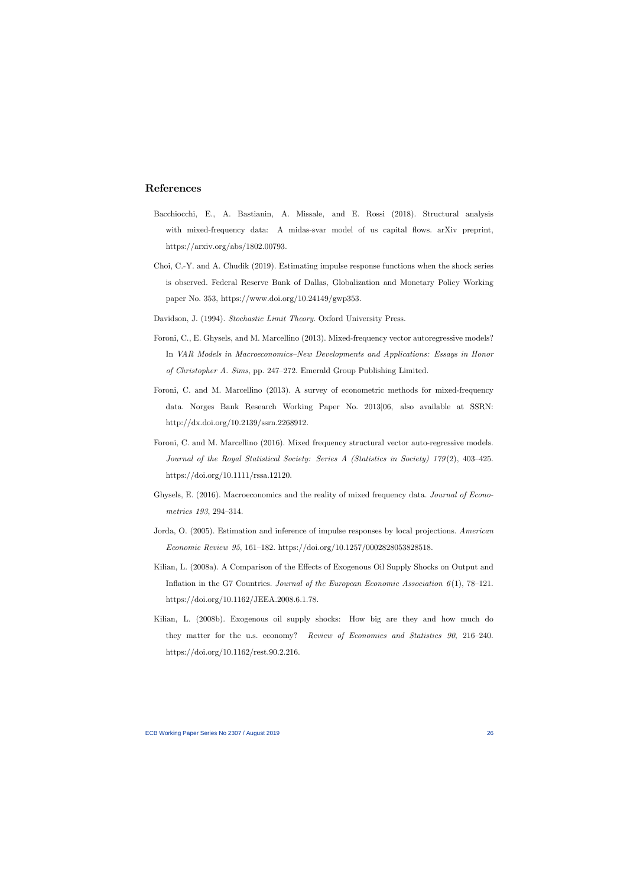## References

Bacchiocchi, E., A. Bastianin, A. Missale, and E. Rossi (2018). Structural analysis with mixed-frequency data: A midas-svar model of us capital flows. arXiv preprint, https://arxiv.org/abs/1802.00793.

Choi, C.-Y. and A. Chudik (2019). Estimating impulse response functions when the shock series is observed. Federal Reserve Bank of Dallas, Globalization and Monetary Policy Working paper No. 353, https://www.doi.org/10.24149/gwp353.

Davidson, J. (1994). *Stochastic Limit Theory*. Oxford University Press.

Foroni, C., E. Ghysels, and M. Marcellino (2013). Mixed-frequency vector autoregressive models? In *VAR Models in Macroeconomics–New Developments and Applications: Essays in Honor of Christopher A. Sims*, pp. 247–272. Emerald Group Publishing Limited.

Foroni, C. and M. Marcellino (2013). A survey of econometric methods for mixed-frequency data. Norges Bank Research Working Paper No. 2013|06, also available at SSRN: http://dx.doi.org/10.2139/ssrn.2268912.

Foroni, C. and M. Marcellino (2016). Mixed frequency structural vector auto-regressive models. *Journal of the Royal Statistical Society: Series A (Statistics in Society) 179*(2), 403–425. https://doi.org/10.1111/rssa.12120.

Ghysels, E. (2016). Macroeconomics and the reality of mixed frequency data. *Journal of Econometrics 193*, 294–314.

Jorda, O. (2005). Estimation and inference of impulse responses by local projections. *American Economic Review 95*, 161–182. https://doi.org/10.1257/0002828053828518.

Kilian, L. (2008a). A Comparison of the Effects of Exogenous Oil Supply Shocks on Output and Inflation in the G7 Countries. *Journal of the European Economic Association 6*(1), 78–121. https://doi.org/10.1162/JEEA.2008.6.1.78.

Kilian, L. (2008b). Exogenous oil supply shocks: How big are they and how much do they matter for the u.s. economy? *Review of Economics and Statistics 90*, 216–240. https://doi.org/10.1162/rest.90.2.216.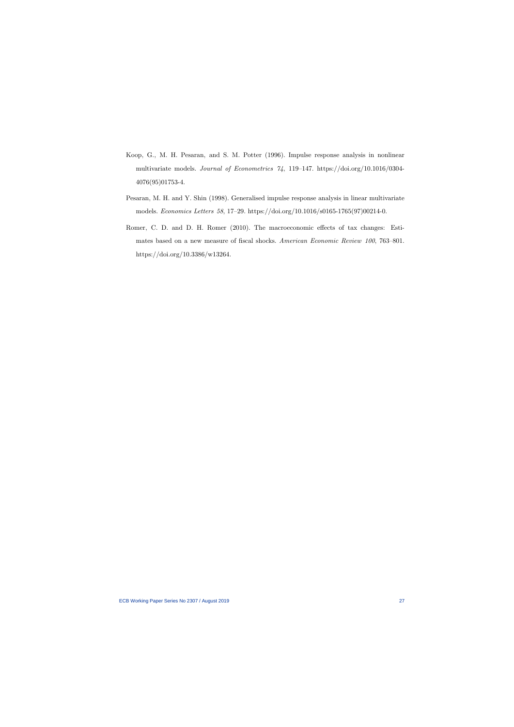Koop, G., M. H. Pesaran, and S. M. Potter (1996). Impulse response analysis in nonlinear multivariate models. *Journal of Econometrics 74*, 119–147. https://doi.org/10.1016/0304-4076(95)01753-4.

Pesaran, M. H. and Y. Shin (1998). Generalised impulse response analysis in linear multivariate models. *Economics Letters 58*, 17–29. https://doi.org/10.1016/s0165-1765(97)00214-0.

Romer, C. D. and D. H. Romer (2010). The macroeconomic effects of tax changes: Estimates based on a new measure of fiscal shocks. *American Economic Review 100*, 763–801. https://doi.org/10.3386/w13264.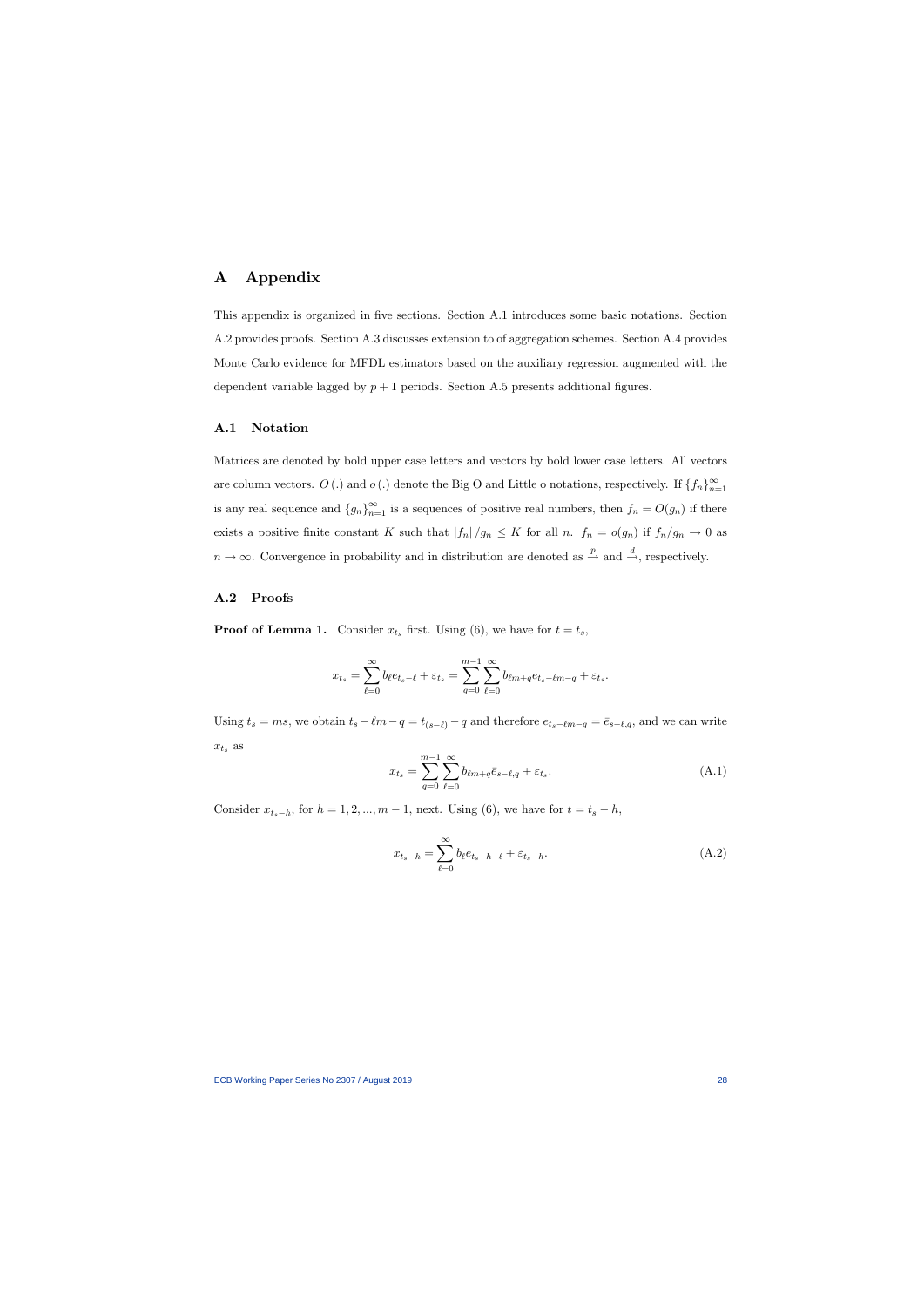# A Appendix

This appendix is organized in five sections. Section A.1 introduces some basic notations. Section A.2 provides proofs. Section A.3 discusses extension to of aggregation schemes. Section A.4 provides Monte Carlo evidence for MFDL estimators based on the auxiliary regression augmented with the dependent variable lagged by $p+1$ periods. Section A.5 presents additional figures.

## A.1 Notation

Matrices are denoted by bold upper case letters and vectors by bold lower case letters. All vectors are column vectors. $O(.)$ and $o(.)$ denote the Big O and Little o notations, respectively. If $\{f_n\}_{n=1}^{\infty}$ is any real sequence and $\{g_n\}_{n=1}^{\infty}$ is a sequences of positive real numbers, then $f_n = O(g_n)$ if there exists a positive finite constant $K$ such that $|f_n|/g_n \leq K$ for all $n$. $f_n = o(g_n)$ if $f_n/g_n \to 0$ as $n \to \infty$. Convergence in probability and in distribution are denoted as $\xrightarrow{p}$ and $\xrightarrow{d}$, respectively.

## A.2 Proofs

**Proof of Lemma 1.** Consider $x_{t_s}$ first. Using (6), we have for $t = t_s$,

$$x_{t_s} = \sum_{\ell=0}^{\infty} b_\ell e_{t_s-\ell} + \varepsilon_{t_s} = \sum_{q=0}^{m-1} \sum_{\ell=0}^{\infty} b_{\ell m+q} e_{t_s-\ell m-q} + \varepsilon_{t_s}.$$

Using $t_s = ms$, we obtain $t_s - \ell m - q = t_{(s-\ell)} - q$ and therefore $e_{t_s-\ell m-q} = \bar{e}_{s-\ell,q}$, and we can write $x_{t_s}$ as

$$x_{t_s} = \sum_{q=0}^{m-1} \sum_{\ell=0}^{\infty} b_{\ell m+q} \bar{e}_{s-\ell,q} + \varepsilon_{t_s}. \tag{A.1}$$

Consider $x_{t_s-h}$, for $h = 1, 2, ..., m-1$, next. Using (6), we have for $t = t_s - h$,

$$x_{t_s-h} = \sum_{\ell=0}^{\infty} b_\ell e_{t_s-h-\ell} + \varepsilon_{t_s-h}. \tag{A.2}$$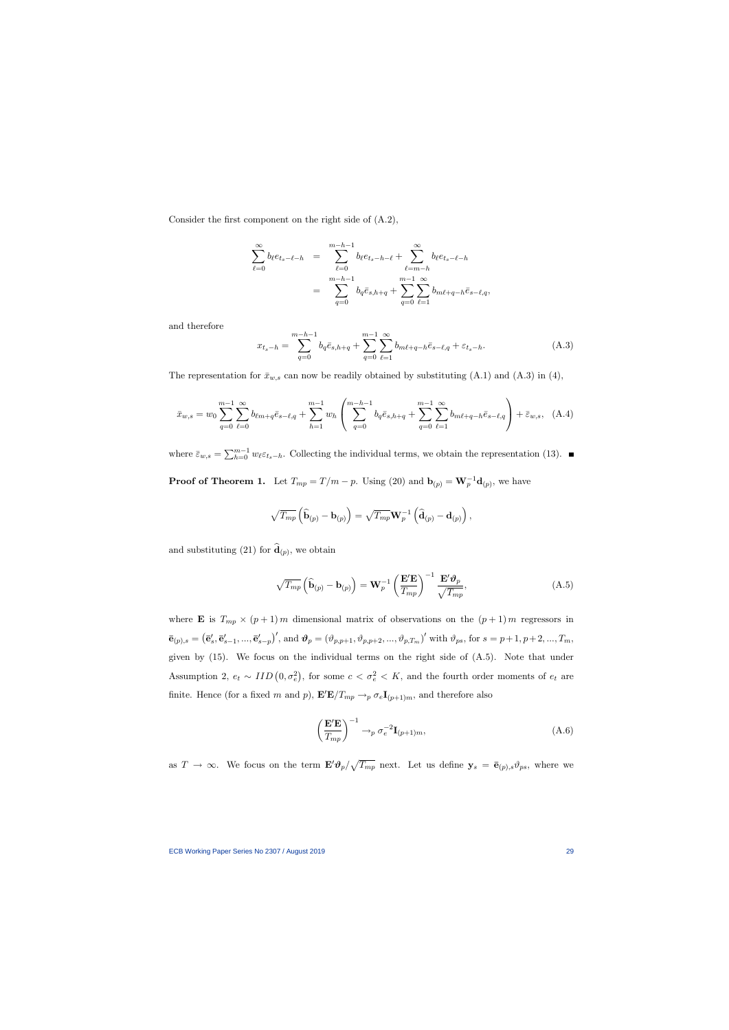Consider the first component on the right side of (A.2),

$$
\begin{aligned}
\sum_{\ell=0}^{\infty} b_\ell e_{t_s-\ell-h} &= \sum_{\ell=0}^{m-h-1} b_\ell e_{t_s-h-\ell} + \sum_{\ell=m-h}^{\infty} b_\ell e_{t_s-\ell-h} \\
&= \sum_{q=0}^{m-h-1} b_q \bar{e}_{s,h+q} + \sum_{q=0}^{m-1} \sum_{\ell=1}^{\infty} b_{m\ell+q-h} \bar{e}_{s-\ell,q},
\end{aligned}
$$

and therefore

$$
x_{t_s-h} = \sum_{q=0}^{m-h-1} b_q \bar{e}_{s,h+q} + \sum_{q=0}^{m-1} \sum_{\ell=1}^{\infty} b_{m\ell+q-h} \bar{e}_{s-\ell,q} + \varepsilon_{t_s-h}. \tag{A.3}
$$

The representation for $\bar{x}_{w,s}$ can now be readily obtained by substituting (A.1) and (A.3) in (4),

$$
\bar{x}_{w,s} = w_0 \sum_{q=0}^{m-1} \sum_{\ell=0}^{\infty} b_{\ell m+q} \bar{e}_{s-\ell,q} + \sum_{h=1}^{m-1} w_h \left( \sum_{q=0}^{m-h-1} b_q \bar{e}_{s,h+q} + \sum_{q=0}^{m-1} \sum_{\ell=1}^{\infty} b_{m\ell+q-h} \bar{e}_{s-\ell,q} \right) + \bar{\varepsilon}_{w,s}, \tag{A.4}
$$

where $\bar{\varepsilon}_{w,s} = \sum_{h=0}^{m-1} w_\ell \varepsilon_{t_s-h}$. Collecting the individual terms, we obtain the representation (13). ■

**Proof of Theorem 1.** Let $T_{mp} = T/m - p$. Using (20) and $\mathbf{b}_{(p)} = \mathbf{W}_p^{-1} \mathbf{d}_{(p)}$, we have

$$
\sqrt{T_{mp}} \left( \widehat{\mathbf{b}}_{(p)} - \mathbf{b}_{(p)} \right) = \sqrt{T_{mp}} \mathbf{W}_p^{-1} \left( \widehat{\mathbf{d}}_{(p)} - \mathbf{d}_{(p)} \right),
$$

and substituting (21) for $\widehat{\mathbf{d}}_{(p)}$, we obtain

$$
\sqrt{T_{mp}} \left( \widehat{\mathbf{b}}_{(p)} - \mathbf{b}_{(p)} \right) = \mathbf{W}_p^{-1} \left( \frac{\mathbf{E}'\mathbf{E}}{T_{mp}} \right)^{-1} \frac{\mathbf{E}'\boldsymbol{\vartheta}_p}{\sqrt{T_{mp}}}, \tag{A.5}
$$

where $\mathbf{E}$ is $T_{mp} \times (p+1)m$ dimensional matrix of observations on the $(p+1)m$ regressors in $\bar{\mathbf{e}}_{(p),s} = \left( \bar{\mathbf{e}}_s', \bar{\mathbf{e}}_{s-1}', ..., \bar{\mathbf{e}}_{s-p}' \right)'$, and $\boldsymbol{\vartheta}_p = \left( \vartheta_{p,p+1}, \vartheta_{p,p+2}, ..., \vartheta_{p,T_m} \right)'$ with $\vartheta_{ps}$, for $s = p+1, p+2, ..., T_m$, given by (15). We focus on the individual terms on the right side of (A.5). Note that under Assumption 2, $e_t \sim IID\left(0, \sigma_e^2\right)$, for some $c < \sigma_e^2 < K$, and the fourth order moments of $e_t$ are finite. Hence (for a fixed $m$ and $p$), $\mathbf{E}'\mathbf{E}/T_{mp} \to_p \sigma_e \mathbf{I}_{(p+1)m}$, and therefore also

$$
\left( \frac{\mathbf{E}'\mathbf{E}}{T_{mp}} \right)^{-1} \to_p \sigma_e^{-2} \mathbf{I}_{(p+1)m}, \tag{A.6}
$$

as $T \to \infty$. We focus on the term $\mathbf{E}'\boldsymbol{\vartheta}_p/\sqrt{T_{mp}}$ next. Let us define $\mathbf{y}_s = \bar{\mathbf{e}}_{(p),s}\vartheta_{ps}$, where we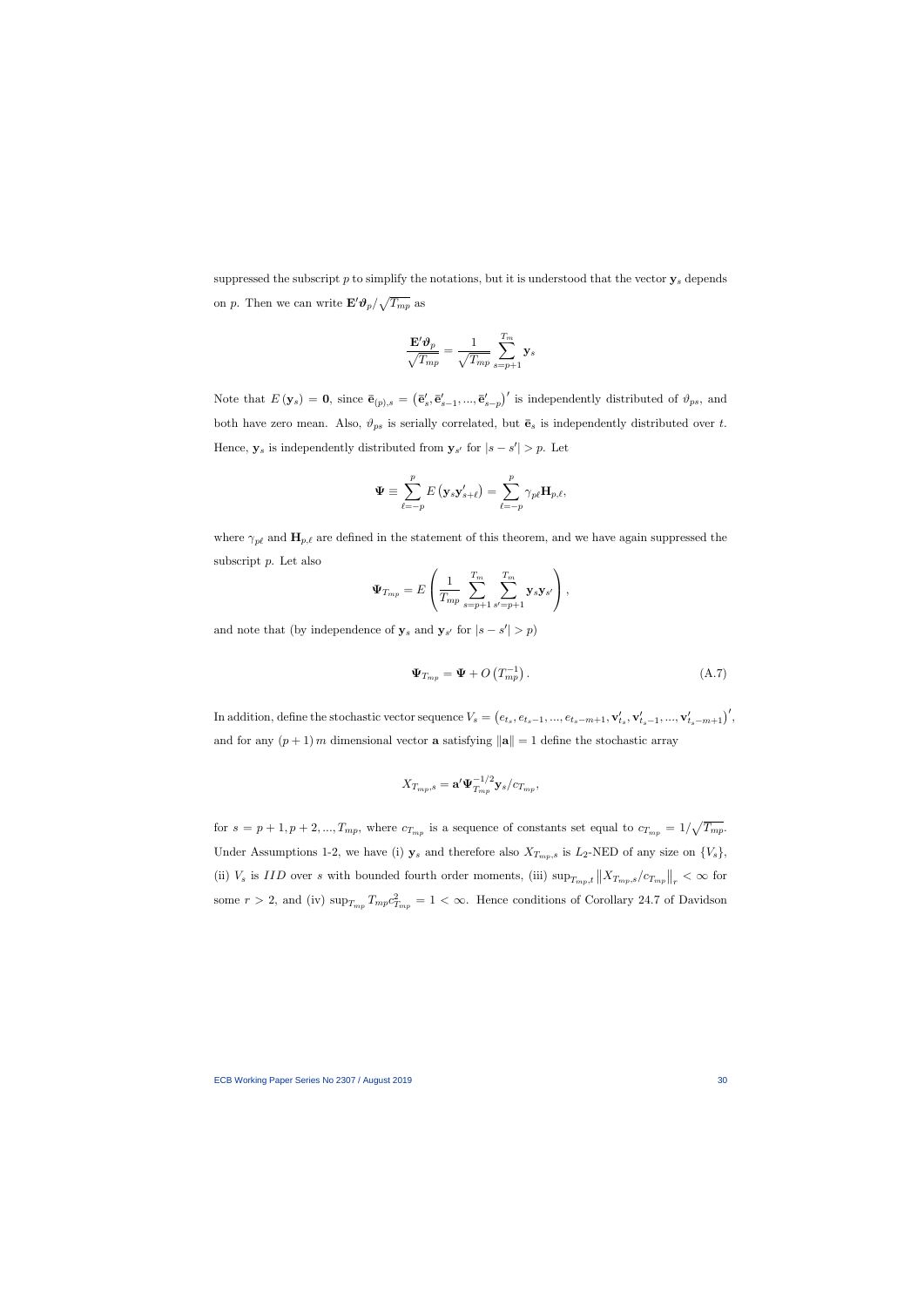suppressed the subscript $p$ to simplify the notations, but it is understood that the vector $\mathbf{y}_s$ depends on $p$. Then we can write $\mathbf{E}'\boldsymbol{\vartheta}_p/\sqrt{T_{mp}}$ as

$$\frac{\mathbf{E}'\boldsymbol{\vartheta}_p}{\sqrt{T_{mp}}} = \frac{1}{\sqrt{T_{mp}}} \sum_{s=p+1}^{T_m} \mathbf{y}_s$$

Note that $E(\mathbf{y}_s) = \mathbf{0}$, since $\bar{\mathbf{e}}_{(p),s} = \left(\bar{\mathbf{e}}'_s, \bar{\mathbf{e}}'_{s-1}, ..., \bar{\mathbf{e}}'_{s-p}\right)'$ is independently distributed of $\vartheta_{ps}$, and both have zero mean. Also, $\vartheta_{ps}$ is serially correlated, but $\bar{\mathbf{e}}_s$ is independently distributed over $t$. Hence, $\mathbf{y}_s$ is independently distributed from $\mathbf{y}_{s'}$ for $|s - s'| > p$. Let

$$\boldsymbol{\Psi} \equiv \sum_{\ell=-p}^{p} E\left(\mathbf{y}_s \mathbf{y}'_{s+\ell}\right) = \sum_{\ell=-p}^{p} \gamma_{p\ell} \mathbf{H}_{p,\ell},$$

where $\gamma_{p\ell}$ and $\mathbf{H}_{p,\ell}$ are defined in the statement of this theorem, and we have again suppressed the subscript $p$. Let also

$$\boldsymbol{\Psi}_{T_{mp}} = E\left(\frac{1}{T_{mp}} \sum_{s=p+1}^{T_m} \sum_{s'=p+1}^{T_m} \mathbf{y}_s \mathbf{y}_{s'}\right),$$

and note that (by independence of $\mathbf{y}_s$ and $\mathbf{y}_{s'}$ for $|s - s'| > p$)

$$\boldsymbol{\Psi}_{T_{mp}} = \boldsymbol{\Psi} + O\left(T_{mp}^{-1}\right). \tag{A.7}$$

In addition, define the stochastic vector sequence $V_s = \left(e_{t_s}, e_{t_s-1}, ..., e_{t_s-m+1}, \mathbf{v}'_{t_s}, \mathbf{v}'_{t_s-1}, ..., \mathbf{v}'_{t_s-m+1}\right)'$, and for any $(p+1)\,m$ dimensional vector $\mathbf{a}$ satisfying $\|\mathbf{a}\| = 1$ define the stochastic array

$$X_{T_{mp},s} = \mathbf{a}'\boldsymbol{\Psi}_{T_{mp}}^{-1/2} \mathbf{y}_s / c_{T_{mp}},$$

for $s = p+1, p+2, ..., T_{mp}$, where $c_{T_{mp}}$ is a sequence of constants set equal to $c_{T_{mp}} = 1/\sqrt{T_{mp}}$. Under Assumptions 1-2, we have (i) $\mathbf{y}_s$ and therefore also $X_{T_{mp},s}$ is $L_2$-NED of any size on $\{V_s\}$, (ii) $V_s$ is $IID$ over $s$ with bounded fourth order moments, (iii) $\sup_{T_{mp},t} \left\|X_{T_{mp},s}/c_{T_{mp}}\right\|_r < \infty$ for some $r > 2$, and (iv) $\sup_{T_{mp}} T_{mp} c_{T_{mp}}^2 = 1 < \infty$. Hence conditions of Corollary 24.7 of Davidson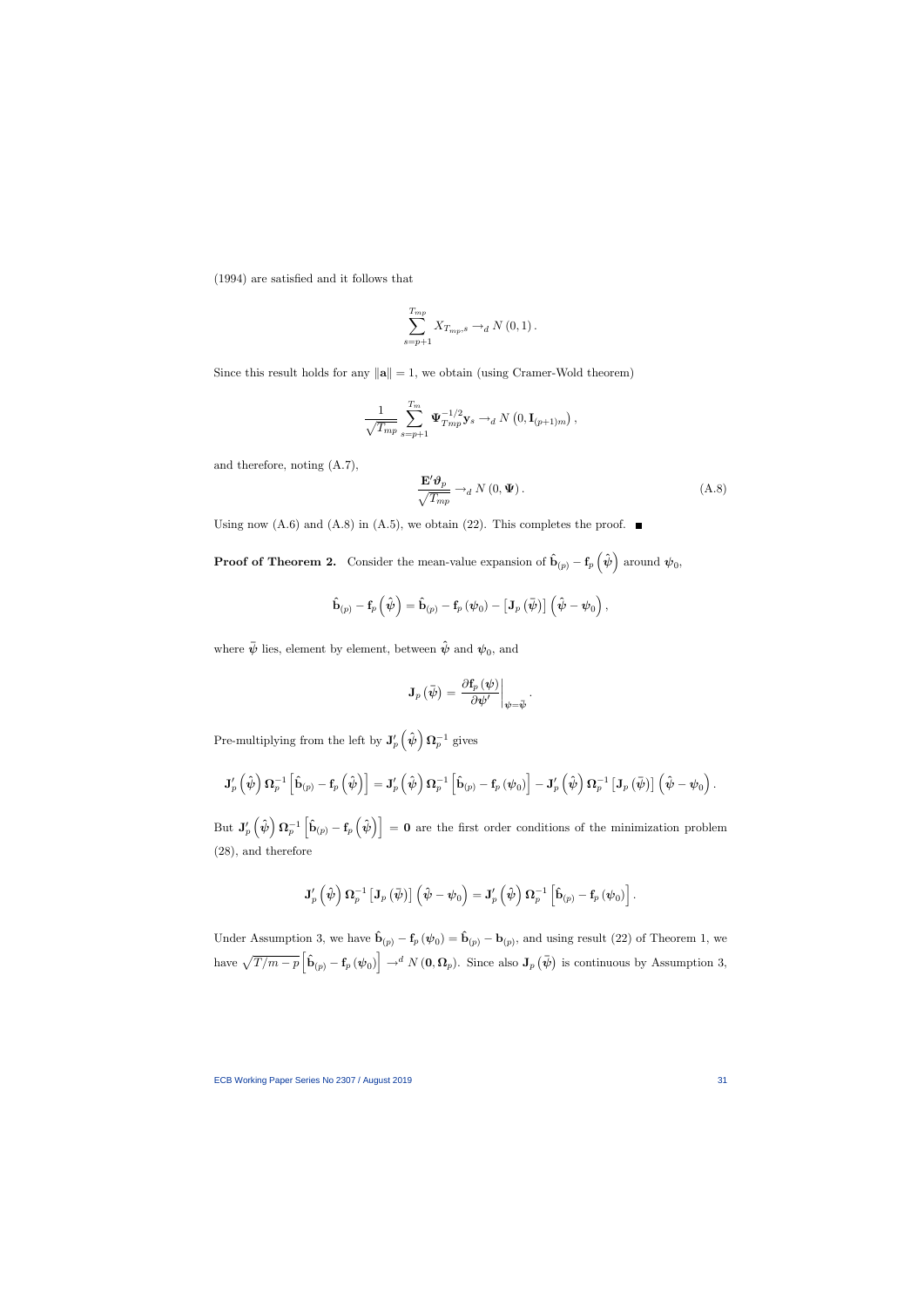(1994) are satisfied and it follows that

$$\sum_{s=p+1}^{T_{mp}} X_{T_{mp},s} \rightarrow_d N(0,1).$$

Since this result holds for any $\|\mathbf{a}\| = 1$, we obtain (using Cramer-Wold theorem)

$$\frac{1}{\sqrt{T_{mp}}} \sum_{s=p+1}^{T_m} \mathbf{\Psi}_{Tmp}^{-1/2} \mathbf{y}_s \rightarrow_d N\left(0, \mathbf{I}_{(p+1)m}\right),$$

and therefore, noting (A.7),

$$\frac{\mathbf{E}'\boldsymbol{\vartheta}_p}{\sqrt{T_{mp}}} \rightarrow_d N(0, \mathbf{\Psi}). \tag{A.8}$$

Using now (A.6) and (A.8) in (A.5), we obtain (22). This completes the proof. ■

**Proof of Theorem 2.** Consider the mean-value expansion of $\hat{\mathbf{b}}_{(p)} - \mathbf{f}_p\left(\hat{\boldsymbol{\psi}}\right)$ around $\boldsymbol{\psi}_0$,

$$\hat{\mathbf{b}}_{(p)} - \mathbf{f}_p\left(\hat{\boldsymbol{\psi}}\right) = \hat{\mathbf{b}}_{(p)} - \mathbf{f}_p\left(\boldsymbol{\psi}_0\right) - \left[\mathbf{J}_p\left(\bar{\boldsymbol{\psi}}\right)\right]\left(\hat{\boldsymbol{\psi}} - \boldsymbol{\psi}_0\right),$$

where $\bar{\boldsymbol{\psi}}$ lies, element by element, between $\hat{\boldsymbol{\psi}}$ and $\boldsymbol{\psi}_0$, and

$$\mathbf{J}_p\left(\bar{\boldsymbol{\psi}}\right) = \left.\frac{\partial \mathbf{f}_p\left(\boldsymbol{\psi}\right)}{\partial \boldsymbol{\psi}'}\right|_{\boldsymbol{\psi}=\bar{\boldsymbol{\psi}}}.$$

Pre-multiplying from the left by $\mathbf{J}_p'\left(\hat{\boldsymbol{\psi}}\right)\mathbf{\Omega}_p^{-1}$ gives

$$\mathbf{J}_p'\left(\hat{\boldsymbol{\psi}}\right)\mathbf{\Omega}_p^{-1}\left[\hat{\mathbf{b}}_{(p)} - \mathbf{f}_p\left(\hat{\boldsymbol{\psi}}\right)\right] = \mathbf{J}_p'\left(\hat{\boldsymbol{\psi}}\right)\mathbf{\Omega}_p^{-1}\left[\hat{\mathbf{b}}_{(p)} - \mathbf{f}_p\left(\boldsymbol{\psi}_0\right)\right] - \mathbf{J}_p'\left(\hat{\boldsymbol{\psi}}\right)\mathbf{\Omega}_p^{-1}\left[\mathbf{J}_p\left(\bar{\boldsymbol{\psi}}\right)\right]\left(\hat{\boldsymbol{\psi}} - \boldsymbol{\psi}_0\right).$$

But $\mathbf{J}_p'\left(\hat{\boldsymbol{\psi}}\right)\mathbf{\Omega}_p^{-1}\left[\hat{\mathbf{b}}_{(p)} - \mathbf{f}_p\left(\hat{\boldsymbol{\psi}}\right)\right] = \mathbf{0}$ are the first order conditions of the minimization problem (28), and therefore

$$\mathbf{J}_p'\left(\hat{\boldsymbol{\psi}}\right)\mathbf{\Omega}_p^{-1}\left[\mathbf{J}_p\left(\bar{\boldsymbol{\psi}}\right)\right]\left(\hat{\boldsymbol{\psi}} - \boldsymbol{\psi}_0\right) = \mathbf{J}_p'\left(\hat{\boldsymbol{\psi}}\right)\mathbf{\Omega}_p^{-1}\left[\hat{\mathbf{b}}_{(p)} - \mathbf{f}_p\left(\boldsymbol{\psi}_0\right)\right].$$

Under Assumption 3, we have $\hat{\mathbf{b}}_{(p)} - \mathbf{f}_p\left(\boldsymbol{\psi}_0\right) = \hat{\mathbf{b}}_{(p)} - \mathbf{b}_{(p)}$, and using result (22) of Theorem 1, we have $\sqrt{T/m - p}\left[\hat{\mathbf{b}}_{(p)} - \mathbf{f}_p\left(\boldsymbol{\psi}_0\right)\right] \rightarrow^d N\left(\mathbf{0}, \mathbf{\Omega}_p\right)$. Since also $\mathbf{J}_p\left(\bar{\boldsymbol{\psi}}\right)$ is continuous by Assumption 3,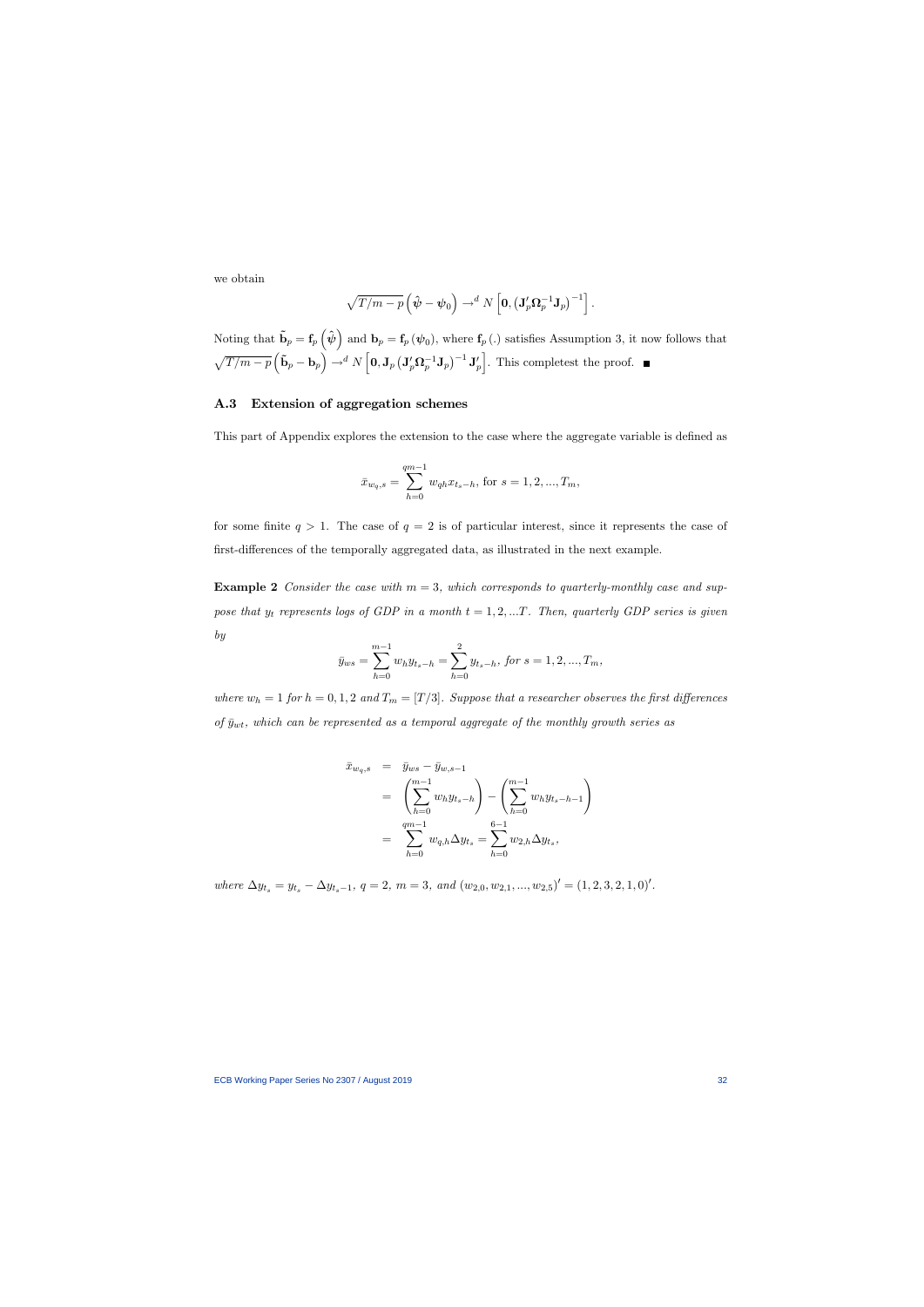we obtain

$$\sqrt{T/m-p}\left(\hat{\boldsymbol{\psi}}-\boldsymbol{\psi}_0\right)\rightarrow^d N\left[\mathbf{0},\left(\mathbf{J}_p'\boldsymbol{\Omega}_p^{-1}\mathbf{J}_p\right)^{-1}\right].$$

Noting that $\tilde{\mathbf{b}}_p=\mathbf{f}_p\left(\hat{\boldsymbol{\psi}}\right)$ and $\mathbf{b}_p=\mathbf{f}_p\left(\boldsymbol{\psi}_0\right)$, where $\mathbf{f}_p\left(.\right)$ satisfies Assumption 3, it now follows that $\sqrt{T/m-p}\left(\tilde{\mathbf{b}}_p-\mathbf{b}_p\right)\rightarrow^d N\left[\mathbf{0},\mathbf{J}_p\left(\mathbf{J}_p'\boldsymbol{\Omega}_p^{-1}\mathbf{J}_p\right)^{-1}\mathbf{J}_p'\right]$. This completest the proof. ■

### A.3 Extension of aggregation schemes

This part of Appendix explores the extension to the case where the aggregate variable is defined as

$$\bar{x}_{w_q,s}=\sum_{h=0}^{qm-1}w_{qh}x_{t_s-h}\text{, for } s=1,2,...,T_m,$$

for some finite $q>1$. The case of $q=2$ is of particular interest, since it represents the case of first-differences of the temporally aggregated data, as illustrated in the next example.

**Example 2** *Consider the case with $m=3$, which corresponds to quarterly-monthly case and suppose that $y_t$ represents logs of GDP in a month $t=1,2,...T$. Then, quarterly GDP series is given by*

$$\bar{y}_{ws}=\sum_{h=0}^{m-1}w_h y_{t_s-h}=\sum_{h=0}^{2}y_{t_s-h}\text{, for } s=1,2,...,T_m,$$

*where $w_h=1$ for $h=0,1,2$ and $T_m=[T/3]$. Suppose that a researcher observes the first differences of $\bar{y}_{wt}$, which can be represented as a temporal aggregate of the monthly growth series as*

$$\begin{aligned}\bar{x}_{w_q,s} &= \bar{y}_{ws}-\bar{y}_{w,s-1}\\ &= \left(\sum_{h=0}^{m-1}w_h y_{t_s-h}\right)-\left(\sum_{h=0}^{m-1}w_h y_{t_s-h-1}\right)\\ &= \sum_{h=0}^{qm-1}w_{q,h}\Delta y_{t_s}=\sum_{h=0}^{6-1}w_{2,h}\Delta y_{t_s},\end{aligned}$$

*where $\Delta y_{t_s}=y_{t_s}-\Delta y_{t_s-1}$, $q=2$, $m=3$, and $\left(w_{2,0},w_{2,1},...,w_{2,5}\right)'=(1,2,3,2,1,0)'$.*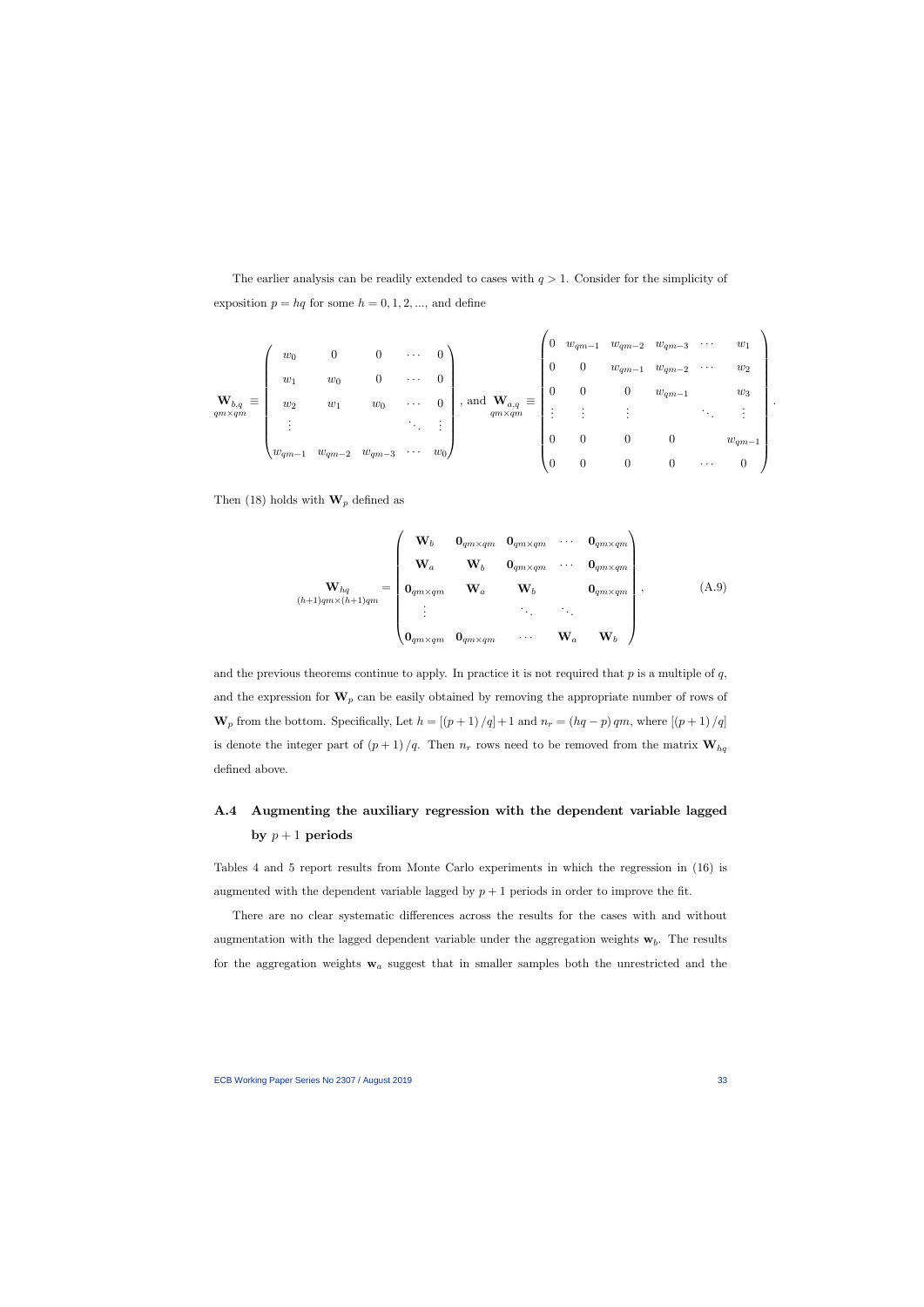The earlier analysis can be readily extended to cases with $q > 1$. Consider for the simplicity of exposition $p = hq$ for some $h = 0, 1, 2, ...,$ and define

$$
\underset{qm\times qm}{\mathbf{W}_{b,q}} \equiv \begin{pmatrix} w_0 & 0 & 0 & \cdots & 0 \\ w_1 & w_0 & 0 & \cdots & 0 \\ w_2 & w_1 & w_0 & \cdots & 0 \\ \vdots & & & \ddots & \vdots \\ w_{qm-1} & w_{qm-2} & w_{qm-3} & \cdots & w_0 \end{pmatrix}, \text{ and } \underset{qm\times qm}{\mathbf{W}_{a,q}} \equiv \begin{pmatrix} 0 & w_{qm-1} & w_{qm-2} & w_{qm-3} & \cdots & w_1 \\ 0 & 0 & w_{qm-1} & w_{qm-2} & \cdots & w_2 \\ 0 & 0 & 0 & w_{qm-1} & & w_3 \\ \vdots & \vdots & \vdots & & \ddots & \vdots \\ 0 & 0 & 0 & 0 & & w_{qm-1} \\ 0 & 0 & 0 & 0 & \cdots & 0 \end{pmatrix}.
$$

Then (18) holds with $\mathbf{W}_p$ defined as

$$
\underset{(h+1)qm\times(h+1)qm}{\mathbf{W}_{hq}} = \begin{pmatrix} \mathbf{W}_b & \mathbf{0}_{qm\times qm} & \mathbf{0}_{qm\times qm} & \cdots & \mathbf{0}_{qm\times qm} \\ \mathbf{W}_a & \mathbf{W}_b & \mathbf{0}_{qm\times qm} & \cdots & \mathbf{0}_{qm\times qm} \\ \mathbf{0}_{qm\times qm} & \mathbf{W}_a & \mathbf{W}_b & & \mathbf{0}_{qm\times qm} \\ \vdots & & \ddots & \ddots & \\ \mathbf{0}_{qm\times qm} & \mathbf{0}_{qm\times qm} & \cdots & \mathbf{W}_a & \mathbf{W}_b \end{pmatrix}, \tag{A.9}
$$

and the previous theorems continue to apply. In practice it is not required that $p$ is a multiple of $q$, and the expression for $\mathbf{W}_p$ can be easily obtained by removing the appropriate number of rows of $\mathbf{W}_p$ from the bottom. Specifically, Let $h = [(p+1)/q] + 1$ and $n_r = (hq - p)\, qm$, where $[(p+1)/q]$ is denote the integer part of $(p+1)/q$. Then $n_r$ rows need to be removed from the matrix $\mathbf{W}_{hq}$ defined above.

## A.4 Augmenting the auxiliary regression with the dependent variable lagged by $p+1$ periods

Tables 4 and 5 report results from Monte Carlo experiments in which the regression in (16) is augmented with the dependent variable lagged by $p+1$ periods in order to improve the fit.

There are no clear systematic differences across the results for the cases with and without augmentation with the lagged dependent variable under the aggregation weights $\mathbf{w}_b$. The results for the aggregation weights $\mathbf{w}_a$ suggest that in smaller samples both the unrestricted and the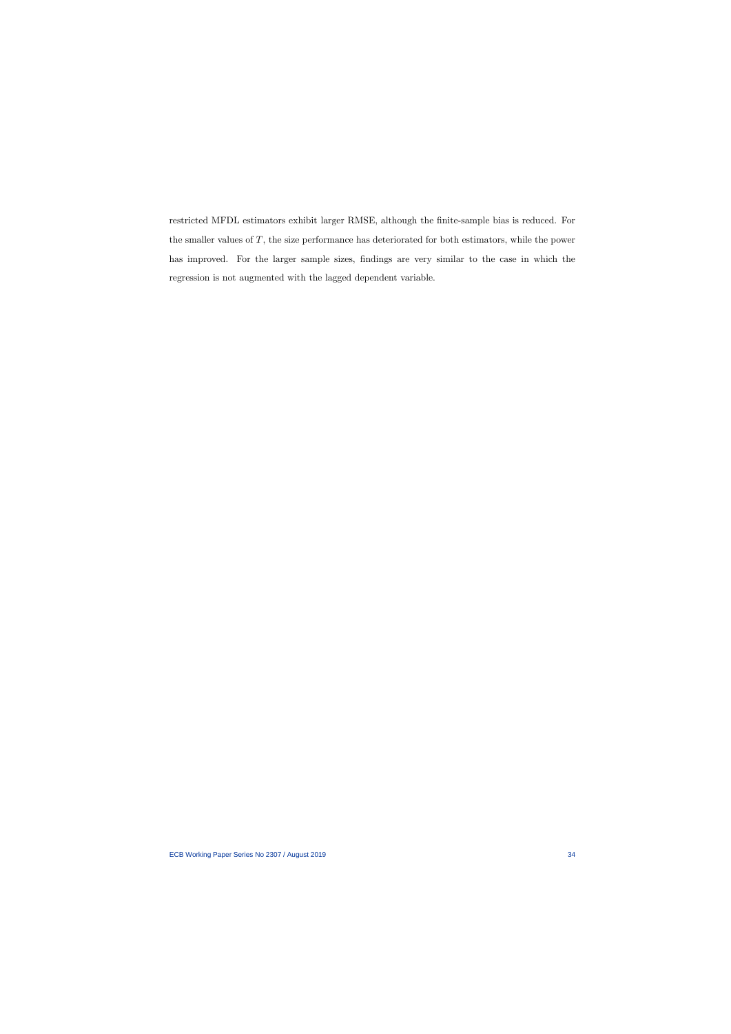restricted MFDL estimators exhibit larger RMSE, although the finite-sample bias is reduced. For the smaller values of $T$, the size performance has deteriorated for both estimators, while the power has improved. For the larger sample sizes, findings are very similar to the case in which the regression is not augmented with the lagged dependent variable.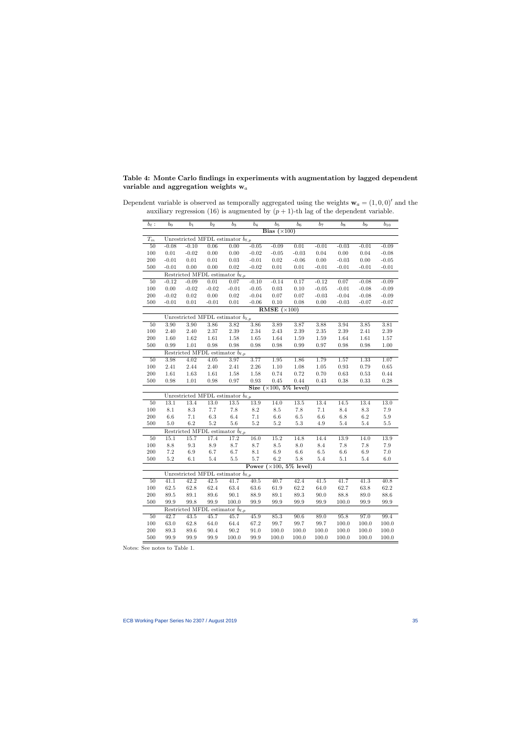**Table 4: Monte Carlo findings in experiments with augmentation by lagged dependent variable and aggregation weights $\mathbf{w}_a$**

Dependent variable is observed as temporally aggregated using the weights $\mathbf{w}_a = (1, 0, 0)'$ and the auxiliary regression (16) is augmented by $(p+1)$-th lag of the dependent variable.

| $b_\ell$ : | $b_0$ | $b_1$ | $b_2$ | $b_3$ | $b_4$ | $b_5$ | $b_6$ | $b_7$ | $b_8$ | $b_9$ | $b_{10}$ |
|---|---|---|---|---|---|---|---|---|---|---|---|
| | | | | | | **Bias (×100)** | | | | | |
| $T_m$ | Unrestricted MFDL estimator $\hat{b}_{\ell,p}$ | | | | | | | | | | |
| 50 | -0.08 | -0.10 | 0.06 | 0.00 | -0.05 | -0.09 | 0.01 | -0.01 | -0.03 | -0.01 | -0.09 |
| 100 | 0.01 | -0.02 | 0.00 | 0.00 | -0.02 | -0.05 | -0.03 | 0.04 | 0.00 | 0.04 | -0.08 |
| 200 | -0.01 | 0.01 | 0.01 | 0.03 | -0.01 | 0.02 | -0.06 | 0.00 | -0.03 | 0.00 | -0.05 |
| 500 | -0.01 | 0.00 | 0.00 | 0.02 | -0.02 | 0.01 | 0.01 | -0.01 | -0.01 | -0.01 | -0.01 |
| | Restricted MFDL estimator $\tilde{b}_{\ell,p}$ | | | | | | | | | | |
| 50 | -0.12 | -0.09 | 0.01 | 0.07 | -0.10 | -0.14 | 0.17 | -0.12 | 0.07 | -0.08 | -0.09 |
| 100 | 0.00 | -0.02 | -0.02 | -0.01 | -0.05 | 0.03 | 0.10 | -0.05 | -0.01 | -0.08 | -0.09 |
| 200 | -0.02 | 0.02 | 0.00 | 0.02 | -0.04 | 0.07 | 0.07 | -0.03 | -0.04 | -0.08 | -0.09 |
| 500 | -0.01 | 0.01 | -0.01 | 0.01 | -0.06 | 0.10 | 0.08 | 0.00 | -0.03 | -0.07 | -0.07 |
| | | | | | | **RMSE (×100)** | | | | | |
| | Unrestricted MFDL estimator $\hat{b}_{\ell,p}$ | | | | | | | | | | |
| 50 | 3.90 | 3.90 | 3.86 | 3.82 | 3.86 | 3.89 | 3.87 | 3.88 | 3.94 | 3.85 | 3.81 |
| 100 | 2.40 | 2.40 | 2.37 | 2.39 | 2.34 | 2.43 | 2.39 | 2.35 | 2.39 | 2.41 | 2.39 |
| 200 | 1.60 | 1.62 | 1.61 | 1.58 | 1.65 | 1.64 | 1.59 | 1.59 | 1.64 | 1.61 | 1.57 |
| 500 | 0.99 | 1.01 | 0.98 | 0.98 | 0.98 | 0.98 | 0.99 | 0.97 | 0.98 | 0.98 | 1.00 |
| | Restricted MFDL estimator $\tilde{b}_{\ell,p}$ | | | | | | | | | | |
| 50 | 3.98 | 4.02 | 4.05 | 3.97 | 3.77 | 1.95 | 1.86 | 1.79 | 1.57 | 1.33 | 1.07 |
| 100 | 2.41 | 2.44 | 2.40 | 2.41 | 2.26 | 1.10 | 1.08 | 1.05 | 0.93 | 0.79 | 0.65 |
| 200 | 1.61 | 1.63 | 1.61 | 1.58 | 1.58 | 0.74 | 0.72 | 0.70 | 0.63 | 0.53 | 0.44 |
| 500 | 0.98 | 1.01 | 0.98 | 0.97 | 0.93 | 0.45 | 0.44 | 0.43 | 0.38 | 0.33 | 0.28 |
| | | | | | | **Size (×100, 5% level)** | | | | | |
| | Unrestricted MFDL estimator $\hat{b}_{\ell,p}$ | | | | | | | | | | |
| 50 | 13.1 | 13.4 | 13.0 | 13.5 | 13.9 | 14.0 | 13.5 | 13.4 | 14.5 | 13.4 | 13.0 |
| 100 | 8.1 | 8.3 | 7.7 | 7.8 | 8.2 | 8.5 | 7.8 | 7.1 | 8.4 | 8.3 | 7.9 |
| 200 | 6.6 | 7.1 | 6.3 | 6.4 | 7.1 | 6.6 | 6.5 | 6.6 | 6.8 | 6.2 | 5.9 |
| 500 | 5.0 | 6.2 | 5.2 | 5.6 | 5.2 | 5.2 | 5.3 | 4.9 | 5.4 | 5.4 | 5.5 |
| | Restricted MFDL estimator $\tilde{b}_{\ell,p}$ | | | | | | | | | | |
| 50 | 15.1 | 15.7 | 17.4 | 17.2 | 16.0 | 15.2 | 14.8 | 14.4 | 13.9 | 14.0 | 13.9 |
| 100 | 8.8 | 9.3 | 8.9 | 8.7 | 8.7 | 8.5 | 8.0 | 8.4 | 7.8 | 7.8 | 7.9 |
| 200 | 7.2 | 6.9 | 6.7 | 6.7 | 8.1 | 6.9 | 6.6 | 6.5 | 6.6 | 6.9 | 7.0 |
| 500 | 5.2 | 6.1 | 5.4 | 5.5 | 5.7 | 6.2 | 5.8 | 5.4 | 5.1 | 5.4 | 6.0 |
| | | | | | | **Power (×100, 5% level)** | | | | | |
| | Unrestricted MFDL estimator $\hat{b}_{\ell,p}$ | | | | | | | | | | |
| 50 | 41.1 | 42.2 | 42.5 | 41.7 | 40.5 | 40.7 | 42.4 | 41.5 | 41.7 | 41.3 | 40.8 |
| 100 | 62.5 | 62.8 | 62.4 | 63.4 | 63.6 | 61.9 | 62.2 | 64.0 | 62.7 | 63.8 | 62.2 |
| 200 | 89.5 | 89.1 | 89.6 | 90.1 | 88.9 | 89.1 | 89.3 | 90.0 | 88.8 | 89.0 | 88.6 |
| 500 | 99.9 | 99.8 | 99.9 | 100.0 | 99.9 | 99.9 | 99.9 | 99.9 | 100.0 | 99.9 | 99.9 |
| | Restricted MFDL estimator $\tilde{b}_{\ell,p}$ | | | | | | | | | | |
| 50 | 42.7 | 43.5 | 45.7 | 45.7 | 45.9 | 85.3 | 90.6 | 89.0 | 95.8 | 97.0 | 99.4 |
| 100 | 63.0 | 62.8 | 64.0 | 64.4 | 67.2 | 99.7 | 99.7 | 99.7 | 100.0 | 100.0 | 100.0 |
| 200 | 89.3 | 89.6 | 90.4 | 90.2 | 91.0 | 100.0 | 100.0 | 100.0 | 100.0 | 100.0 | 100.0 |
| 500 | 99.9 | 99.9 | 99.9 | 100.0 | 99.9 | 100.0 | 100.0 | 100.0 | 100.0 | 100.0 | 100.0 |

Notes: See notes to Table 1.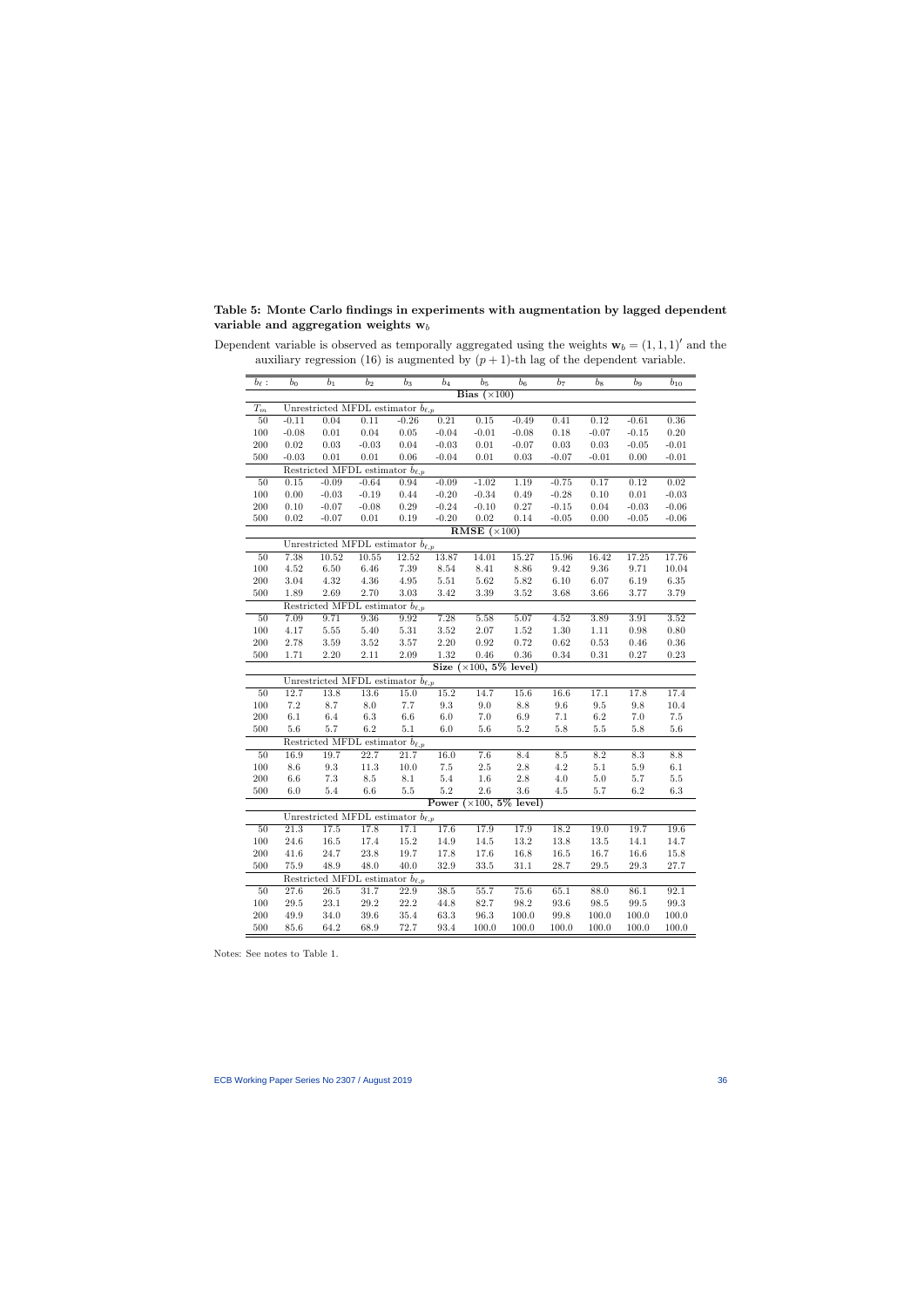**Table 5: Monte Carlo findings in experiments with augmentation by lagged dependent variable and aggregation weights $\mathbf{w}_b$**

Dependent variable is observed as temporally aggregated using the weights $\mathbf{w}_b = (1, 1, 1)'$ and the auxiliary regression (16) is augmented by $(p+1)$-th lag of the dependent variable.

| $b_\ell$ : | $b_0$ | $b_1$ | $b_2$ | $b_3$ | $b_4$ | $b_5$ | $b_6$ | $b_7$ | $b_8$ | $b_9$ | $b_{10}$ |
|---|---|---|---|---|---|---|---|---|---|---|---|
| | | | | | | **Bias** ($\times 100$) | | | | | |
| $T_m$ | Unrestricted MFDL estimator $\tilde{b}_{\ell,p}$ | | | | | | | | | | |
| 50 | -0.11 | 0.04 | 0.11 | -0.26 | 0.21 | 0.15 | -0.49 | 0.41 | 0.12 | -0.61 | 0.36 |
| 100 | -0.08 | 0.01 | 0.04 | 0.05 | -0.04 | -0.01 | -0.08 | 0.18 | -0.07 | -0.15 | 0.20 |
| 200 | 0.02 | 0.03 | -0.03 | 0.04 | -0.03 | 0.01 | -0.07 | 0.03 | 0.03 | -0.05 | -0.01 |
| 500 | -0.03 | 0.01 | 0.01 | 0.06 | -0.04 | 0.01 | 0.03 | -0.07 | -0.01 | 0.00 | -0.01 |
| | Restricted MFDL estimator $\hat{b}_{\ell,p}$ | | | | | | | | | | |
| 50 | 0.15 | -0.09 | -0.64 | 0.94 | -0.09 | -1.02 | 1.19 | -0.75 | 0.17 | 0.12 | 0.02 |
| 100 | 0.00 | -0.03 | -0.19 | 0.44 | -0.20 | -0.34 | 0.49 | -0.28 | 0.10 | 0.01 | -0.03 |
| 200 | 0.10 | -0.07 | -0.08 | 0.29 | -0.24 | -0.10 | 0.27 | -0.15 | 0.04 | -0.03 | -0.06 |
| 500 | 0.02 | -0.07 | 0.01 | 0.19 | -0.20 | 0.02 | 0.14 | -0.05 | 0.00 | -0.05 | -0.06 |
| | | | | | | **RMSE** ($\times 100$) | | | | | |
| | Unrestricted MFDL estimator $\tilde{b}_{\ell,p}$ | | | | | | | | | | |
| 50 | 7.38 | 10.52 | 10.55 | 12.52 | 13.87 | 14.01 | 15.27 | 15.96 | 16.42 | 17.25 | 17.76 |
| 100 | 4.52 | 6.50 | 6.46 | 7.39 | 8.54 | 8.41 | 8.86 | 9.42 | 9.36 | 9.71 | 10.04 |
| 200 | 3.04 | 4.32 | 4.36 | 4.95 | 5.51 | 5.62 | 5.82 | 6.10 | 6.07 | 6.19 | 6.35 |
| 500 | 1.89 | 2.69 | 2.70 | 3.03 | 3.42 | 3.39 | 3.52 | 3.68 | 3.66 | 3.77 | 3.79 |
| | Restricted MFDL estimator $\hat{b}_{\ell,p}$ | | | | | | | | | | |
| 50 | 7.09 | 9.71 | 9.36 | 9.92 | 7.28 | 5.58 | 5.07 | 4.52 | 3.89 | 3.91 | 3.52 |
| 100 | 4.17 | 5.55 | 5.40 | 5.31 | 3.52 | 2.07 | 1.52 | 1.30 | 1.11 | 0.98 | 0.80 |
| 200 | 2.78 | 3.59 | 3.52 | 3.57 | 2.20 | 0.92 | 0.72 | 0.62 | 0.53 | 0.46 | 0.36 |
| 500 | 1.71 | 2.20 | 2.11 | 2.09 | 1.32 | 0.46 | 0.36 | 0.34 | 0.31 | 0.27 | 0.23 |
| | | | | | | **Size** ($\times 100$, 5% level) | | | | | |
| | Unrestricted MFDL estimator $\tilde{b}_{\ell,p}$ | | | | | | | | | | |
| 50 | 12.7 | 13.8 | 13.6 | 15.0 | 15.2 | 14.7 | 15.6 | 16.6 | 17.1 | 17.8 | 17.4 |
| 100 | 7.2 | 8.7 | 8.0 | 7.7 | 9.3 | 9.0 | 8.8 | 9.6 | 9.5 | 9.8 | 10.4 |
| 200 | 6.1 | 6.4 | 6.3 | 6.6 | 6.0 | 7.0 | 6.9 | 7.1 | 6.2 | 7.0 | 7.5 |
| 500 | 5.6 | 5.7 | 6.2 | 5.1 | 6.0 | 5.6 | 5.2 | 5.8 | 5.5 | 5.8 | 5.6 |
| | Restricted MFDL estimator $\hat{b}_{\ell,p}$ | | | | | | | | | | |
| 50 | 16.9 | 19.7 | 22.7 | 21.7 | 16.0 | 7.6 | 8.4 | 8.5 | 8.2 | 8.3 | 8.8 |
| 100 | 8.6 | 9.3 | 11.3 | 10.0 | 7.5 | 2.5 | 2.8 | 4.2 | 5.1 | 5.9 | 6.1 |
| 200 | 6.6 | 7.3 | 8.5 | 8.1 | 5.4 | 1.6 | 2.8 | 4.0 | 5.0 | 5.7 | 5.5 |
| 500 | 6.0 | 5.4 | 6.6 | 5.5 | 5.2 | 2.6 | 3.6 | 4.5 | 5.7 | 6.2 | 6.3 |
| | | | | | | **Power** ($\times 100$, 5% level) | | | | | |
| | Unrestricted MFDL estimator $\tilde{b}_{\ell,p}$ | | | | | | | | | | |
| 50 | 21.3 | 17.5 | 17.8 | 17.1 | 17.6 | 17.9 | 17.9 | 18.2 | 19.0 | 19.7 | 19.6 |
| 100 | 24.6 | 16.5 | 17.4 | 15.2 | 14.9 | 14.5 | 13.2 | 13.8 | 13.5 | 14.1 | 14.7 |
| 200 | 41.6 | 24.7 | 23.8 | 19.7 | 17.8 | 17.6 | 16.8 | 16.5 | 16.7 | 16.6 | 15.8 |
| 500 | 75.9 | 48.9 | 48.0 | 40.0 | 32.9 | 33.5 | 31.1 | 28.7 | 29.5 | 29.3 | 27.7 |
| | Restricted MFDL estimator $\hat{b}_{\ell,p}$ | | | | | | | | | | |
| 50 | 27.6 | 26.5 | 31.7 | 22.9 | 38.5 | 55.7 | 75.6 | 65.1 | 88.0 | 86.1 | 92.1 |
| 100 | 29.5 | 23.1 | 29.2 | 22.2 | 44.8 | 82.7 | 98.2 | 93.6 | 98.5 | 99.5 | 99.3 |
| 200 | 49.9 | 34.0 | 39.6 | 35.4 | 63.3 | 96.3 | 100.0 | 99.8 | 100.0 | 100.0 | 100.0 |
| 500 | 85.6 | 64.2 | 68.9 | 72.7 | 93.4 | 100.0 | 100.0 | 100.0 | 100.0 | 100.0 | 100.0 |

Notes: See notes to Table 1.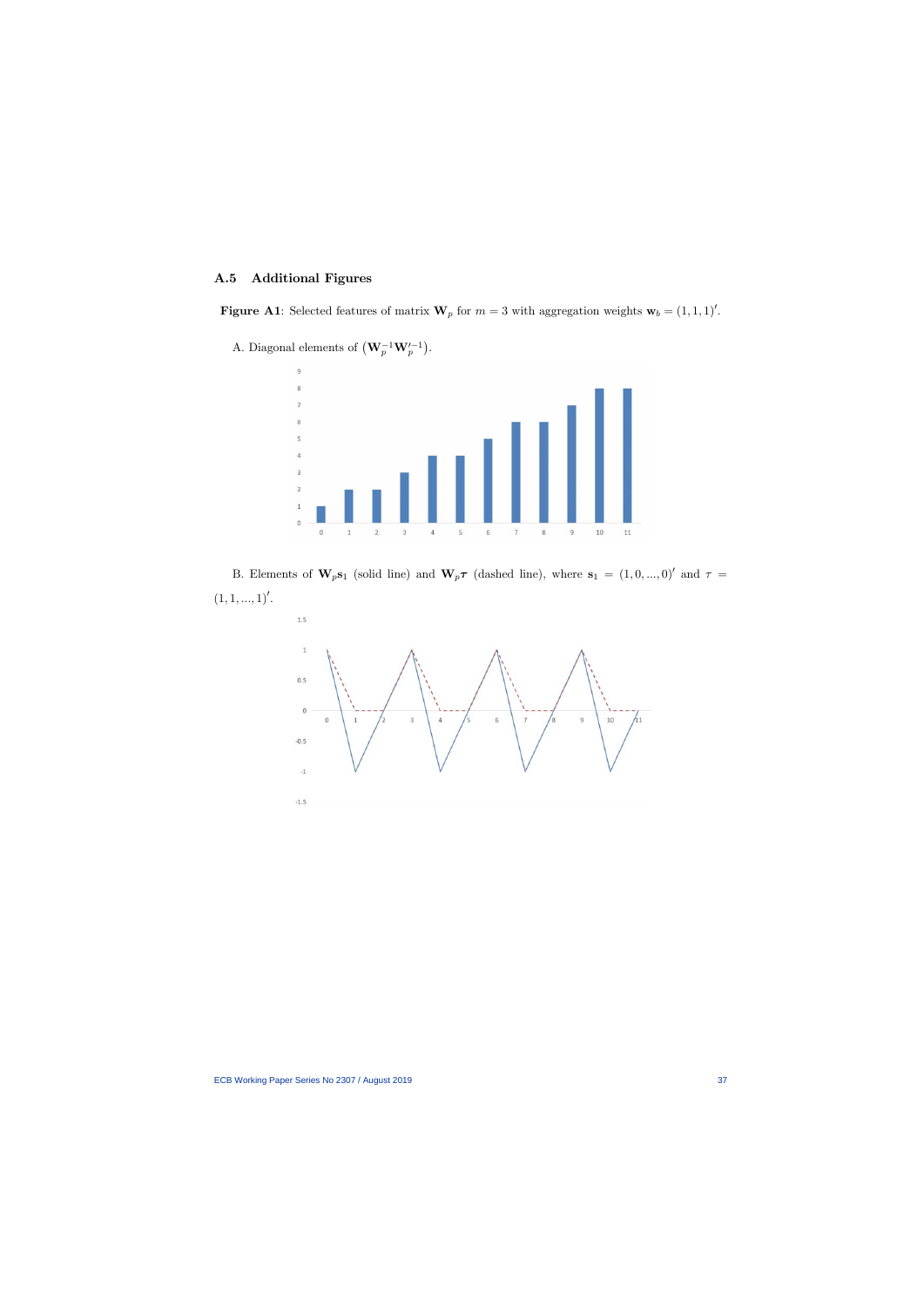## A.5 Additional Figures

**Figure A1**: Selected features of matrix $\mathbf{W}_p$ for $m = 3$ with aggregation weights $\mathbf{w}_b = (1, 1, 1)'$.

A. Diagonal elements of $\left(\mathbf{W}_p^{-1}\mathbf{W}_p'^{-1}\right)$.

B. Elements of $\mathbf{W}_p\mathbf{s}_1$ (solid line) and $\mathbf{W}_p\boldsymbol{\tau}$ (dashed line), where $\mathbf{s}_1 = (1, 0, ..., 0)'$ and $\tau = (1, 1, ..., 1)'$.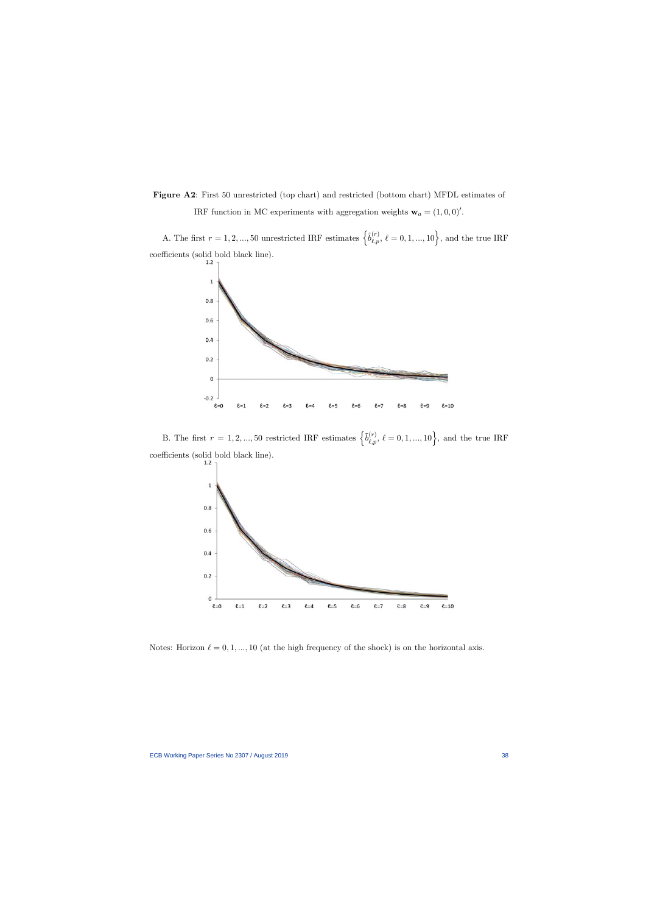**Figure A2**: First 50 unrestricted (top chart) and restricted (bottom chart) MFDL estimates of IRF function in MC experiments with aggregation weights $\mathbf{w}_a = (1, 0, 0)'$.

A. The first $r = 1, 2, ..., 50$ unrestricted IRF estimates $\left\{ \hat{b}_{\ell,p}^{(r)}, \ \ell = 0, 1, ..., 10 \right\}$, and the true IRF coefficients (solid bold black line).

B. The first $r = 1, 2, ..., 50$ restricted IRF estimates $\left\{ \tilde{b}_{\ell,p}^{(r)}, \ \ell = 0, 1, ..., 10 \right\}$, and the true IRF coefficients (solid bold black line).

Notes: Horizon $\ell = 0, 1, ..., 10$ (at the high frequency of the shock) is on the horizontal axis.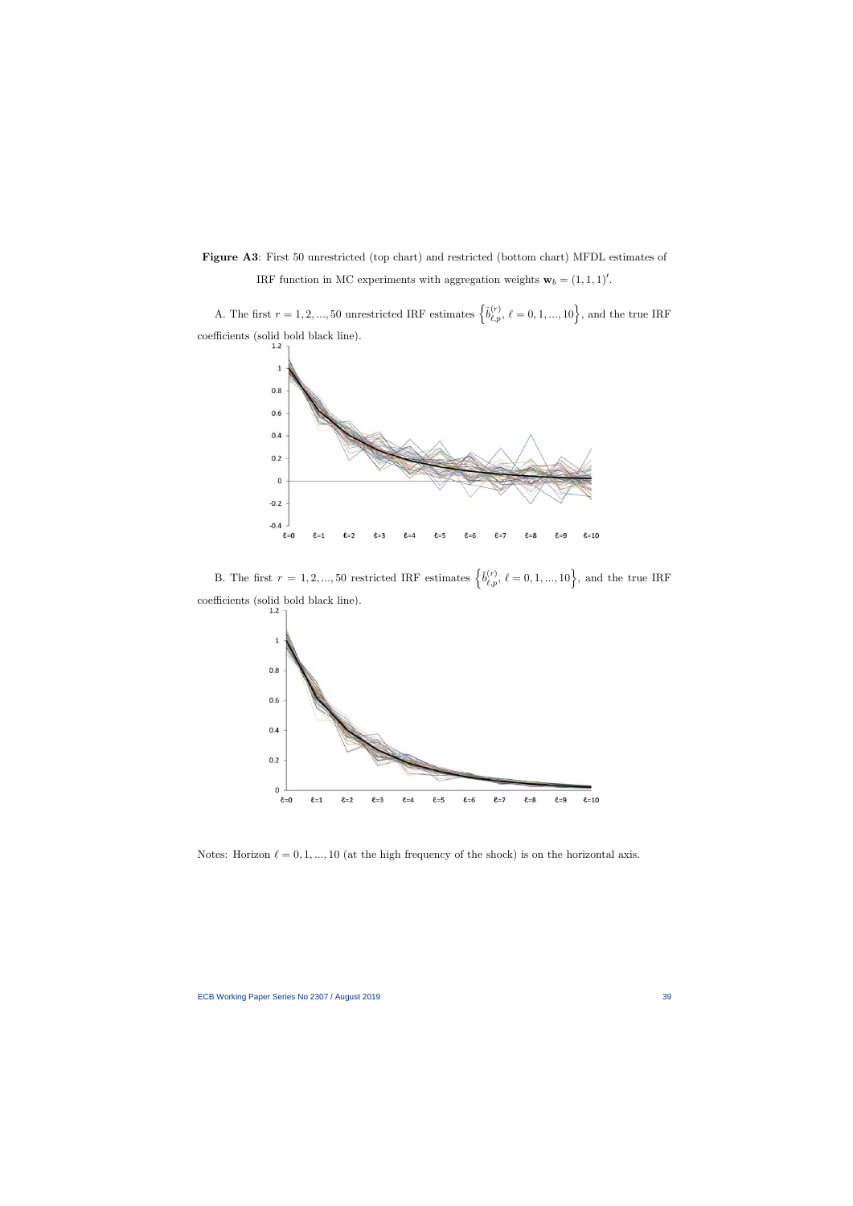**Figure A3**: First 50 unrestricted (top chart) and restricted (bottom chart) MFDL estimates of IRF function in MC experiments with aggregation weights $\mathbf{w}_b = (1, 1, 1)'$.

A. The first $r = 1, 2, ..., 50$ unrestricted IRF estimates $\left\{\hat{b}_{\ell,p}^{(r)},\ \ell = 0, 1, ..., 10\right\}$, and the true IRF coefficients (solid bold black line).

B. The first $r = 1, 2, ..., 50$ restricted IRF estimates $\left\{\tilde{b}_{\ell,p}^{(r)},\ \ell = 0, 1, ..., 10\right\}$, and the true IRF coefficients (solid bold black line).

Notes: Horizon $\ell = 0, 1, ..., 10$ (at the high frequency of the shock) is on the horizontal axis.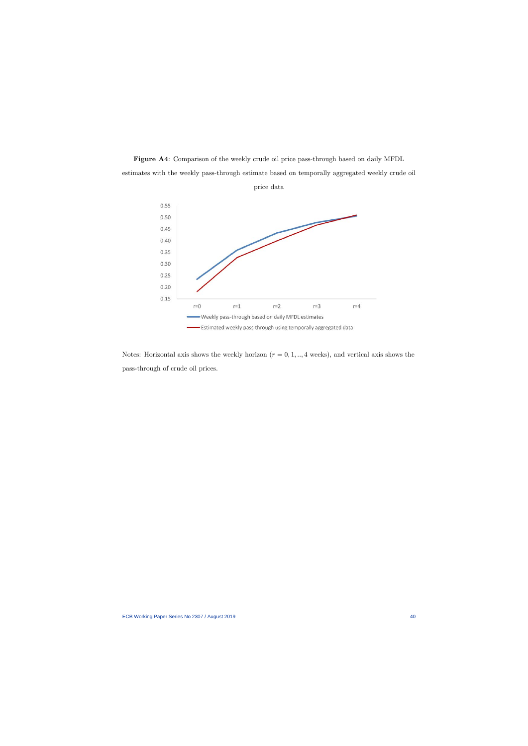**Figure A4**: Comparison of the weekly crude oil price pass-through based on daily MFDL estimates with the weekly pass-through estimate based on temporally aggregated weekly crude oil price data

Notes: Horizontal axis shows the weekly horizon ($r = 0, 1, .., 4$ weeks), and vertical axis shows the pass-through of crude oil prices.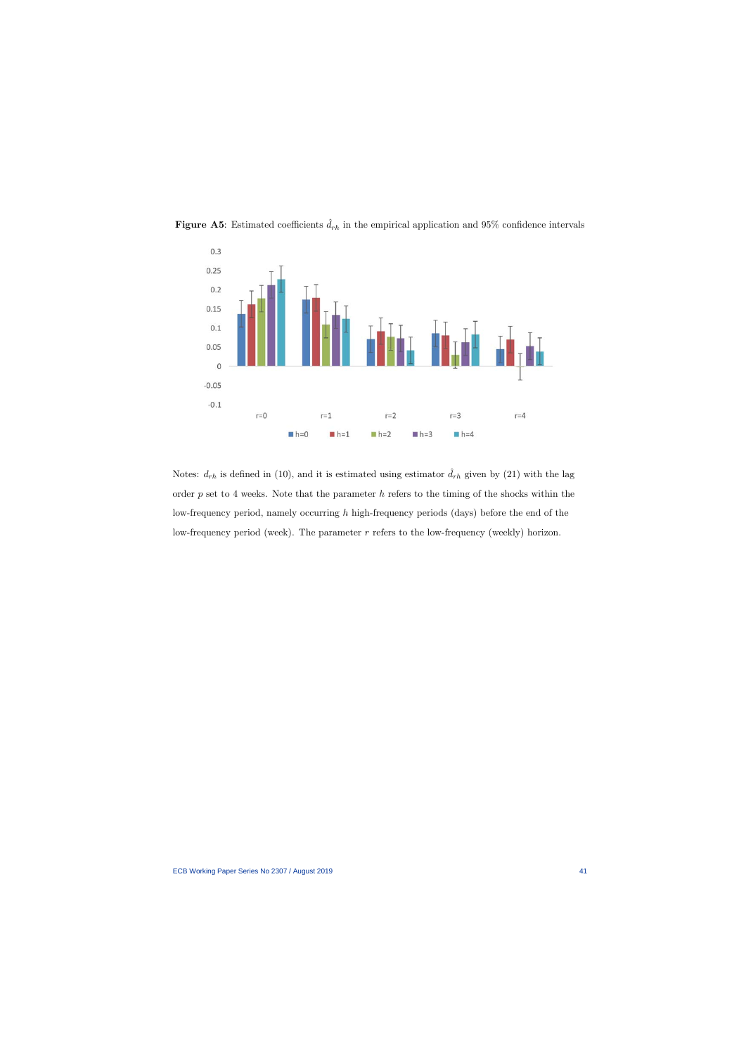**Figure A5**: Estimated coefficients $\hat{d}_{rh}$ in the empirical application and 95% confidence intervals

Notes: $d_{rh}$ is defined in (10), and it is estimated using estimator $\hat{d}_{rh}$ given by (21) with the lag order $p$ set to 4 weeks. Note that the parameter $h$ refers to the timing of the shocks within the low-frequency period, namely occurring $h$ high-frequency periods (days) before the end of the low-frequency period (week). The parameter $r$ refers to the low-frequency (weekly) horizon.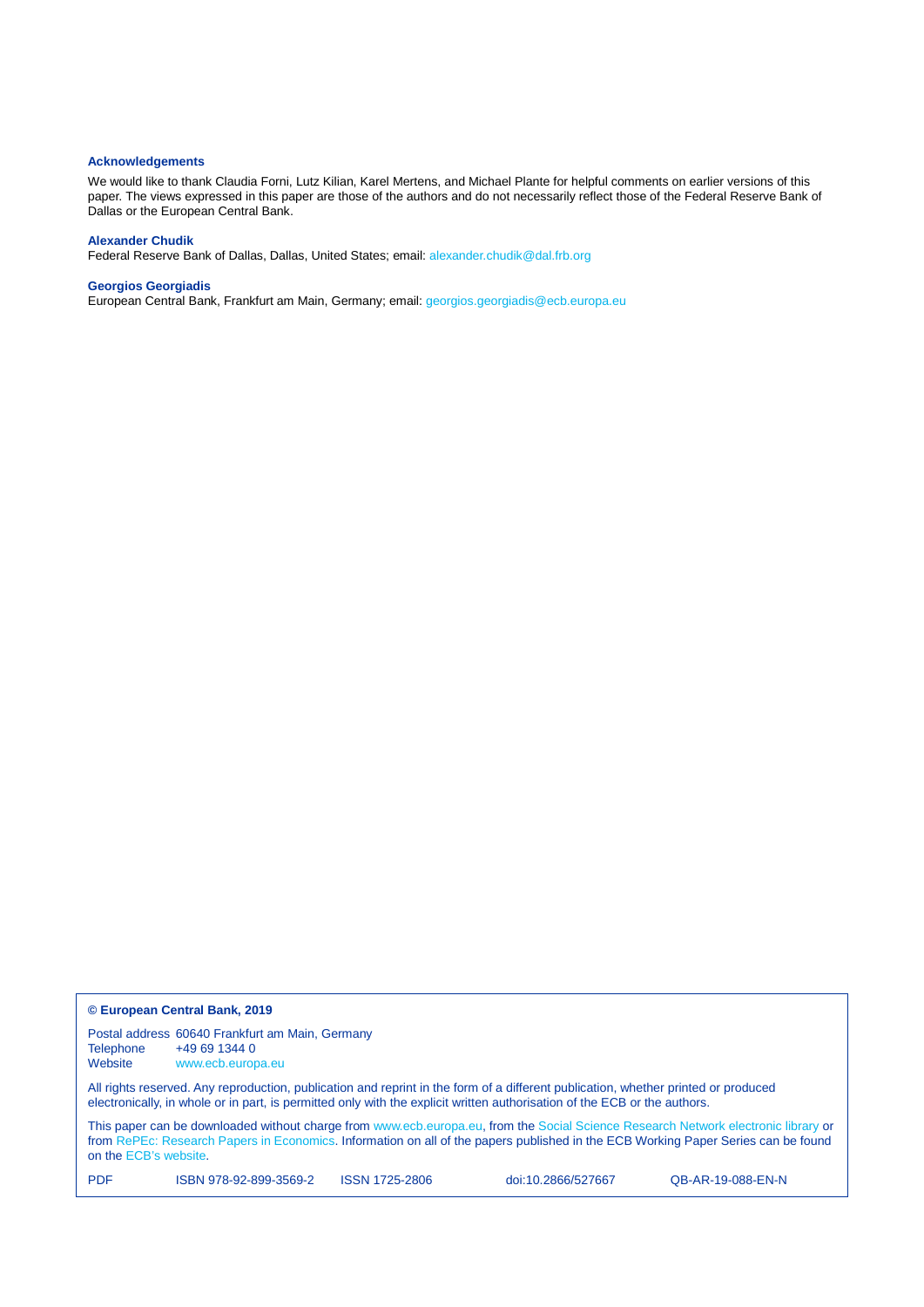### Acknowledgements

We would like to thank Claudia Forni, Lutz Kilian, Karel Mertens, and Michael Plante for helpful comments on earlier versions of this paper. The views expressed in this paper are those of the authors and do not necessarily reflect those of the Federal Reserve Bank of Dallas or the European Central Bank.

**Alexander Chudik**
Federal Reserve Bank of Dallas, Dallas, United States; email: alexander.chudik@dal.frb.org

**Georgios Georgiadis**
European Central Bank, Frankfurt am Main, Germany; email: georgios.georgiadis@ecb.europa.eu

**© European Central Bank, 2019**

Postal address 60640 Frankfurt am Main, Germany
Telephone +49 69 1344 0
Website www.ecb.europa.eu

All rights reserved. Any reproduction, publication and reprint in the form of a different publication, whether printed or produced electronically, in whole or in part, is permitted only with the explicit written authorisation of the ECB or the authors.

This paper can be downloaded without charge from www.ecb.europa.eu, from the Social Science Research Network electronic library or from RePEc: Research Papers in Economics. Information on all of the papers published in the ECB Working Paper Series can be found on the ECB's website.

| | | | | |
|---|---|---|---|---|
| PDF | ISBN 978-92-899-3569-2 | ISSN 1725-2806 | doi:10.2866/527667 | QB-AR-19-088-EN-N |